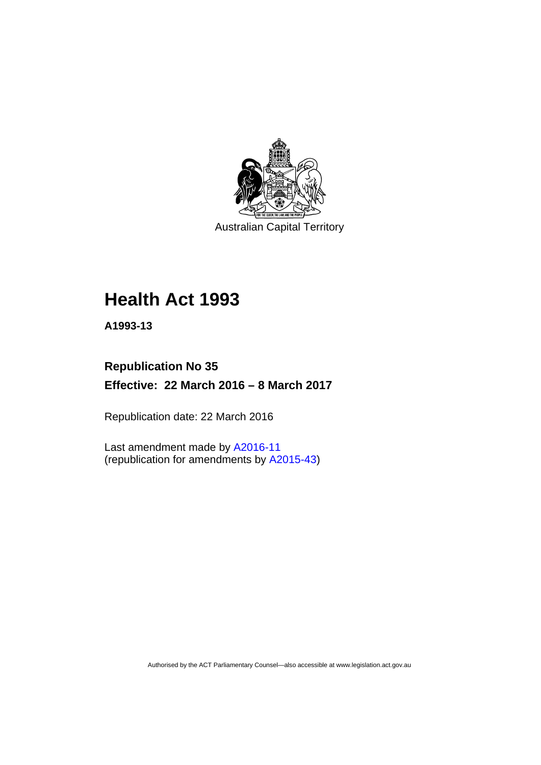Australian Capital Territory

# Health Act 1993

**A1993-13**

**Republication No 35**

**Effective: 22 March 2016 – 8 March 2017**

Republication date: 22 March 2016

Last amendment made by A2016-11
(republication for amendments by A2015-43)

Authorised by the ACT Parliamentary Counsel—also accessible at www.legislation.act.gov.au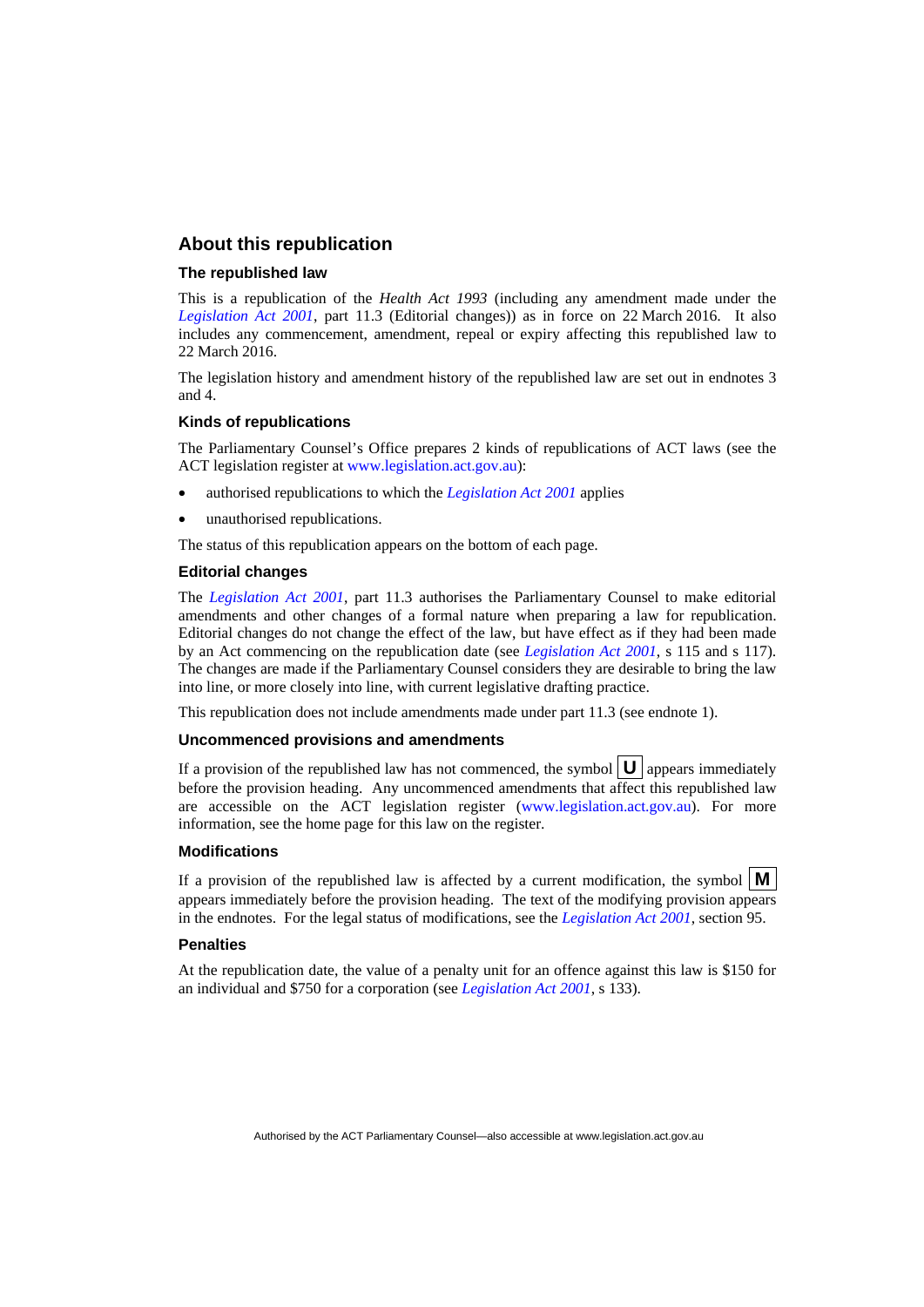## About this republication

### The republished law

This is a republication of the *Health Act 1993* (including any amendment made under the *Legislation Act 2001*, part 11.3 (Editorial changes)) as in force on 22 March 2016. It also includes any commencement, amendment, repeal or expiry affecting this republished law to 22 March 2016.

The legislation history and amendment history of the republished law are set out in endnotes 3 and 4.

### Kinds of republications

The Parliamentary Counsel's Office prepares 2 kinds of republications of ACT laws (see the ACT legislation register at www.legislation.act.gov.au):

- authorised republications to which the *Legislation Act 2001* applies
- unauthorised republications.

The status of this republication appears on the bottom of each page.

### Editorial changes

The *Legislation Act 2001*, part 11.3 authorises the Parliamentary Counsel to make editorial amendments and other changes of a formal nature when preparing a law for republication. Editorial changes do not change the effect of the law, but have effect as if they had been made by an Act commencing on the republication date (see *Legislation Act 2001*, s 115 and s 117). The changes are made if the Parliamentary Counsel considers they are desirable to bring the law into line, or more closely into line, with current legislative drafting practice.

This republication does not include amendments made under part 11.3 (see endnote 1).

### Uncommenced provisions and amendments

If a provision of the republished law has not commenced, the symbol **U** appears immediately before the provision heading. Any uncommenced amendments that affect this republished law are accessible on the ACT legislation register (www.legislation.act.gov.au). For more information, see the home page for this law on the register.

### Modifications

If a provision of the republished law is affected by a current modification, the symbol **M** appears immediately before the provision heading. The text of the modifying provision appears in the endnotes. For the legal status of modifications, see the *Legislation Act 2001*, section 95.

### Penalties

At the republication date, the value of a penalty unit for an offence against this law is $150 for an individual and $750 for a corporation (see *Legislation Act 2001*, s 133).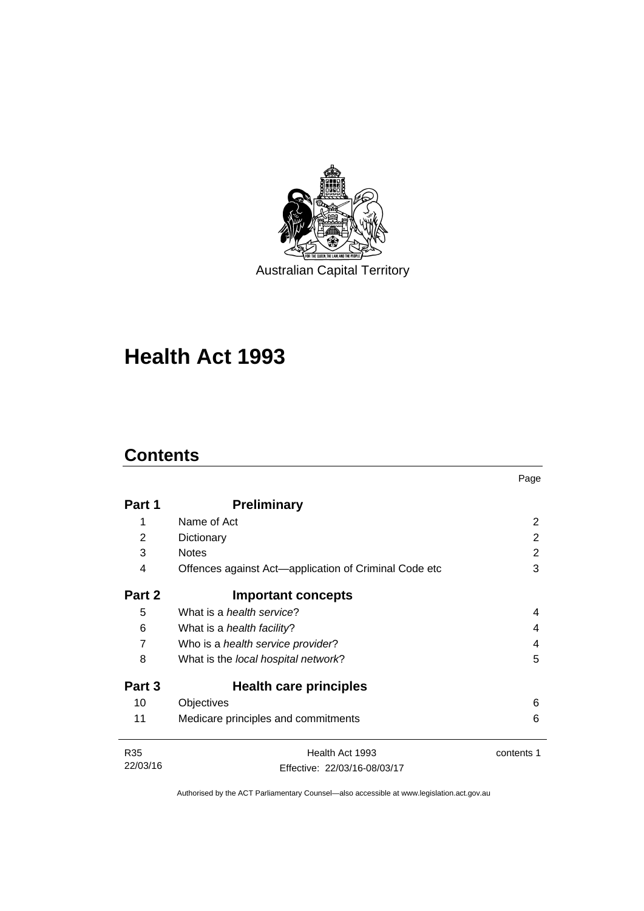Australian Capital Territory

# Health Act 1993

## Contents

| | | Page |
|---|---|---|
| **Part 1** | **Preliminary** | |
| 1 | Name of Act | 2 |
| 2 | Dictionary | 2 |
| 3 | Notes | 2 |
| 4 | Offences against Act—application of Criminal Code etc | 3 |
| **Part 2** | **Important concepts** | |
| 5 | What is a *health service*? | 4 |
| 6 | What is a *health facility*? | 4 |
| 7 | Who is a *health service provider*? | 4 |
| 8 | What is the *local hospital network*? | 5 |
| **Part 3** | **Health care principles** | |
| 10 | Objectives | 6 |
| 11 | Medicare principles and commitments | 6 |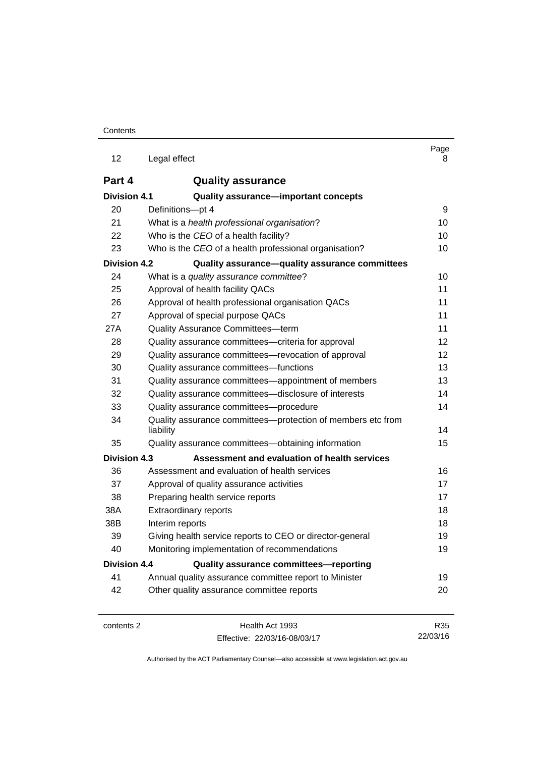| | | Page |
|---|---|---|
| 12 | Legal effect | 8 |
| **Part 4** | **Quality assurance** | |
| **Division 4.1** | **Quality assurance—important concepts** | |
| 20 | Definitions—pt 4 | 9 |
| 21 | What is a *health professional organisation*? | 10 |
| 22 | Who is the *CEO* of a health facility? | 10 |
| 23 | Who is the *CEO* of a health professional organisation? | 10 |
| **Division 4.2** | **Quality assurance—quality assurance committees** | |
| 24 | What is a *quality assurance committee*? | 10 |
| 25 | Approval of health facility QACs | 11 |
| 26 | Approval of health professional organisation QACs | 11 |
| 27 | Approval of special purpose QACs | 11 |
| 27A | Quality Assurance Committees—term | 11 |
| 28 | Quality assurance committees—criteria for approval | 12 |
| 29 | Quality assurance committees—revocation of approval | 12 |
| 30 | Quality assurance committees—functions | 13 |
| 31 | Quality assurance committees—appointment of members | 13 |
| 32 | Quality assurance committees—disclosure of interests | 14 |
| 33 | Quality assurance committees—procedure | 14 |
| 34 | Quality assurance committees—protection of members etc from liability | 14 |
| 35 | Quality assurance committees—obtaining information | 15 |
| **Division 4.3** | **Assessment and evaluation of health services** | |
| 36 | Assessment and evaluation of health services | 16 |
| 37 | Approval of quality assurance activities | 17 |
| 38 | Preparing health service reports | 17 |
| 38A | Extraordinary reports | 18 |
| 38B | Interim reports | 18 |
| 39 | Giving health service reports to CEO or director-general | 19 |
| 40 | Monitoring implementation of recommendations | 19 |
| **Division 4.4** | **Quality assurance committees—reporting** | |
| 41 | Annual quality assurance committee report to Minister | 19 |
| 42 | Other quality assurance committee reports | 20 |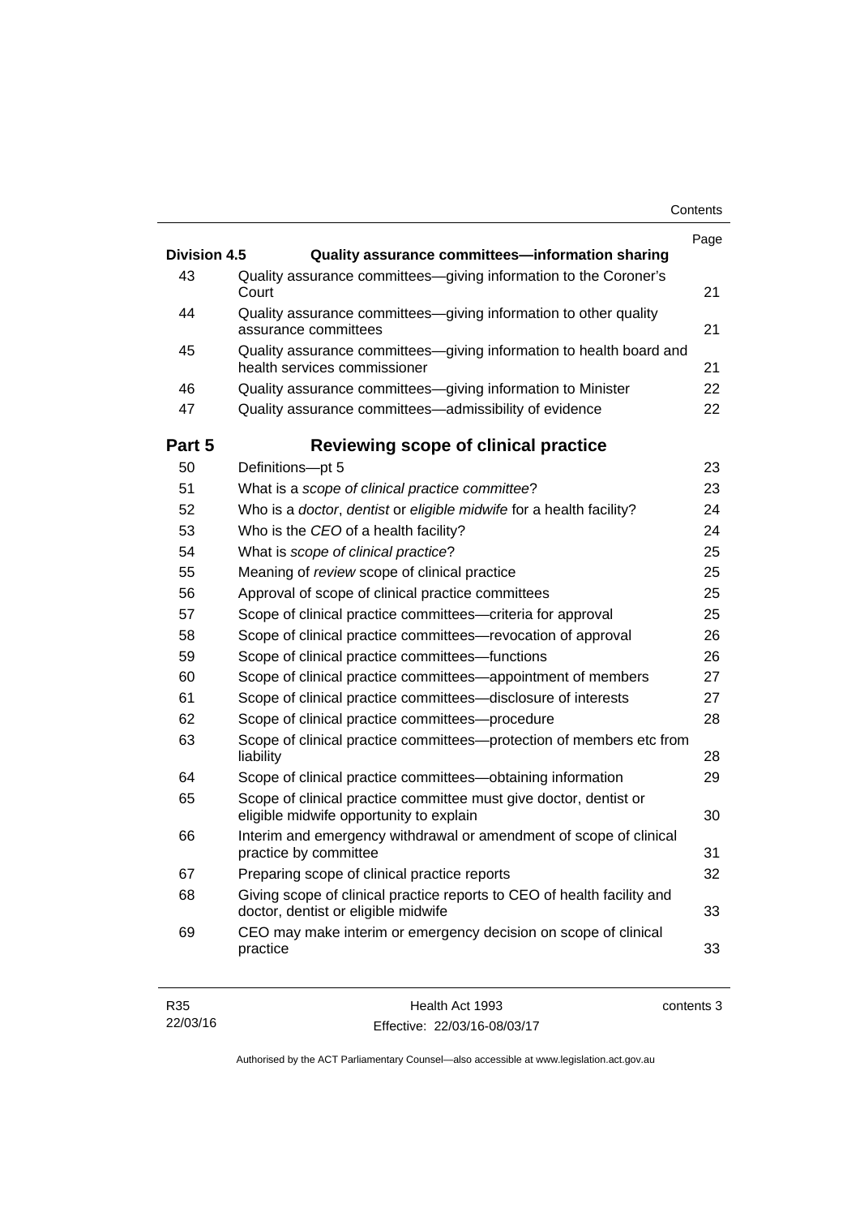| | | Page |
|---|---|---|
| **Division 4.5** | **Quality assurance committees—information sharing** | |
| 43 | Quality assurance committees—giving information to the Coroner's Court | 21 |
| 44 | Quality assurance committees—giving information to other quality assurance committees | 21 |
| 45 | Quality assurance committees—giving information to health board and health services commissioner | 21 |
| 46 | Quality assurance committees—giving information to Minister | 22 |
| 47 | Quality assurance committees—admissibility of evidence | 22 |
| **Part 5** | **Reviewing scope of clinical practice** | |
| 50 | Definitions—pt 5 | 23 |
| 51 | What is a *scope of clinical practice committee*? | 23 |
| 52 | Who is a *doctor*, *dentist* or *eligible midwife* for a health facility? | 24 |
| 53 | Who is the *CEO* of a health facility? | 24 |
| 54 | What is *scope of clinical practice*? | 25 |
| 55 | Meaning of *review* scope of clinical practice | 25 |
| 56 | Approval of scope of clinical practice committees | 25 |
| 57 | Scope of clinical practice committees—criteria for approval | 25 |
| 58 | Scope of clinical practice committees—revocation of approval | 26 |
| 59 | Scope of clinical practice committees—functions | 26 |
| 60 | Scope of clinical practice committees—appointment of members | 27 |
| 61 | Scope of clinical practice committees—disclosure of interests | 27 |
| 62 | Scope of clinical practice committees—procedure | 28 |
| 63 | Scope of clinical practice committees—protection of members etc from liability | 28 |
| 64 | Scope of clinical practice committees—obtaining information | 29 |
| 65 | Scope of clinical practice committee must give doctor, dentist or eligible midwife opportunity to explain | 30 |
| 66 | Interim and emergency withdrawal or amendment of scope of clinical practice by committee | 31 |
| 67 | Preparing scope of clinical practice reports | 32 |
| 68 | Giving scope of clinical practice reports to CEO of health facility and doctor, dentist or eligible midwife | 33 |
| 69 | CEO may make interim or emergency decision on scope of clinical practice | 33 |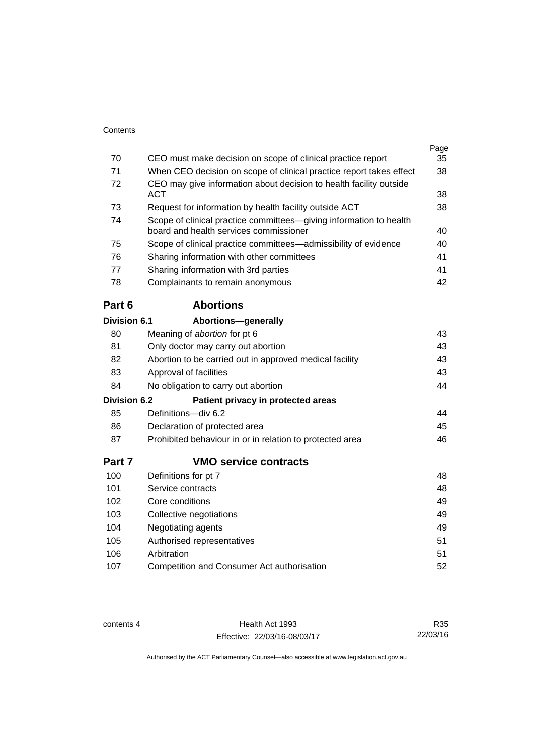| | | Page |
|---|---|---|
| 70 | CEO must make decision on scope of clinical practice report | 35 |
| 71 | When CEO decision on scope of clinical practice report takes effect | 38 |
| 72 | CEO may give information about decision to health facility outside ACT | 38 |
| 73 | Request for information by health facility outside ACT | 38 |
| 74 | Scope of clinical practice committees—giving information to health board and health services commissioner | 40 |
| 75 | Scope of clinical practice committees—admissibility of evidence | 40 |
| 76 | Sharing information with other committees | 41 |
| 77 | Sharing information with 3rd parties | 41 |
| 78 | Complainants to remain anonymous | 42 |

## Part 6 Abortions

### Division 6.1 Abortions—generally

| | | |
|---|---|---|
| 80 | Meaning of *abortion* for pt 6 | 43 |
| 81 | Only doctor may carry out abortion | 43 |
| 82 | Abortion to be carried out in approved medical facility | 43 |
| 83 | Approval of facilities | 43 |
| 84 | No obligation to carry out abortion | 44 |

### Division 6.2 Patient privacy in protected areas

| | | |
|---|---|---|
| 85 | Definitions—div 6.2 | 44 |
| 86 | Declaration of protected area | 45 |
| 87 | Prohibited behaviour in or in relation to protected area | 46 |

## Part 7 VMO service contracts

| | | |
|---|---|---|
| 100 | Definitions for pt 7 | 48 |
| 101 | Service contracts | 48 |
| 102 | Core conditions | 49 |
| 103 | Collective negotiations | 49 |
| 104 | Negotiating agents | 49 |
| 105 | Authorised representatives | 51 |
| 106 | Arbitration | 51 |
| 107 | Competition and Consumer Act authorisation | 52 |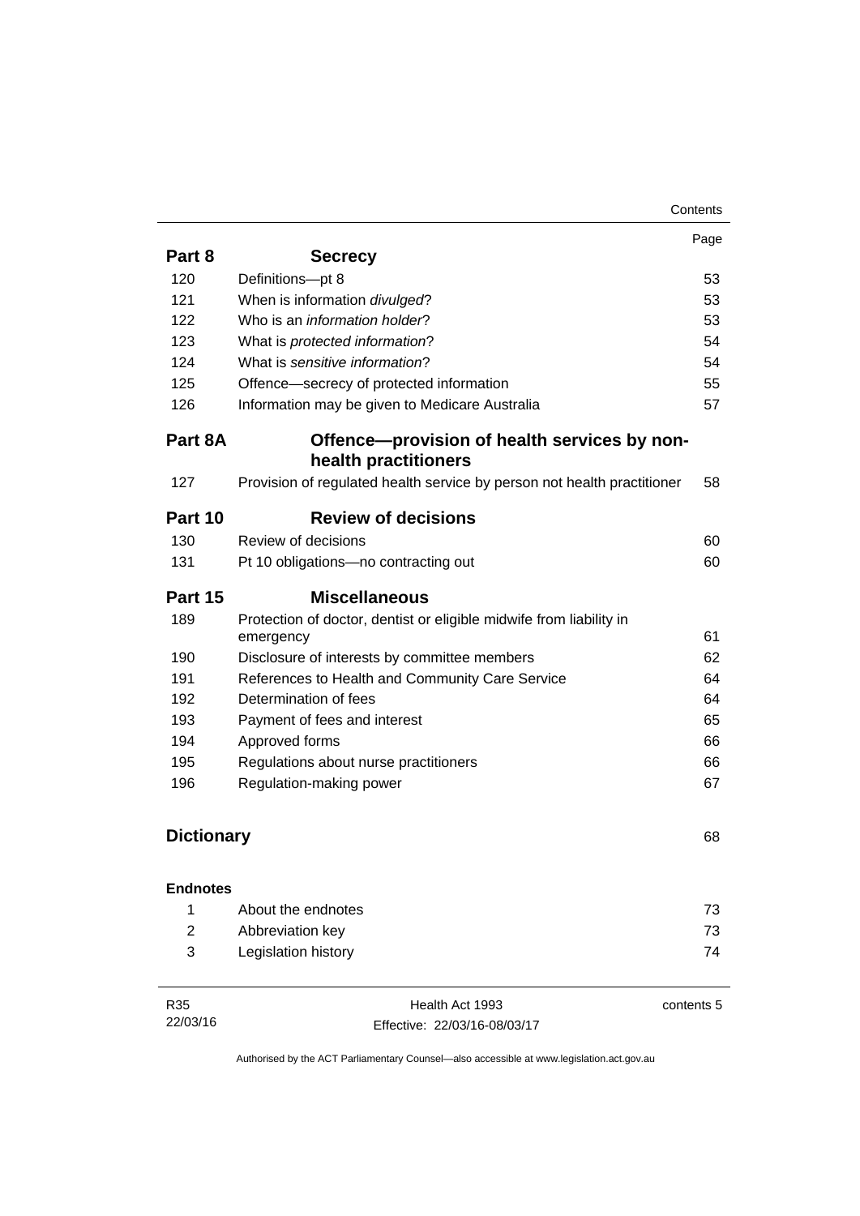| | | Page |
|---|---|---|
| **Part 8** | **Secrecy** | |
| 120 | Definitions—pt 8 | 53 |
| 121 | When is information *divulged*? | 53 |
| 122 | Who is an *information holder*? | 53 |
| 123 | What is *protected information*? | 54 |
| 124 | What is *sensitive information*? | 54 |
| 125 | Offence—secrecy of protected information | 55 |
| 126 | Information may be given to Medicare Australia | 57 |
| **Part 8A** | **Offence—provision of health services by non-health practitioners** | |
| 127 | Provision of regulated health service by person not health practitioner | 58 |
| **Part 10** | **Review of decisions** | |
| 130 | Review of decisions | 60 |
| 131 | Pt 10 obligations—no contracting out | 60 |
| **Part 15** | **Miscellaneous** | |
| 189 | Protection of doctor, dentist or eligible midwife from liability in emergency | 61 |
| 190 | Disclosure of interests by committee members | 62 |
| 191 | References to Health and Community Care Service | 64 |
| 192 | Determination of fees | 64 |
| 193 | Payment of fees and interest | 65 |
| 194 | Approved forms | 66 |
| 195 | Regulations about nurse practitioners | 66 |
| 196 | Regulation-making power | 67 |
| **Dictionary** | | 68 |
| **Endnotes** | | |
| 1 | About the endnotes | 73 |
| 2 | Abbreviation key | 73 |
| 3 | Legislation history | 74 |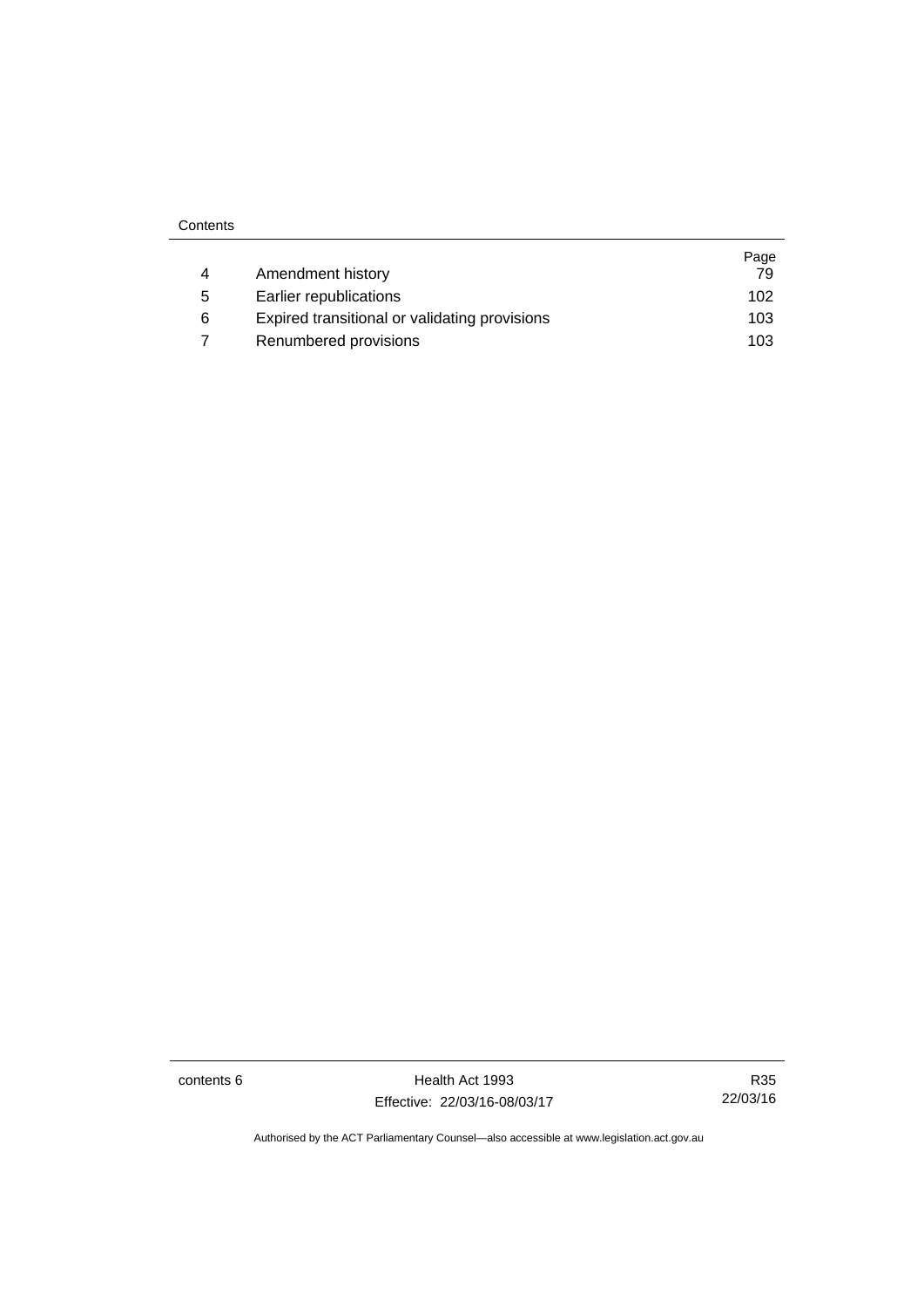| | | Page |
|---|---|---|
| 4 | Amendment history | 79 |
| 5 | Earlier republications | 102 |
| 6 | Expired transitional or validating provisions | 103 |
| 7 | Renumbered provisions | 103 |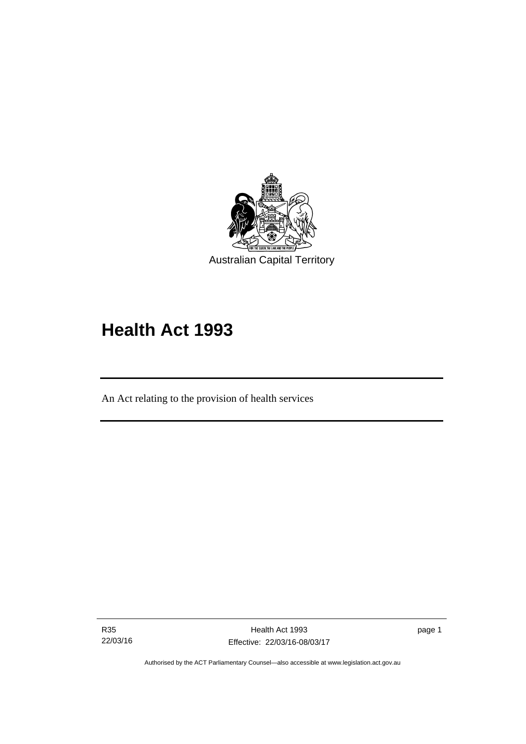Australian Capital Territory

# Health Act 1993

An Act relating to the provision of health services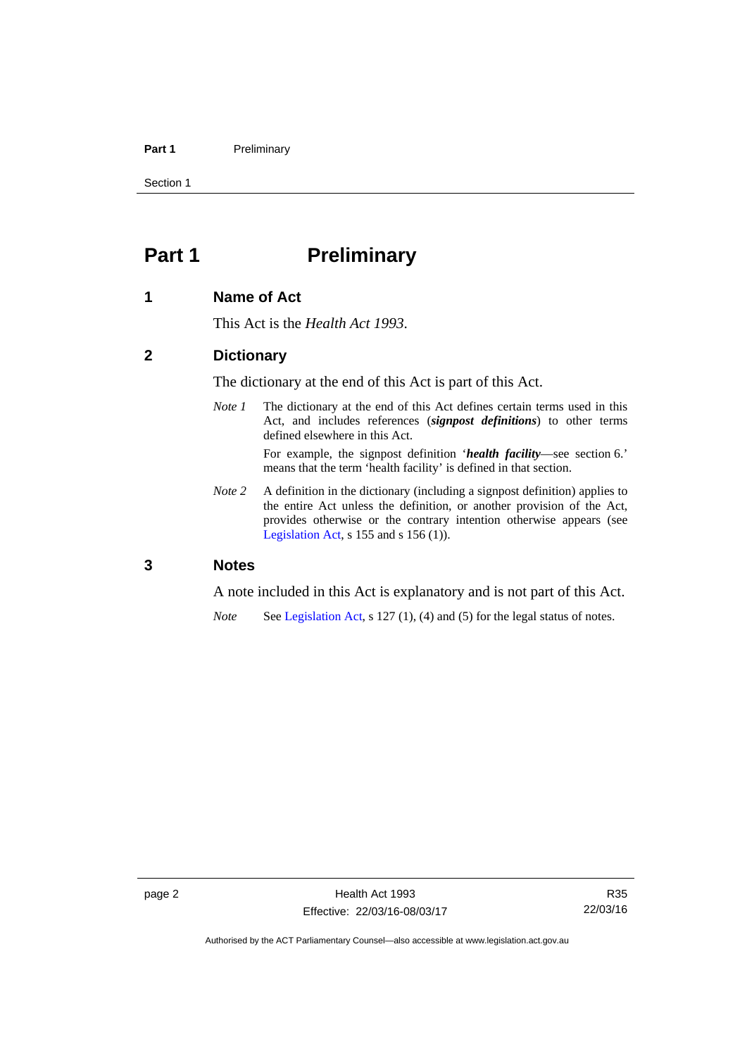# Part 1 Preliminary

## 1 Name of Act

This Act is the *Health Act 1993*.

## 2 Dictionary

The dictionary at the end of this Act is part of this Act.

*Note 1* The dictionary at the end of this Act defines certain terms used in this Act, and includes references (***signpost definitions***) to other terms defined elsewhere in this Act.

For example, the signpost definition '***health facility***—see section 6.' means that the term 'health facility' is defined in that section.

*Note 2* A definition in the dictionary (including a signpost definition) applies to the entire Act unless the definition, or another provision of the Act, provides otherwise or the contrary intention otherwise appears (see Legislation Act, s 155 and s 156 (1)).

## 3 Notes

A note included in this Act is explanatory and is not part of this Act.

*Note* See Legislation Act, s 127 (1), (4) and (5) for the legal status of notes.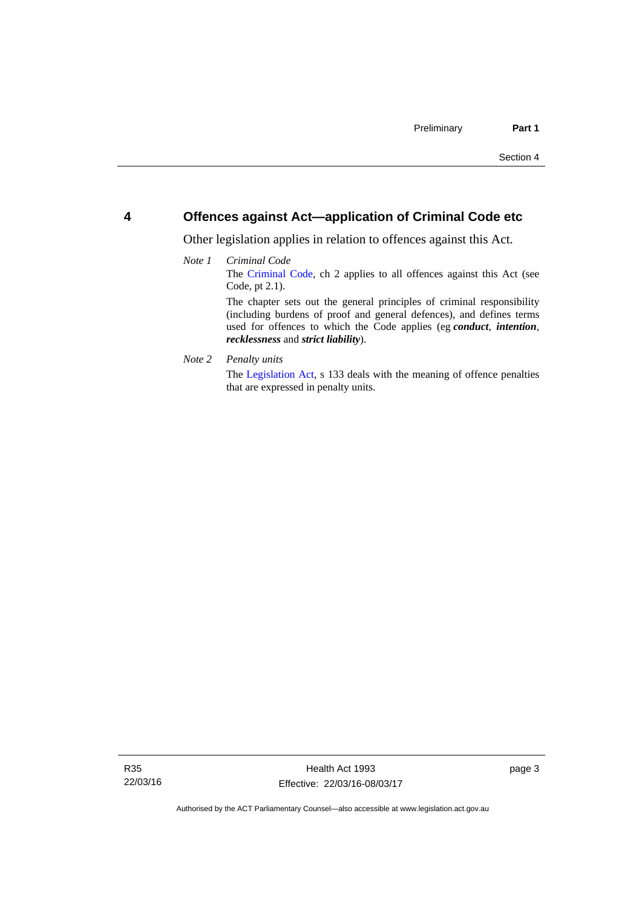## 4 Offences against Act—application of Criminal Code etc

Other legislation applies in relation to offences against this Act.

*Note 1* *Criminal Code*

The Criminal Code, ch 2 applies to all offences against this Act (see Code, pt 2.1).

The chapter sets out the general principles of criminal responsibility (including burdens of proof and general defences), and defines terms used for offences to which the Code applies (eg ***conduct***, ***intention***, ***recklessness*** and ***strict liability***).

*Note 2* *Penalty units*

The Legislation Act, s 133 deals with the meaning of offence penalties that are expressed in penalty units.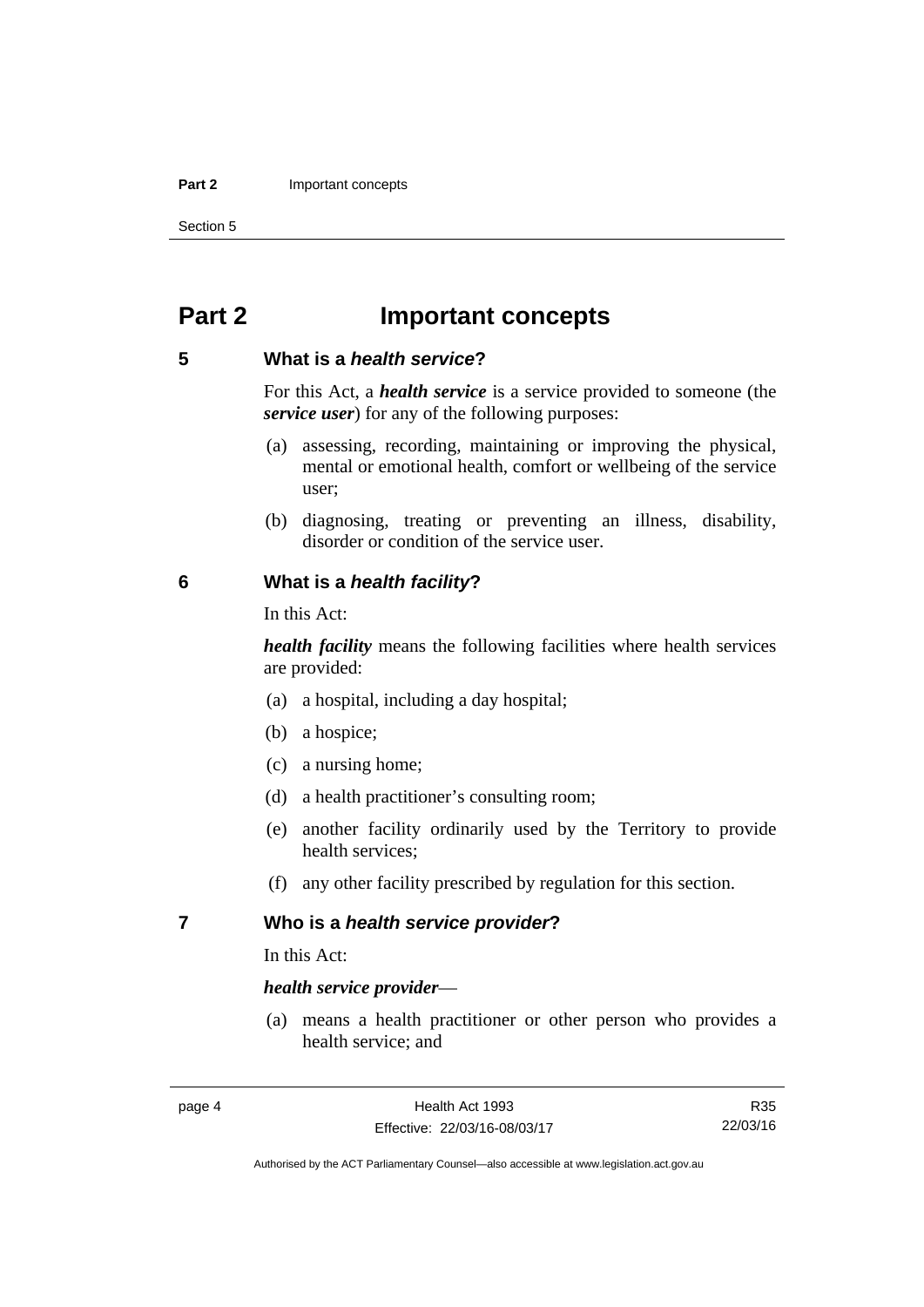# Part 2 Important concepts

## 5 What is a *health service*?

For this Act, a ***health service*** is a service provided to someone (the ***service user***) for any of the following purposes:

(a) assessing, recording, maintaining or improving the physical, mental or emotional health, comfort or wellbeing of the service user;

(b) diagnosing, treating or preventing an illness, disability, disorder or condition of the service user.

## 6 What is a *health facility*?

In this Act:

***health facility*** means the following facilities where health services are provided:

(a) a hospital, including a day hospital;

(b) a hospice;

(c) a nursing home;

(d) a health practitioner's consulting room;

(e) another facility ordinarily used by the Territory to provide health services;

(f) any other facility prescribed by regulation for this section.

## 7 Who is a *health service provider*?

In this Act:

***health service provider***—

(a) means a health practitioner or other person who provides a health service; and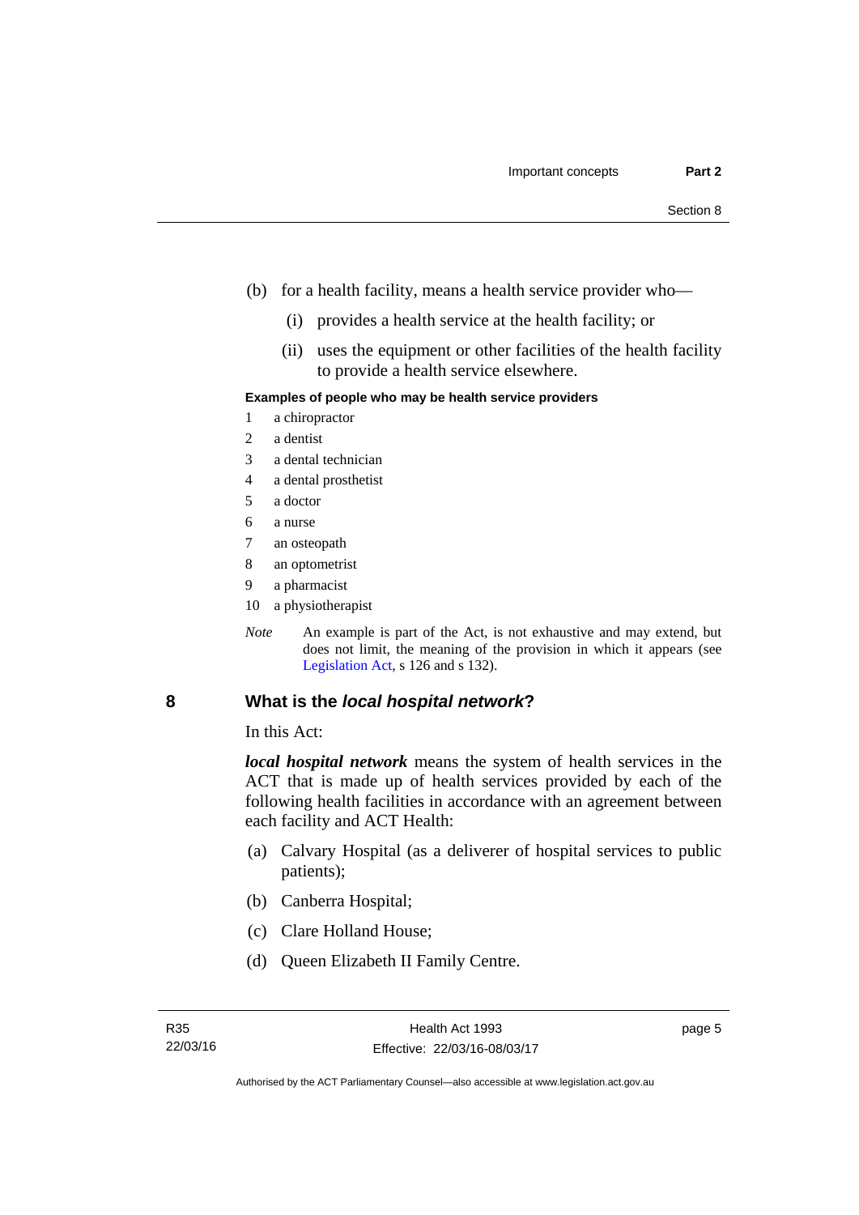(b) for a health facility, means a health service provider who—

  (i) provides a health service at the health facility; or

  (ii) uses the equipment or other facilities of the health facility to provide a health service elsewhere.

**Examples of people who may be health service providers**

1 a chiropractor
2 a dentist
3 a dental technician
4 a dental prosthetist
5 a doctor
6 a nurse
7 an osteopath
8 an optometrist
9 a pharmacist
10 a physiotherapist

*Note* An example is part of the Act, is not exhaustive and may extend, but does not limit, the meaning of the provision in which it appears (see Legislation Act, s 126 and s 132).

## 8 What is the *local hospital network*?

In this Act:

***local hospital network*** means the system of health services in the ACT that is made up of health services provided by each of the following health facilities in accordance with an agreement between each facility and ACT Health:

(a) Calvary Hospital (as a deliverer of hospital services to public patients);

(b) Canberra Hospital;

(c) Clare Holland House;

(d) Queen Elizabeth II Family Centre.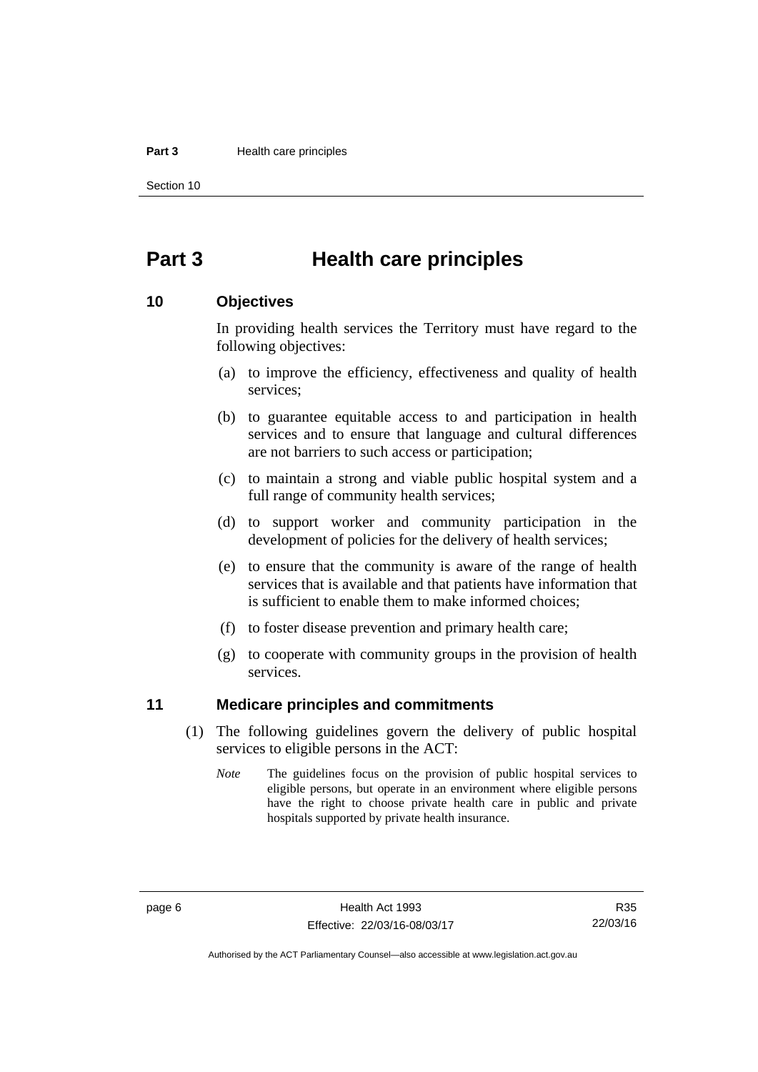# Part 3 Health care principles

## 10 Objectives

In providing health services the Territory must have regard to the following objectives:

(a) to improve the efficiency, effectiveness and quality of health services;

(b) to guarantee equitable access to and participation in health services and to ensure that language and cultural differences are not barriers to such access or participation;

(c) to maintain a strong and viable public hospital system and a full range of community health services;

(d) to support worker and community participation in the development of policies for the delivery of health services;

(e) to ensure that the community is aware of the range of health services that is available and that patients have information that is sufficient to enable them to make informed choices;

(f) to foster disease prevention and primary health care;

(g) to cooperate with community groups in the provision of health services.

## 11 Medicare principles and commitments

(1) The following guidelines govern the delivery of public hospital services to eligible persons in the ACT:

*Note* The guidelines focus on the provision of public hospital services to eligible persons, but operate in an environment where eligible persons have the right to choose private health care in public and private hospitals supported by private health insurance.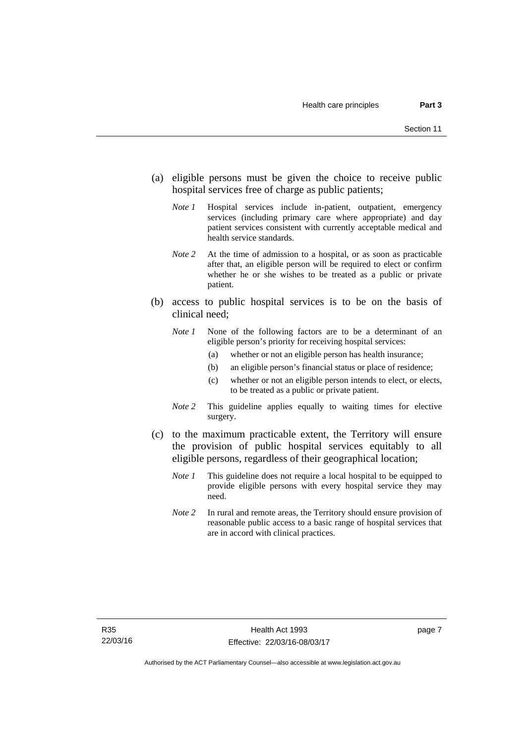(a) eligible persons must be given the choice to receive public hospital services free of charge as public patients;

*Note 1* Hospital services include in-patient, outpatient, emergency services (including primary care where appropriate) and day patient services consistent with currently acceptable medical and health service standards.

*Note 2* At the time of admission to a hospital, or as soon as practicable after that, an eligible person will be required to elect or confirm whether he or she wishes to be treated as a public or private patient.

(b) access to public hospital services is to be on the basis of clinical need;

*Note 1* None of the following factors are to be a determinant of an eligible person's priority for receiving hospital services:

- (a) whether or not an eligible person has health insurance;
- (b) an eligible person's financial status or place of residence;
- (c) whether or not an eligible person intends to elect, or elects, to be treated as a public or private patient.

*Note 2* This guideline applies equally to waiting times for elective surgery.

(c) to the maximum practicable extent, the Territory will ensure the provision of public hospital services equitably to all eligible persons, regardless of their geographical location;

*Note 1* This guideline does not require a local hospital to be equipped to provide eligible persons with every hospital service they may need.

*Note 2* In rural and remote areas, the Territory should ensure provision of reasonable public access to a basic range of hospital services that are in accord with clinical practices.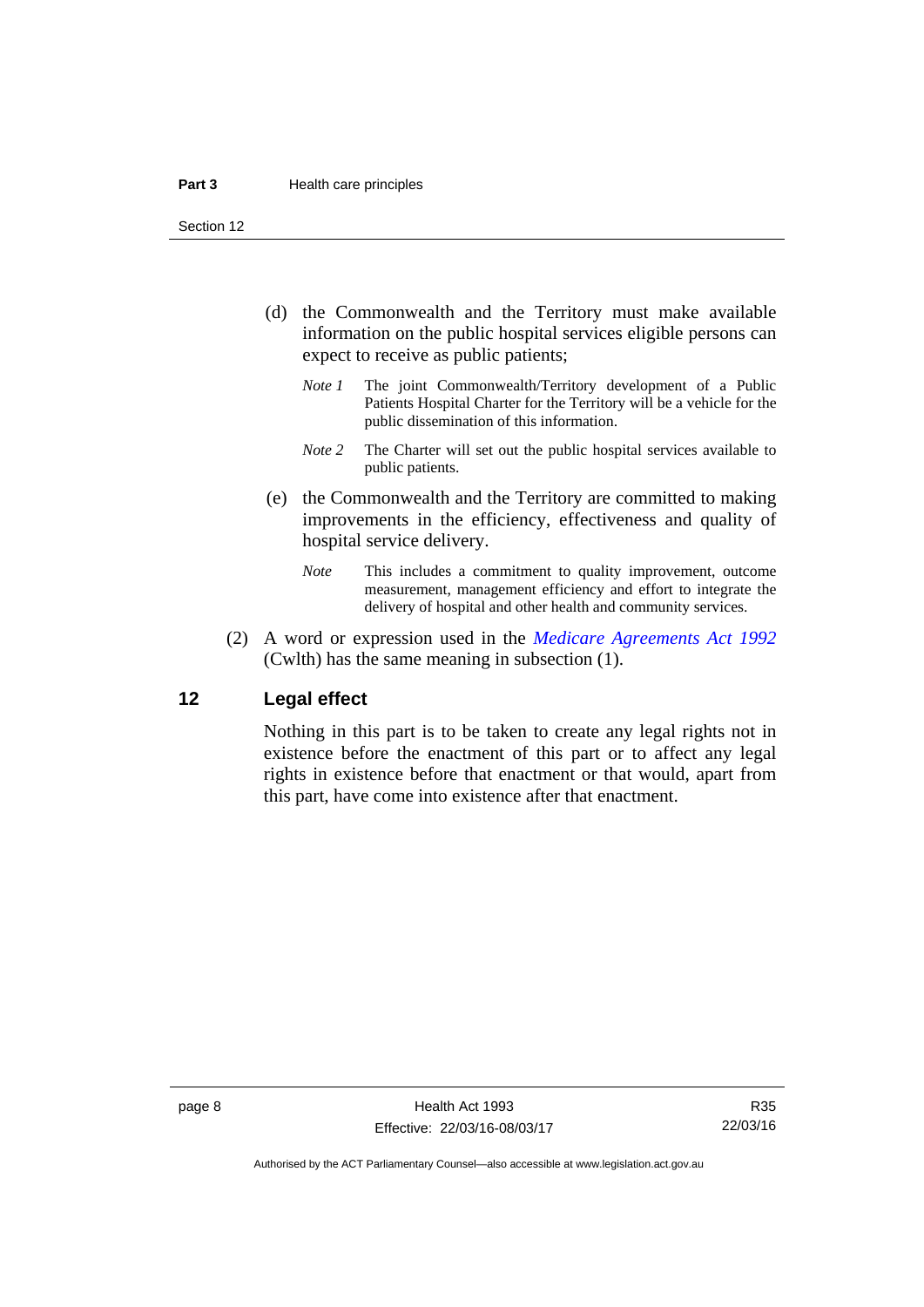(d) the Commonwealth and the Territory must make available information on the public hospital services eligible persons can expect to receive as public patients;

*Note 1* The joint Commonwealth/Territory development of a Public Patients Hospital Charter for the Territory will be a vehicle for the public dissemination of this information.

*Note 2* The Charter will set out the public hospital services available to public patients.

(e) the Commonwealth and the Territory are committed to making improvements in the efficiency, effectiveness and quality of hospital service delivery.

*Note* This includes a commitment to quality improvement, outcome measurement, management efficiency and effort to integrate the delivery of hospital and other health and community services.

(2) A word or expression used in the *Medicare Agreements Act 1992* (Cwlth) has the same meaning in subsection (1).

## 12 Legal effect

Nothing in this part is to be taken to create any legal rights not in existence before the enactment of this part or to affect any legal rights in existence before that enactment or that would, apart from this part, have come into existence after that enactment.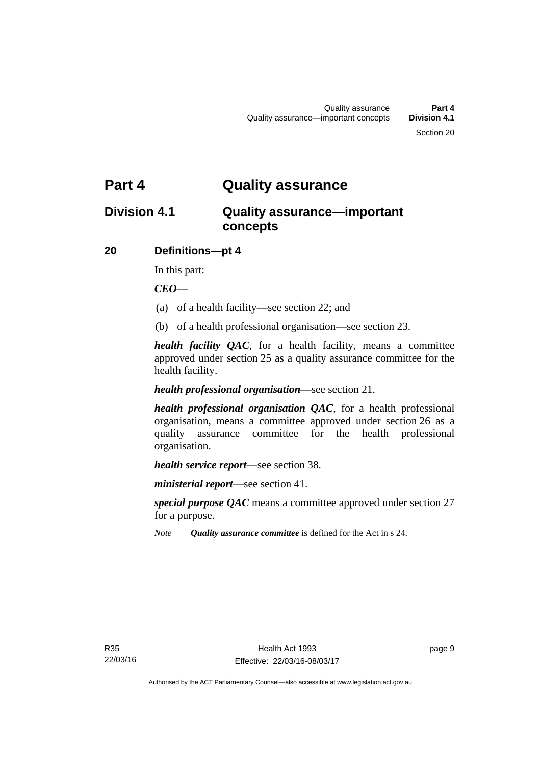# Part 4 Quality assurance

## Division 4.1 Quality assurance—important concepts

### 20 Definitions—pt 4

In this part:

***CEO***—

(a) of a health facility—see section 22; and

(b) of a health professional organisation—see section 23.

***health facility QAC***, for a health facility, means a committee approved under section 25 as a quality assurance committee for the health facility.

***health professional organisation***—see section 21.

***health professional organisation QAC***, for a health professional organisation, means a committee approved under section 26 as a quality assurance committee for the health professional organisation.

***health service report***—see section 38.

***ministerial report***—see section 41.

***special purpose QAC*** means a committee approved under section 27 for a purpose.

*Note* ***Quality assurance committee*** is defined for the Act in s 24.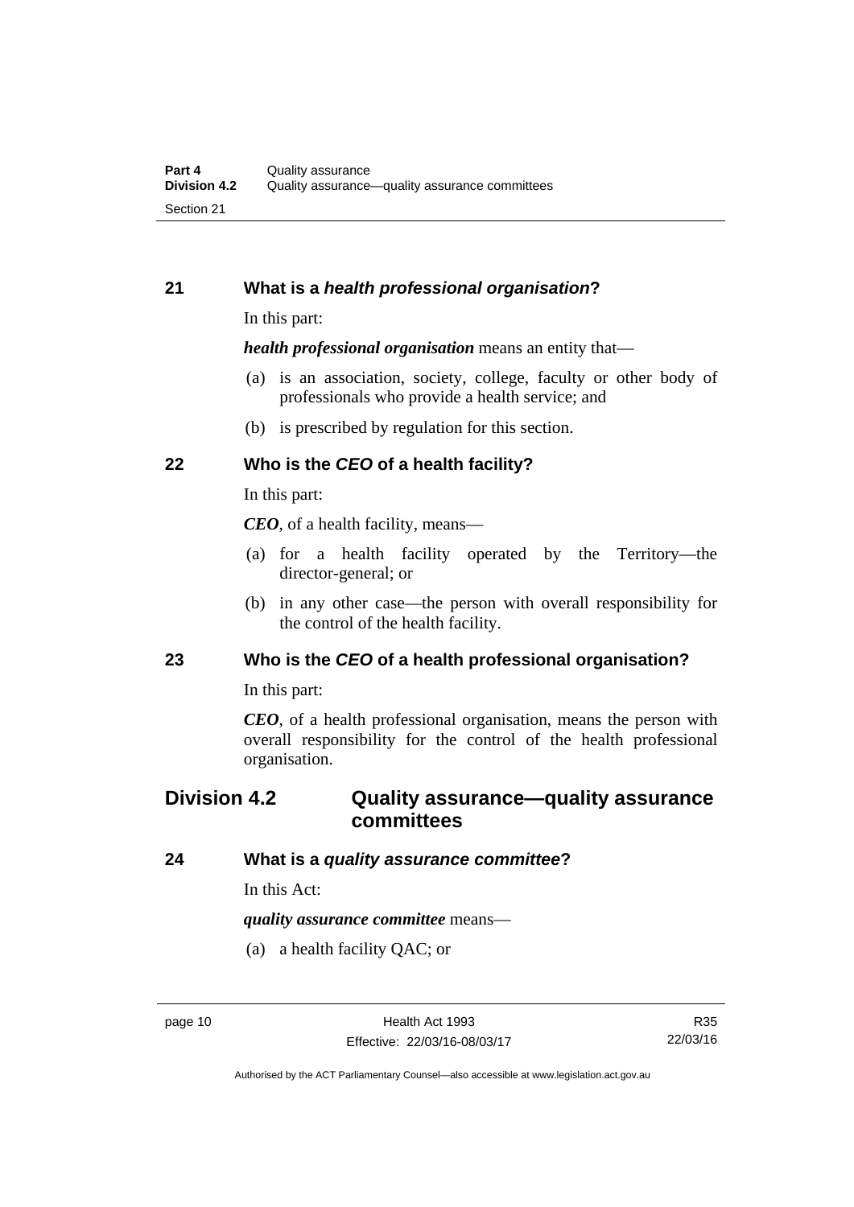### 21 What is a *health professional organisation*?

In this part:

***health professional organisation*** means an entity that—

(a) is an association, society, college, faculty or other body of professionals who provide a health service; and

(b) is prescribed by regulation for this section.

### 22 Who is the *CEO* of a health facility?

In this part:

***CEO***, of a health facility, means—

(a) for a health facility operated by the Territory—the director-general; or

(b) in any other case—the person with overall responsibility for the control of the health facility.

### 23 Who is the *CEO* of a health professional organisation?

In this part:

***CEO***, of a health professional organisation, means the person with overall responsibility for the control of the health professional organisation.

## Division 4.2 Quality assurance—quality assurance committees

### 24 What is a *quality assurance committee*?

In this Act:

***quality assurance committee*** means—

(a) a health facility QAC; or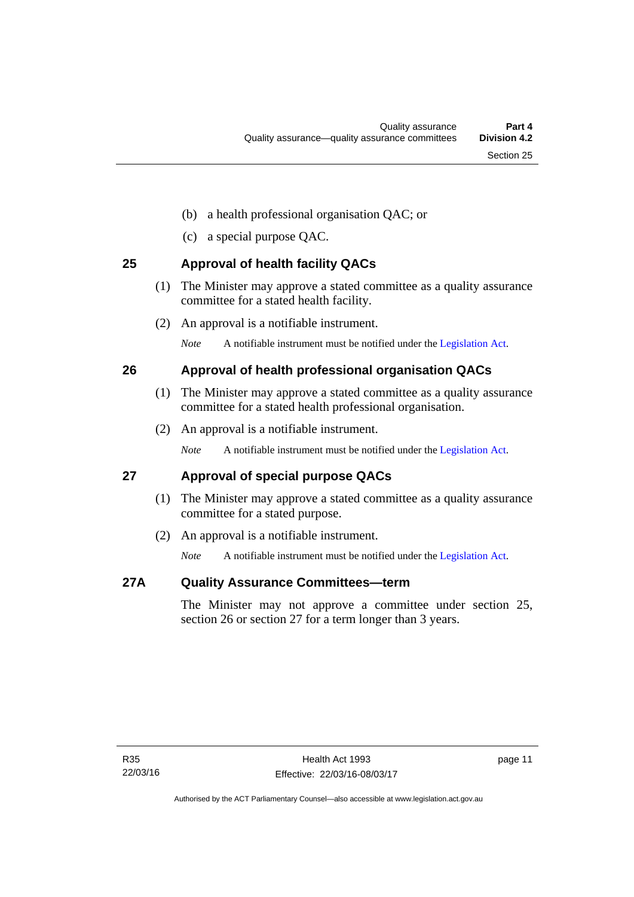(b) a health professional organisation QAC; or

(c) a special purpose QAC.

## 25 Approval of health facility QACs

(1) The Minister may approve a stated committee as a quality assurance committee for a stated health facility.

(2) An approval is a notifiable instrument.

*Note* A notifiable instrument must be notified under the Legislation Act.

## 26 Approval of health professional organisation QACs

(1) The Minister may approve a stated committee as a quality assurance committee for a stated health professional organisation.

(2) An approval is a notifiable instrument.

*Note* A notifiable instrument must be notified under the Legislation Act.

## 27 Approval of special purpose QACs

(1) The Minister may approve a stated committee as a quality assurance committee for a stated purpose.

(2) An approval is a notifiable instrument.

*Note* A notifiable instrument must be notified under the Legislation Act.

## 27A Quality Assurance Committees—term

The Minister may not approve a committee under section 25, section 26 or section 27 for a term longer than 3 years.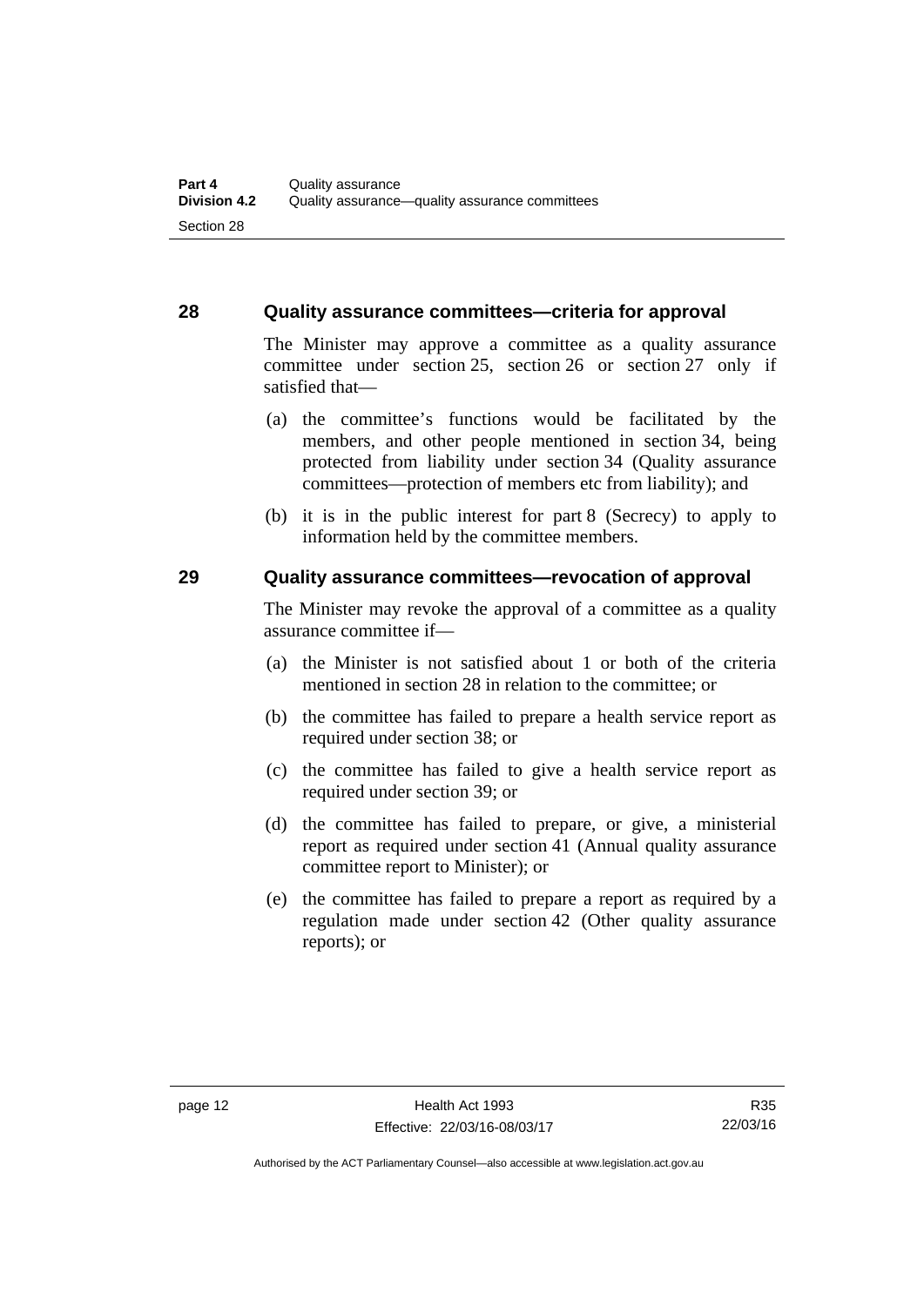## 28 Quality assurance committees—criteria for approval

The Minister may approve a committee as a quality assurance committee under section 25, section 26 or section 27 only if satisfied that—

(a) the committee's functions would be facilitated by the members, and other people mentioned in section 34, being protected from liability under section 34 (Quality assurance committees—protection of members etc from liability); and

(b) it is in the public interest for part 8 (Secrecy) to apply to information held by the committee members.

## 29 Quality assurance committees—revocation of approval

The Minister may revoke the approval of a committee as a quality assurance committee if—

(a) the Minister is not satisfied about 1 or both of the criteria mentioned in section 28 in relation to the committee; or

(b) the committee has failed to prepare a health service report as required under section 38; or

(c) the committee has failed to give a health service report as required under section 39; or

(d) the committee has failed to prepare, or give, a ministerial report as required under section 41 (Annual quality assurance committee report to Minister); or

(e) the committee has failed to prepare a report as required by a regulation made under section 42 (Other quality assurance reports); or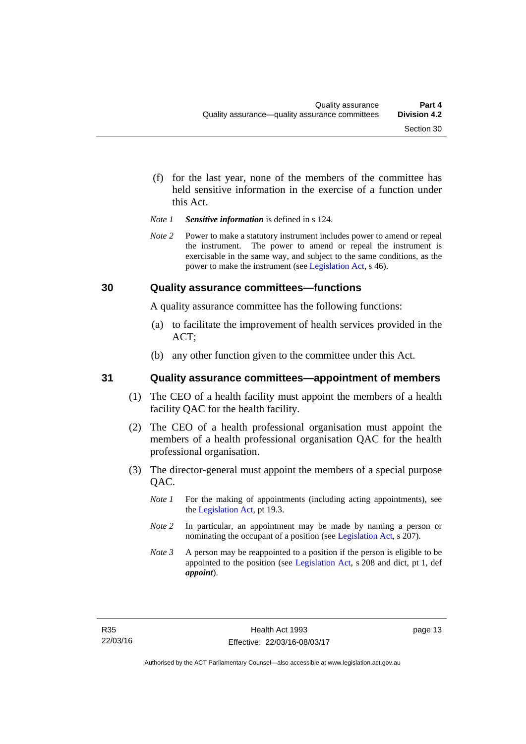(f) for the last year, none of the members of the committee has held sensitive information in the exercise of a function under this Act.

*Note 1* ***Sensitive information*** is defined in s 124.

*Note 2* Power to make a statutory instrument includes power to amend or repeal the instrument. The power to amend or repeal the instrument is exercisable in the same way, and subject to the same conditions, as the power to make the instrument (see Legislation Act, s 46).

## 30 Quality assurance committees—functions

A quality assurance committee has the following functions:

(a) to facilitate the improvement of health services provided in the ACT;

(b) any other function given to the committee under this Act.

## 31 Quality assurance committees—appointment of members

(1) The CEO of a health facility must appoint the members of a health facility QAC for the health facility.

(2) The CEO of a health professional organisation must appoint the members of a health professional organisation QAC for the health professional organisation.

(3) The director-general must appoint the members of a special purpose QAC.

*Note 1* For the making of appointments (including acting appointments), see the Legislation Act, pt 19.3.

*Note 2* In particular, an appointment may be made by naming a person or nominating the occupant of a position (see Legislation Act, s 207).

*Note 3* A person may be reappointed to a position if the person is eligible to be appointed to the position (see Legislation Act, s 208 and dict, pt 1, def ***appoint***).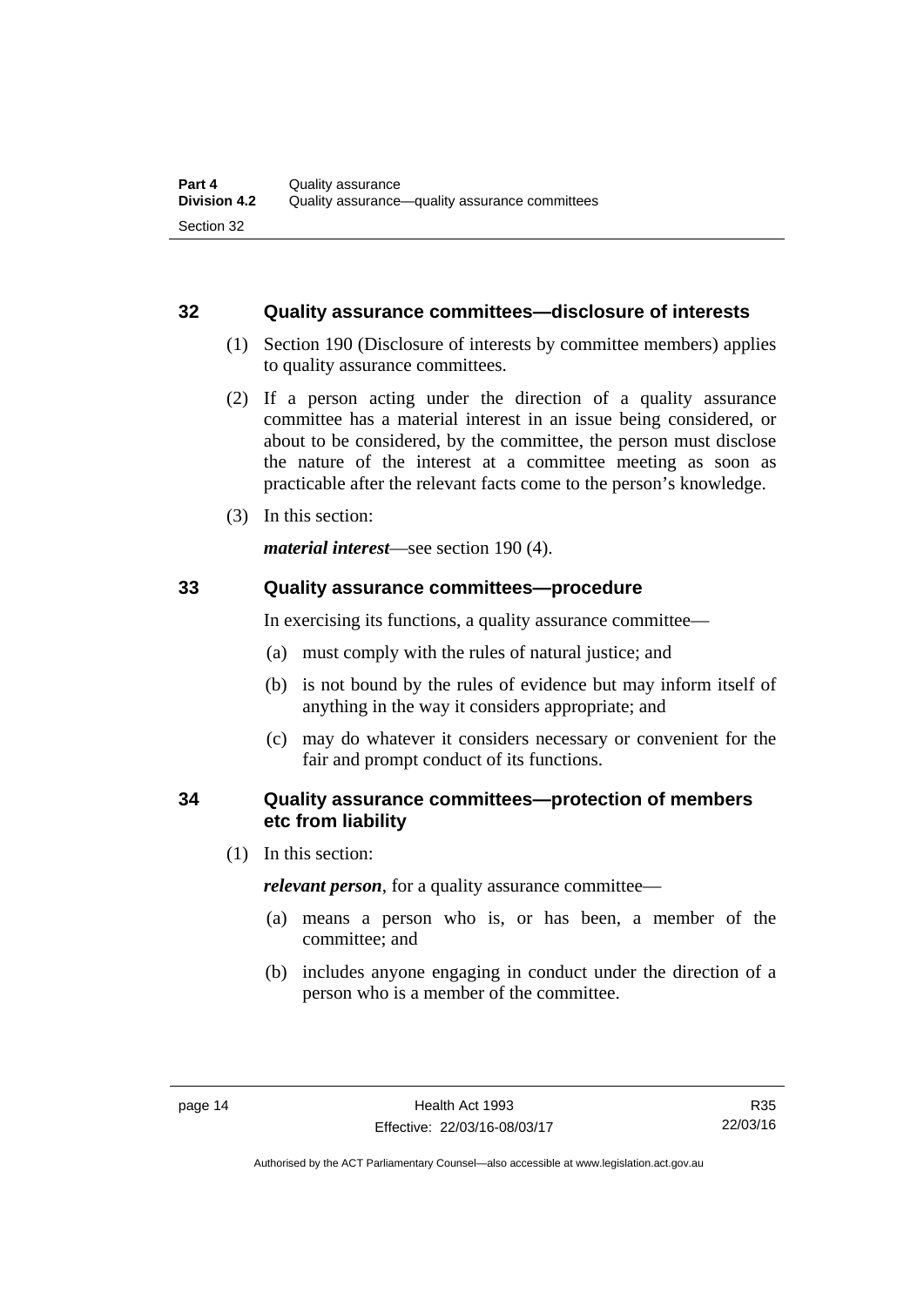## 32 Quality assurance committees—disclosure of interests

(1) Section 190 (Disclosure of interests by committee members) applies to quality assurance committees.

(2) If a person acting under the direction of a quality assurance committee has a material interest in an issue being considered, or about to be considered, by the committee, the person must disclose the nature of the interest at a committee meeting as soon as practicable after the relevant facts come to the person's knowledge.

(3) In this section:

***material interest***—see section 190 (4).

## 33 Quality assurance committees—procedure

In exercising its functions, a quality assurance committee—

(a) must comply with the rules of natural justice; and

(b) is not bound by the rules of evidence but may inform itself of anything in the way it considers appropriate; and

(c) may do whatever it considers necessary or convenient for the fair and prompt conduct of its functions.

## 34 Quality assurance committees—protection of members etc from liability

(1) In this section:

***relevant person***, for a quality assurance committee—

(a) means a person who is, or has been, a member of the committee; and

(b) includes anyone engaging in conduct under the direction of a person who is a member of the committee.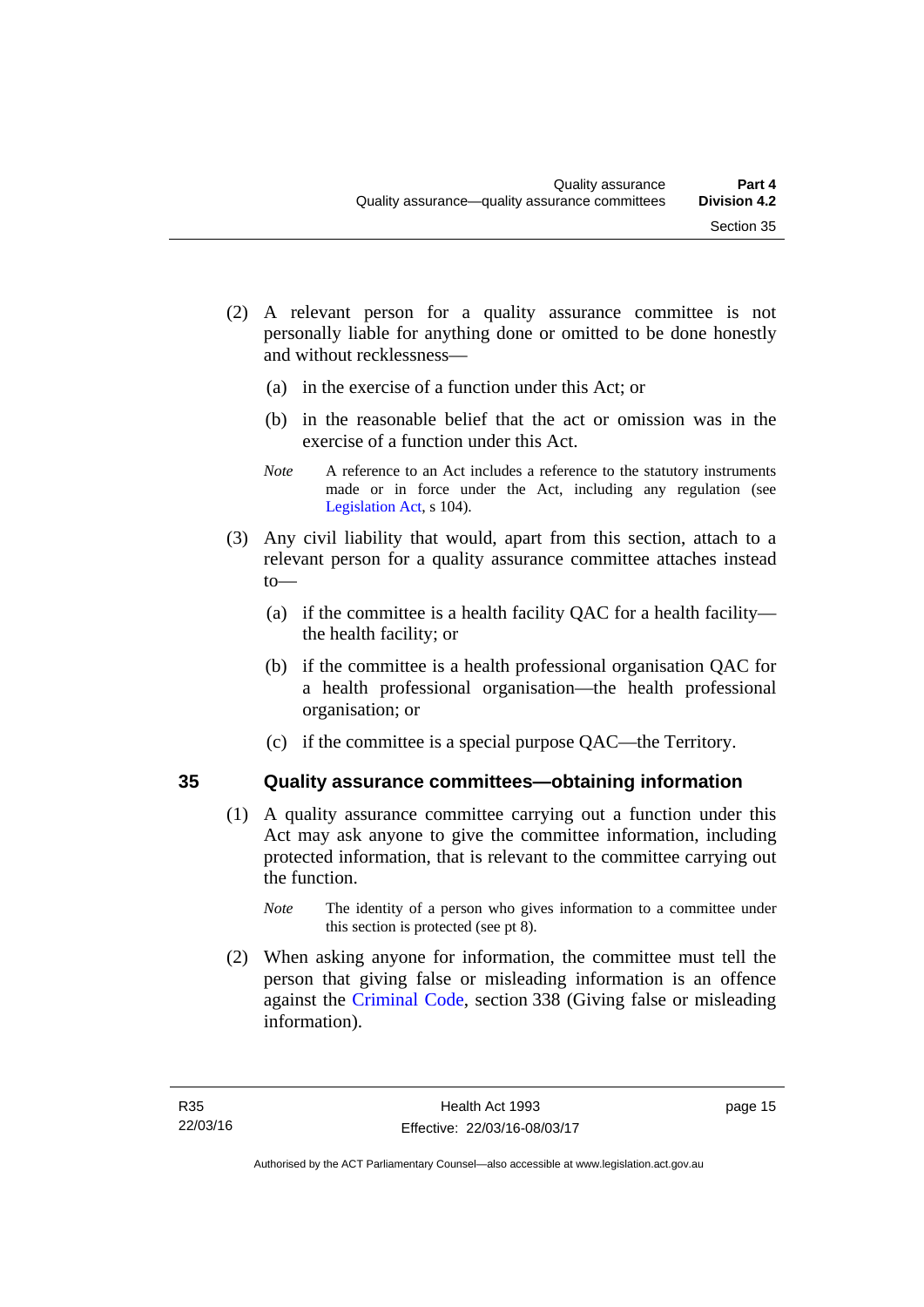(2) A relevant person for a quality assurance committee is not personally liable for anything done or omitted to be done honestly and without recklessness—

(a) in the exercise of a function under this Act; or

(b) in the reasonable belief that the act or omission was in the exercise of a function under this Act.

*Note* A reference to an Act includes a reference to the statutory instruments made or in force under the Act, including any regulation (see Legislation Act, s 104).

(3) Any civil liability that would, apart from this section, attach to a relevant person for a quality assurance committee attaches instead to—

(a) if the committee is a health facility QAC for a health facility—the health facility; or

(b) if the committee is a health professional organisation QAC for a health professional organisation—the health professional organisation; or

(c) if the committee is a special purpose QAC—the Territory.

## 35 Quality assurance committees—obtaining information

(1) A quality assurance committee carrying out a function under this Act may ask anyone to give the committee information, including protected information, that is relevant to the committee carrying out the function.

*Note* The identity of a person who gives information to a committee under this section is protected (see pt 8).

(2) When asking anyone for information, the committee must tell the person that giving false or misleading information is an offence against the Criminal Code, section 338 (Giving false or misleading information).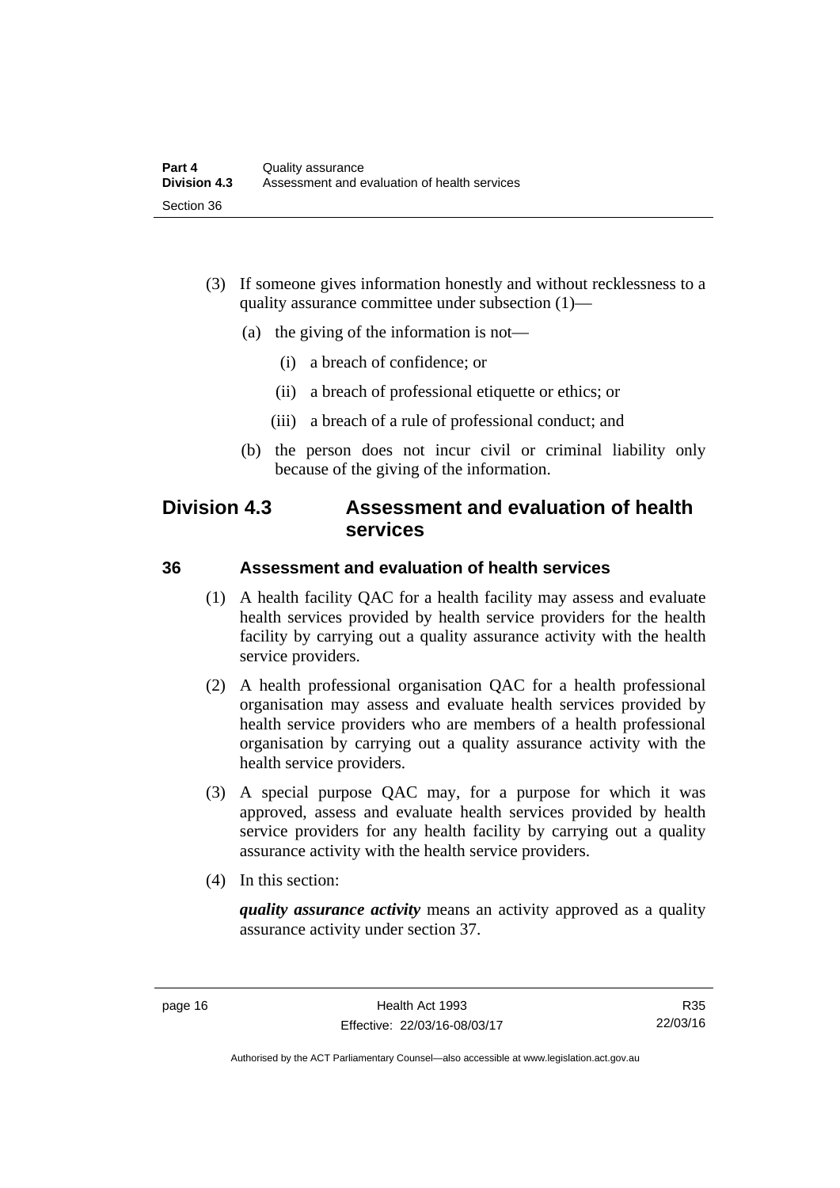(3) If someone gives information honestly and without recklessness to a quality assurance committee under subsection (1)—

(a) the giving of the information is not—

(i) a breach of confidence; or

(ii) a breach of professional etiquette or ethics; or

(iii) a breach of a rule of professional conduct; and

(b) the person does not incur civil or criminal liability only because of the giving of the information.

## Division 4.3 Assessment and evaluation of health services

### 36 Assessment and evaluation of health services

(1) A health facility QAC for a health facility may assess and evaluate health services provided by health service providers for the health facility by carrying out a quality assurance activity with the health service providers.

(2) A health professional organisation QAC for a health professional organisation may assess and evaluate health services provided by health service providers who are members of a health professional organisation by carrying out a quality assurance activity with the health service providers.

(3) A special purpose QAC may, for a purpose for which it was approved, assess and evaluate health services provided by health service providers for any health facility by carrying out a quality assurance activity with the health service providers.

(4) In this section:

***quality assurance activity*** means an activity approved as a quality assurance activity under section 37.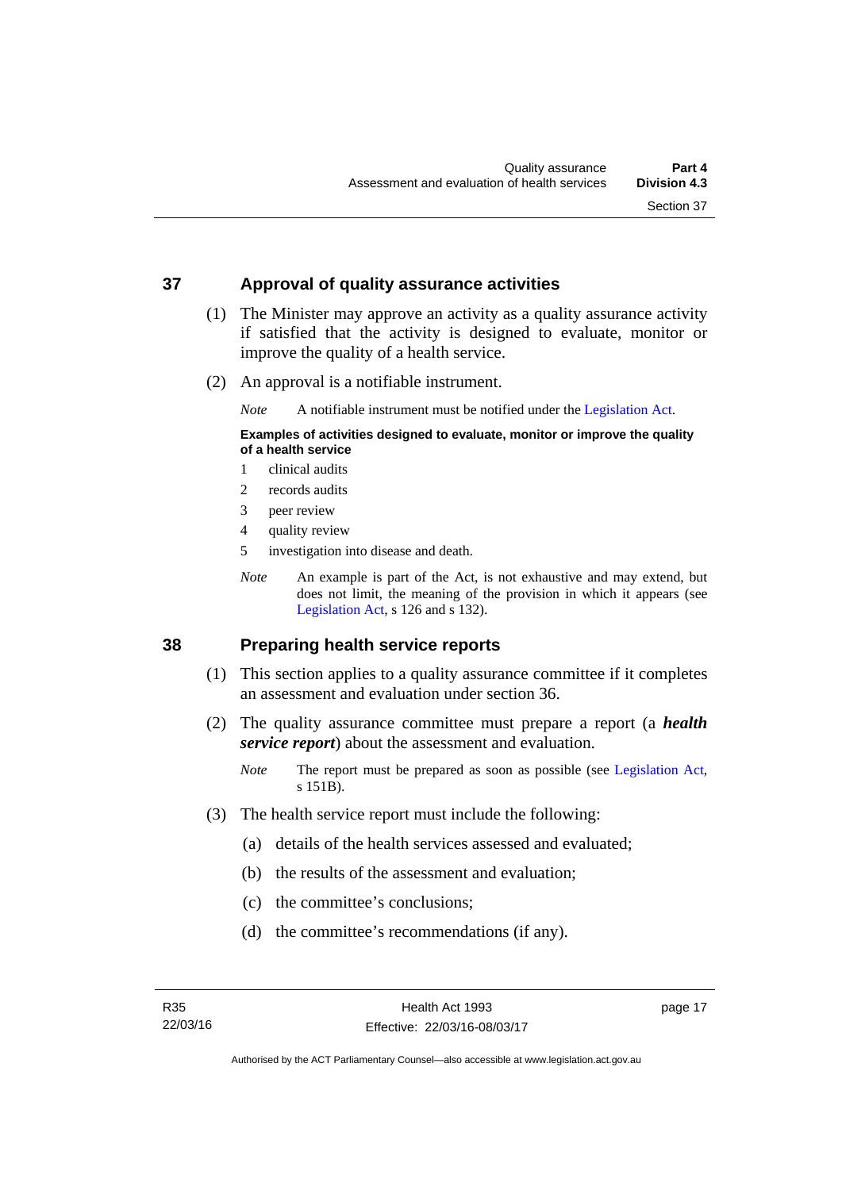## 37 Approval of quality assurance activities

(1) The Minister may approve an activity as a quality assurance activity if satisfied that the activity is designed to evaluate, monitor or improve the quality of a health service.

(2) An approval is a notifiable instrument.

*Note* A notifiable instrument must be notified under the Legislation Act.

**Examples of activities designed to evaluate, monitor or improve the quality of a health service**

1 clinical audits
2 records audits
3 peer review
4 quality review
5 investigation into disease and death.

*Note* An example is part of the Act, is not exhaustive and may extend, but does not limit, the meaning of the provision in which it appears (see Legislation Act, s 126 and s 132).

## 38 Preparing health service reports

(1) This section applies to a quality assurance committee if it completes an assessment and evaluation under section 36.

(2) The quality assurance committee must prepare a report (a ***health service report***) about the assessment and evaluation.

*Note* The report must be prepared as soon as possible (see Legislation Act, s 151B).

(3) The health service report must include the following:

(a) details of the health services assessed and evaluated;

(b) the results of the assessment and evaluation;

(c) the committee's conclusions;

(d) the committee's recommendations (if any).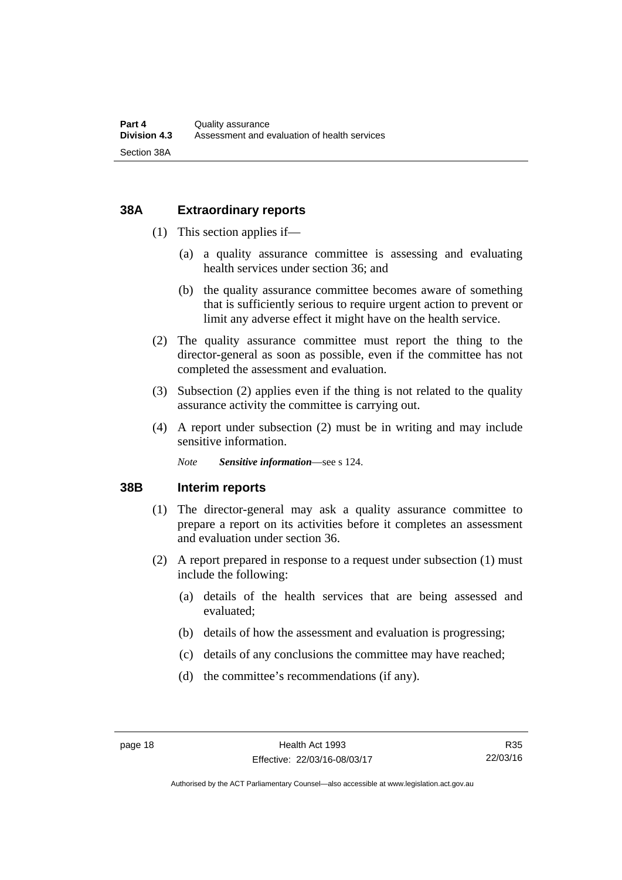## 38A Extraordinary reports

(1) This section applies if—

(a) a quality assurance committee is assessing and evaluating health services under section 36; and

(b) the quality assurance committee becomes aware of something that is sufficiently serious to require urgent action to prevent or limit any adverse effect it might have on the health service.

(2) The quality assurance committee must report the thing to the director-general as soon as possible, even if the committee has not completed the assessment and evaluation.

(3) Subsection (2) applies even if the thing is not related to the quality assurance activity the committee is carrying out.

(4) A report under subsection (2) must be in writing and may include sensitive information.

*Note* ***Sensitive information***—see s 124.

## 38B Interim reports

(1) The director-general may ask a quality assurance committee to prepare a report on its activities before it completes an assessment and evaluation under section 36.

(2) A report prepared in response to a request under subsection (1) must include the following:

(a) details of the health services that are being assessed and evaluated;

(b) details of how the assessment and evaluation is progressing;

(c) details of any conclusions the committee may have reached;

(d) the committee's recommendations (if any).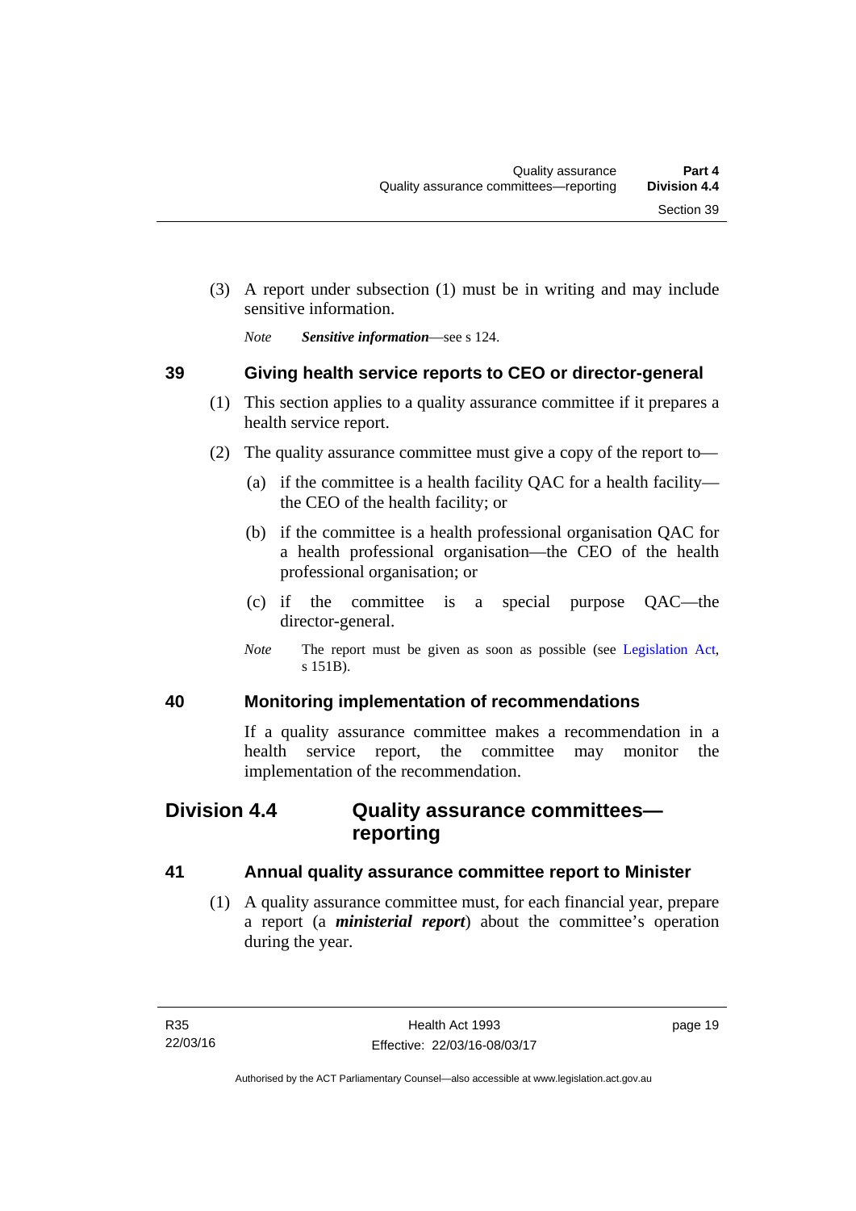(3) A report under subsection (1) must be in writing and may include sensitive information.

*Note* ***Sensitive information***—see s 124.

### 39 Giving health service reports to CEO or director-general

(1) This section applies to a quality assurance committee if it prepares a health service report.

(2) The quality assurance committee must give a copy of the report to—

(a) if the committee is a health facility QAC for a health facility—the CEO of the health facility; or

(b) if the committee is a health professional organisation QAC for a health professional organisation—the CEO of the health professional organisation; or

(c) if the committee is a special purpose QAC—the director-general.

*Note* The report must be given as soon as possible (see Legislation Act, s 151B).

### 40 Monitoring implementation of recommendations

If a quality assurance committee makes a recommendation in a health service report, the committee may monitor the implementation of the recommendation.

## Division 4.4 Quality assurance committees—reporting

### 41 Annual quality assurance committee report to Minister

(1) A quality assurance committee must, for each financial year, prepare a report (a ***ministerial report***) about the committee's operation during the year.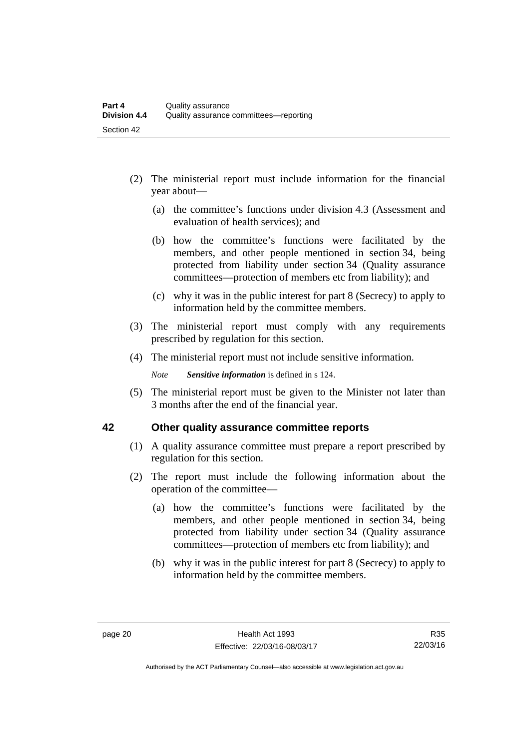(2) The ministerial report must include information for the financial year about—

(a) the committee's functions under division 4.3 (Assessment and evaluation of health services); and

(b) how the committee's functions were facilitated by the members, and other people mentioned in section 34, being protected from liability under section 34 (Quality assurance committees—protection of members etc from liability); and

(c) why it was in the public interest for part 8 (Secrecy) to apply to information held by the committee members.

(3) The ministerial report must comply with any requirements prescribed by regulation for this section.

(4) The ministerial report must not include sensitive information.

*Note* ***Sensitive information*** is defined in s 124.

(5) The ministerial report must be given to the Minister not later than 3 months after the end of the financial year.

## 42 Other quality assurance committee reports

(1) A quality assurance committee must prepare a report prescribed by regulation for this section.

(2) The report must include the following information about the operation of the committee—

(a) how the committee's functions were facilitated by the members, and other people mentioned in section 34, being protected from liability under section 34 (Quality assurance committees—protection of members etc from liability); and

(b) why it was in the public interest for part 8 (Secrecy) to apply to information held by the committee members.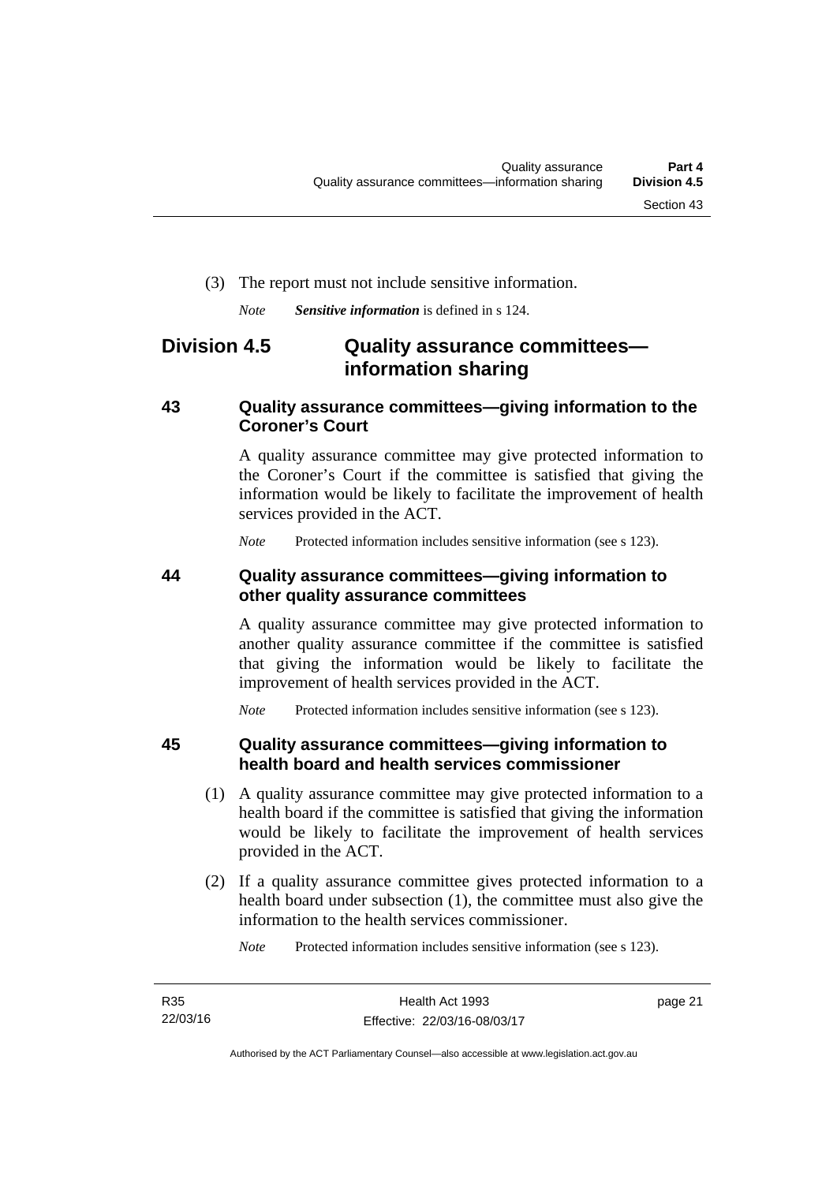(3) The report must not include sensitive information.

*Note* ***Sensitive information*** is defined in s 124.

## Division 4.5 Quality assurance committees—information sharing

### 43 Quality assurance committees—giving information to the Coroner's Court

A quality assurance committee may give protected information to the Coroner's Court if the committee is satisfied that giving the information would be likely to facilitate the improvement of health services provided in the ACT.

*Note* Protected information includes sensitive information (see s 123).

### 44 Quality assurance committees—giving information to other quality assurance committees

A quality assurance committee may give protected information to another quality assurance committee if the committee is satisfied that giving the information would be likely to facilitate the improvement of health services provided in the ACT.

*Note* Protected information includes sensitive information (see s 123).

### 45 Quality assurance committees—giving information to health board and health services commissioner

(1) A quality assurance committee may give protected information to a health board if the committee is satisfied that giving the information would be likely to facilitate the improvement of health services provided in the ACT.

(2) If a quality assurance committee gives protected information to a health board under subsection (1), the committee must also give the information to the health services commissioner.

*Note* Protected information includes sensitive information (see s 123).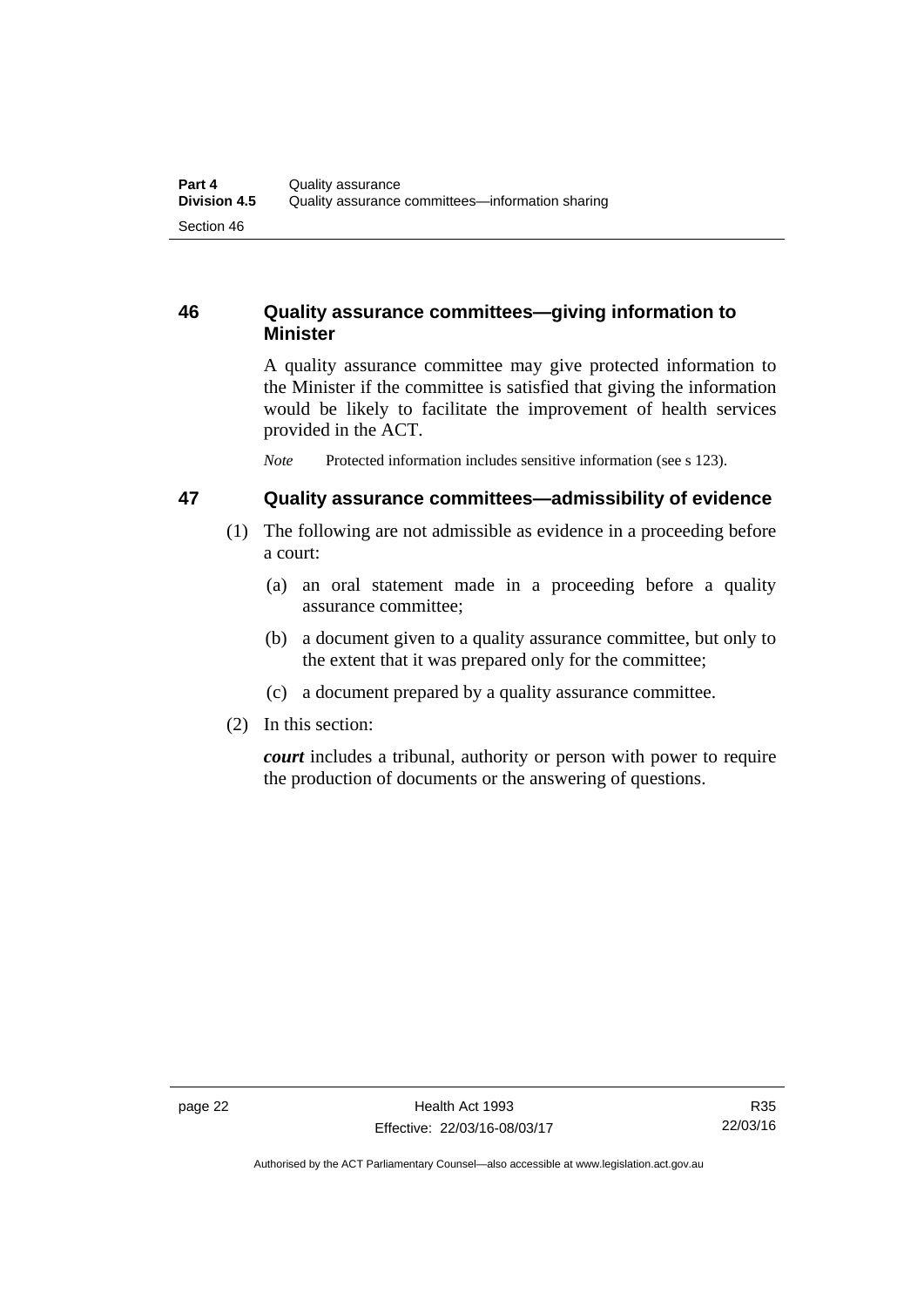## 46 Quality assurance committees—giving information to Minister

A quality assurance committee may give protected information to the Minister if the committee is satisfied that giving the information would be likely to facilitate the improvement of health services provided in the ACT.

*Note* Protected information includes sensitive information (see s 123).

## 47 Quality assurance committees—admissibility of evidence

(1) The following are not admissible as evidence in a proceeding before a court:

(a) an oral statement made in a proceeding before a quality assurance committee;

(b) a document given to a quality assurance committee, but only to the extent that it was prepared only for the committee;

(c) a document prepared by a quality assurance committee.

(2) In this section:

***court*** includes a tribunal, authority or person with power to require the production of documents or the answering of questions.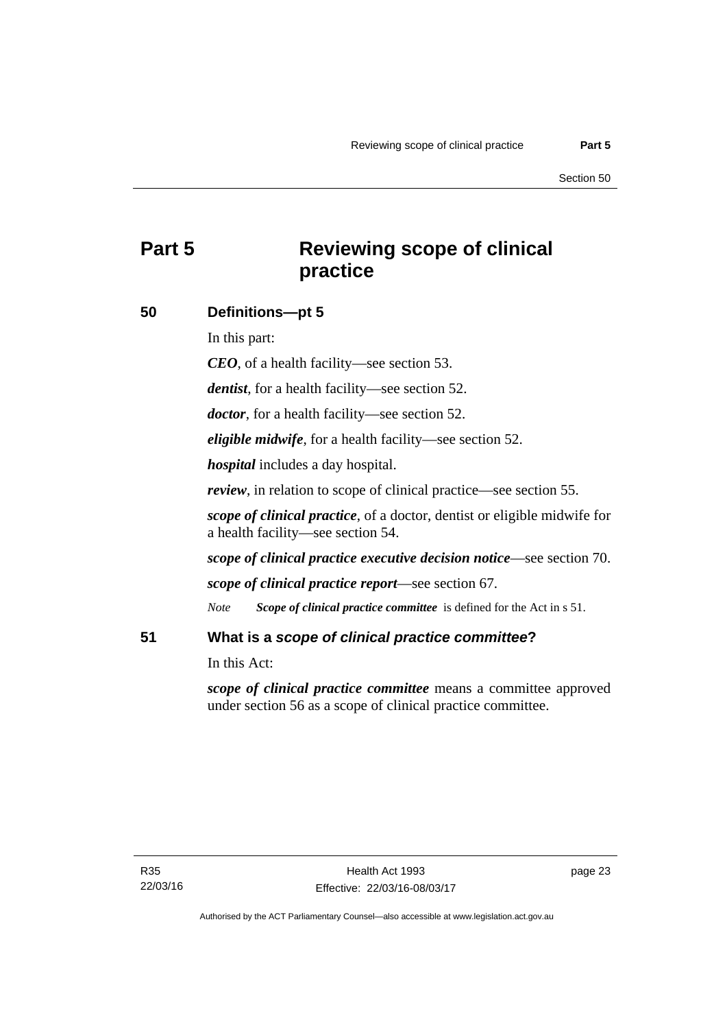# Part 5 Reviewing scope of clinical practice

## 50 Definitions—pt 5

In this part:

***CEO***, of a health facility—see section 53.

***dentist***, for a health facility—see section 52.

***doctor***, for a health facility—see section 52.

***eligible midwife***, for a health facility—see section 52.

***hospital*** includes a day hospital.

***review***, in relation to scope of clinical practice—see section 55.

***scope of clinical practice***, of a doctor, dentist or eligible midwife for a health facility—see section 54.

***scope of clinical practice executive decision notice***—see section 70.

***scope of clinical practice report***—see section 67.

*Note* ***Scope of clinical practice committee*** is defined for the Act in s 51.

## 51 What is a *scope of clinical practice committee*?

In this Act:

***scope of clinical practice committee*** means a committee approved under section 56 as a scope of clinical practice committee.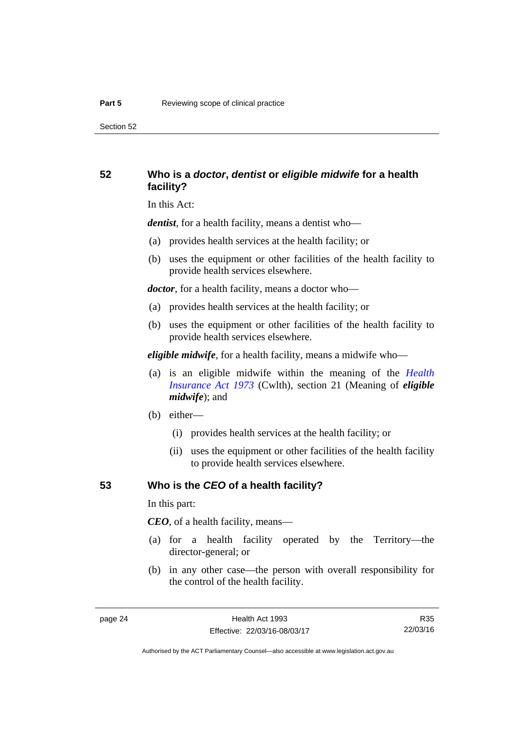## 52 Who is a *doctor*, *dentist* or *eligible midwife* for a health facility?

In this Act:

***dentist***, for a health facility, means a dentist who—

(a) provides health services at the health facility; or

(b) uses the equipment or other facilities of the health facility to provide health services elsewhere.

***doctor***, for a health facility, means a doctor who—

(a) provides health services at the health facility; or

(b) uses the equipment or other facilities of the health facility to provide health services elsewhere.

***eligible midwife***, for a health facility, means a midwife who—

(a) is an eligible midwife within the meaning of the *Health Insurance Act 1973* (Cwlth), section 21 (Meaning of ***eligible midwife***); and

(b) either—

(i) provides health services at the health facility; or

(ii) uses the equipment or other facilities of the health facility to provide health services elsewhere.

## 53 Who is the *CEO* of a health facility?

In this part:

***CEO***, of a health facility, means—

(a) for a health facility operated by the Territory—the director-general; or

(b) in any other case—the person with overall responsibility for the control of the health facility.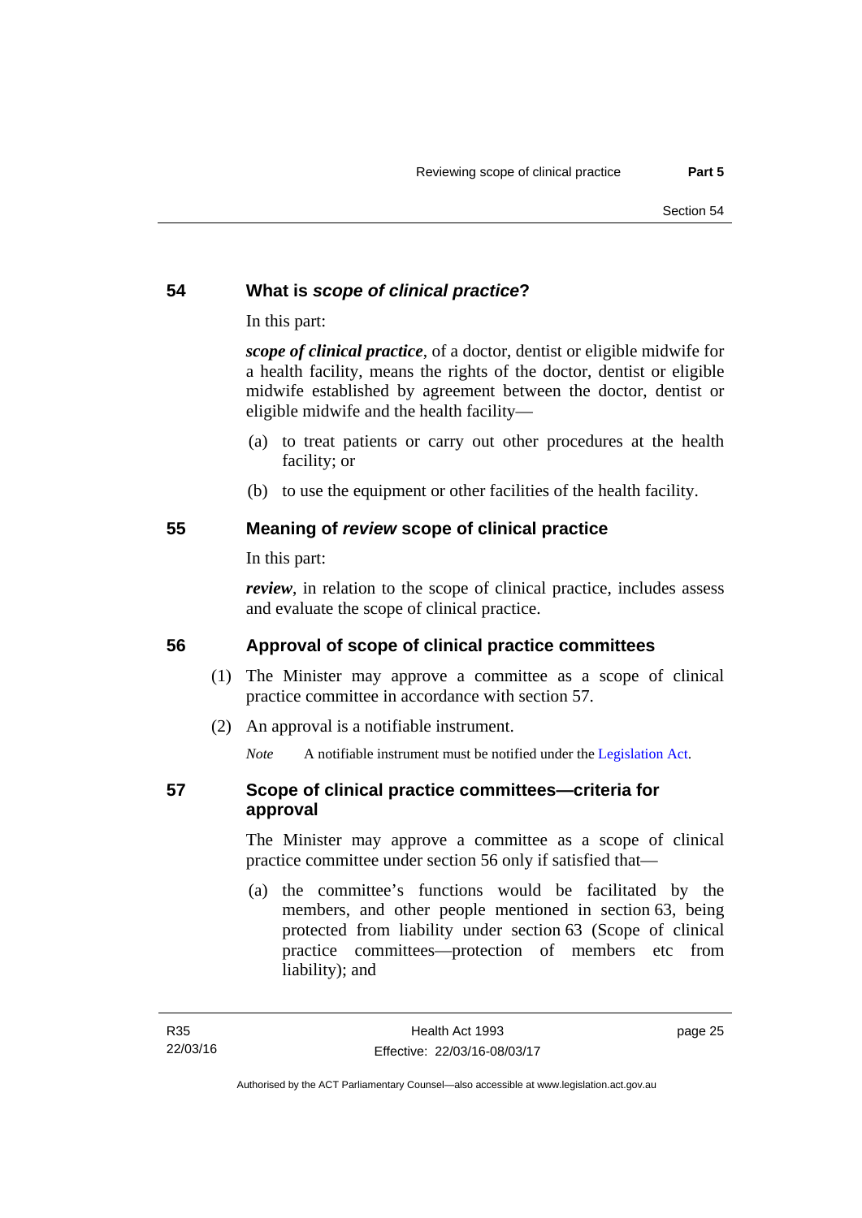## 54 What is *scope of clinical practice*?

In this part:

***scope of clinical practice***, of a doctor, dentist or eligible midwife for a health facility, means the rights of the doctor, dentist or eligible midwife established by agreement between the doctor, dentist or eligible midwife and the health facility—

(a) to treat patients or carry out other procedures at the health facility; or

(b) to use the equipment or other facilities of the health facility.

## 55 Meaning of *review* scope of clinical practice

In this part:

***review***, in relation to the scope of clinical practice, includes assess and evaluate the scope of clinical practice.

## 56 Approval of scope of clinical practice committees

(1) The Minister may approve a committee as a scope of clinical practice committee in accordance with section 57.

(2) An approval is a notifiable instrument.

*Note* A notifiable instrument must be notified under the Legislation Act.

## 57 Scope of clinical practice committees—criteria for approval

The Minister may approve a committee as a scope of clinical practice committee under section 56 only if satisfied that—

(a) the committee's functions would be facilitated by the members, and other people mentioned in section 63, being protected from liability under section 63 (Scope of clinical practice committees—protection of members etc from liability); and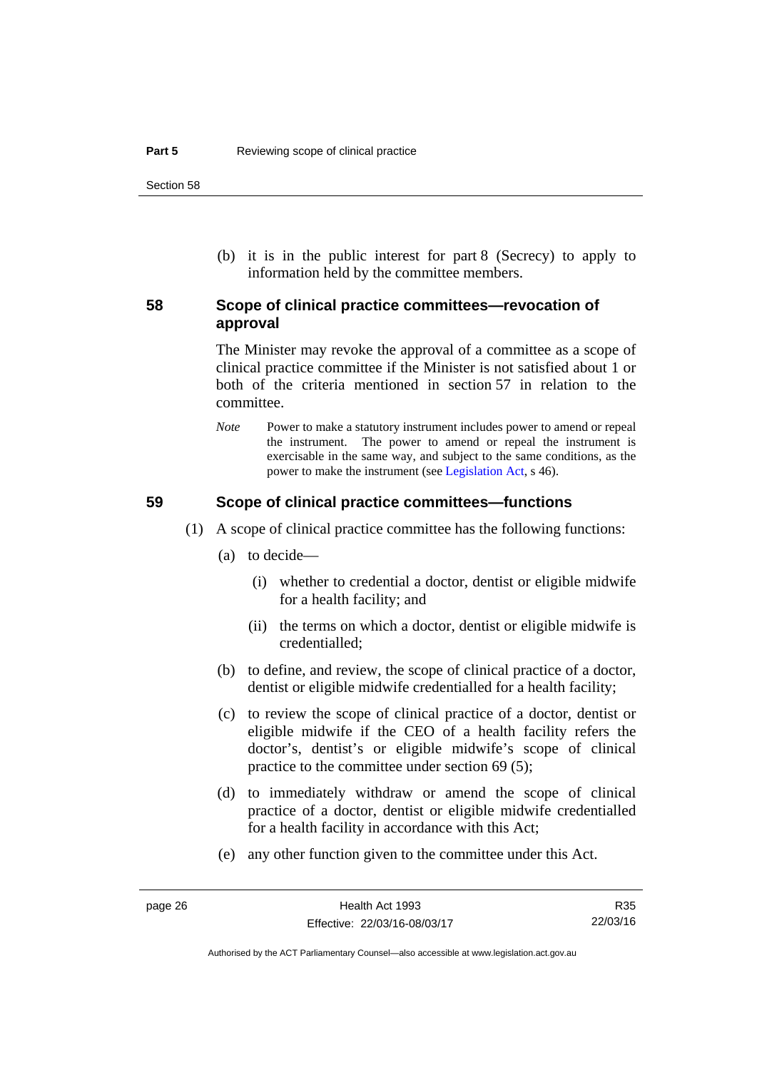(b) it is in the public interest for part 8 (Secrecy) to apply to information held by the committee members.

## 58 Scope of clinical practice committees—revocation of approval

The Minister may revoke the approval of a committee as a scope of clinical practice committee if the Minister is not satisfied about 1 or both of the criteria mentioned in section 57 in relation to the committee.

*Note* Power to make a statutory instrument includes power to amend or repeal the instrument. The power to amend or repeal the instrument is exercisable in the same way, and subject to the same conditions, as the power to make the instrument (see Legislation Act, s 46).

## 59 Scope of clinical practice committees—functions

(1) A scope of clinical practice committee has the following functions:

(a) to decide—

(i) whether to credential a doctor, dentist or eligible midwife for a health facility; and

(ii) the terms on which a doctor, dentist or eligible midwife is credentialled;

(b) to define, and review, the scope of clinical practice of a doctor, dentist or eligible midwife credentialled for a health facility;

(c) to review the scope of clinical practice of a doctor, dentist or eligible midwife if the CEO of a health facility refers the doctor's, dentist's or eligible midwife's scope of clinical practice to the committee under section 69 (5);

(d) to immediately withdraw or amend the scope of clinical practice of a doctor, dentist or eligible midwife credentialled for a health facility in accordance with this Act;

(e) any other function given to the committee under this Act.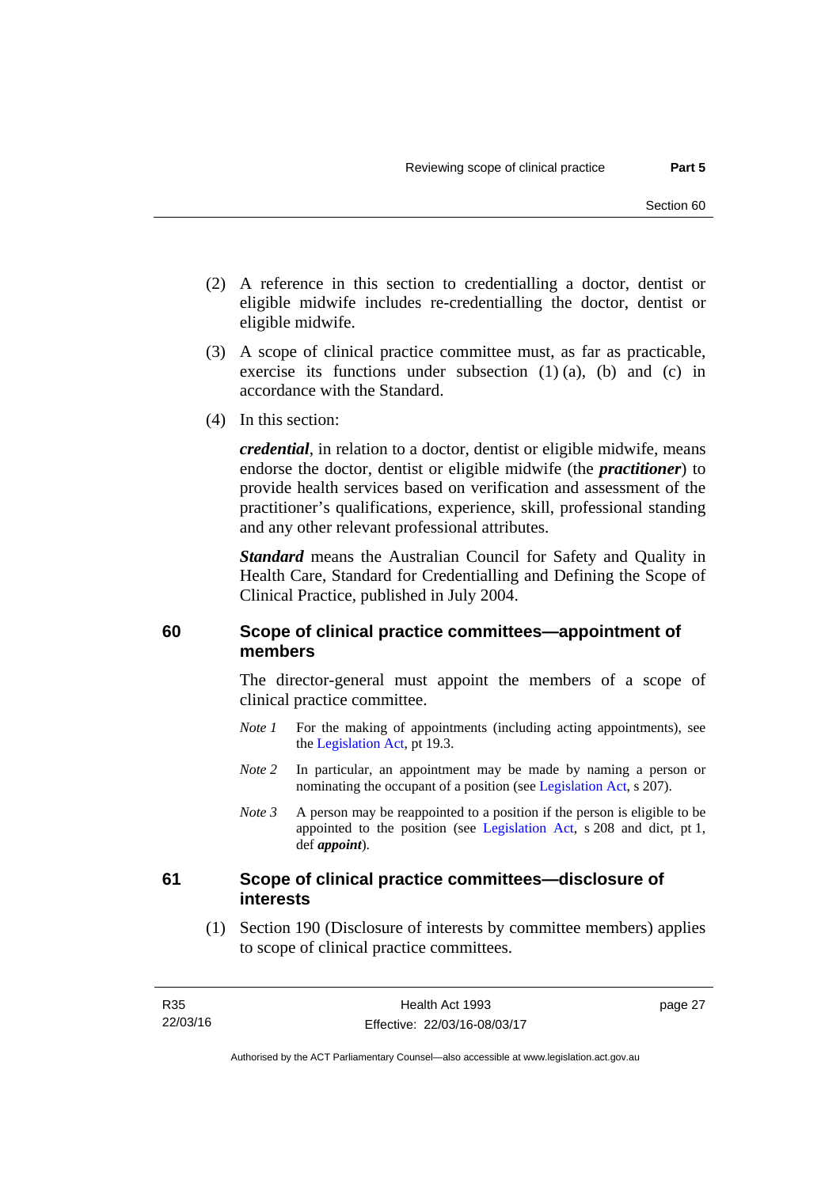(2) A reference in this section to credentialling a doctor, dentist or eligible midwife includes re-credentialling the doctor, dentist or eligible midwife.

(3) A scope of clinical practice committee must, as far as practicable, exercise its functions under subsection (1) (a), (b) and (c) in accordance with the Standard.

(4) In this section:

***credential***, in relation to a doctor, dentist or eligible midwife, means endorse the doctor, dentist or eligible midwife (the ***practitioner***) to provide health services based on verification and assessment of the practitioner's qualifications, experience, skill, professional standing and any other relevant professional attributes.

***Standard*** means the Australian Council for Safety and Quality in Health Care, Standard for Credentialling and Defining the Scope of Clinical Practice, published in July 2004.

## 60 Scope of clinical practice committees—appointment of members

The director-general must appoint the members of a scope of clinical practice committee.

*Note 1* For the making of appointments (including acting appointments), see the Legislation Act, pt 19.3.

*Note 2* In particular, an appointment may be made by naming a person or nominating the occupant of a position (see Legislation Act, s 207).

*Note 3* A person may be reappointed to a position if the person is eligible to be appointed to the position (see Legislation Act, s 208 and dict, pt 1, def ***appoint***).

## 61 Scope of clinical practice committees—disclosure of interests

(1) Section 190 (Disclosure of interests by committee members) applies to scope of clinical practice committees.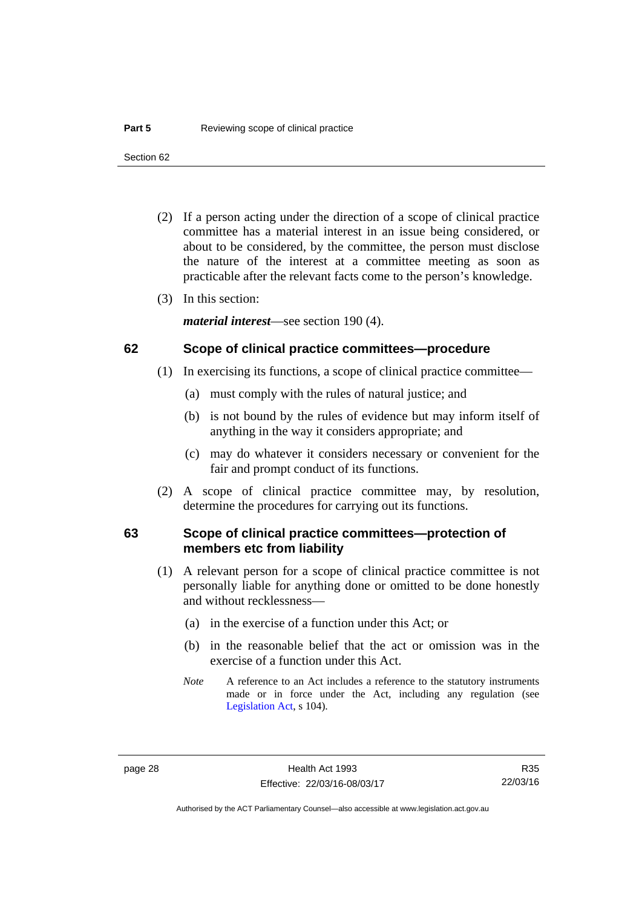(2) If a person acting under the direction of a scope of clinical practice committee has a material interest in an issue being considered, or about to be considered, by the committee, the person must disclose the nature of the interest at a committee meeting as soon as practicable after the relevant facts come to the person's knowledge.

(3) In this section:

***material interest***—see section 190 (4).

### 62 Scope of clinical practice committees—procedure

(1) In exercising its functions, a scope of clinical practice committee—

(a) must comply with the rules of natural justice; and

(b) is not bound by the rules of evidence but may inform itself of anything in the way it considers appropriate; and

(c) may do whatever it considers necessary or convenient for the fair and prompt conduct of its functions.

(2) A scope of clinical practice committee may, by resolution, determine the procedures for carrying out its functions.

### 63 Scope of clinical practice committees—protection of members etc from liability

(1) A relevant person for a scope of clinical practice committee is not personally liable for anything done or omitted to be done honestly and without recklessness—

(a) in the exercise of a function under this Act; or

(b) in the reasonable belief that the act or omission was in the exercise of a function under this Act.

*Note* A reference to an Act includes a reference to the statutory instruments made or in force under the Act, including any regulation (see Legislation Act, s 104).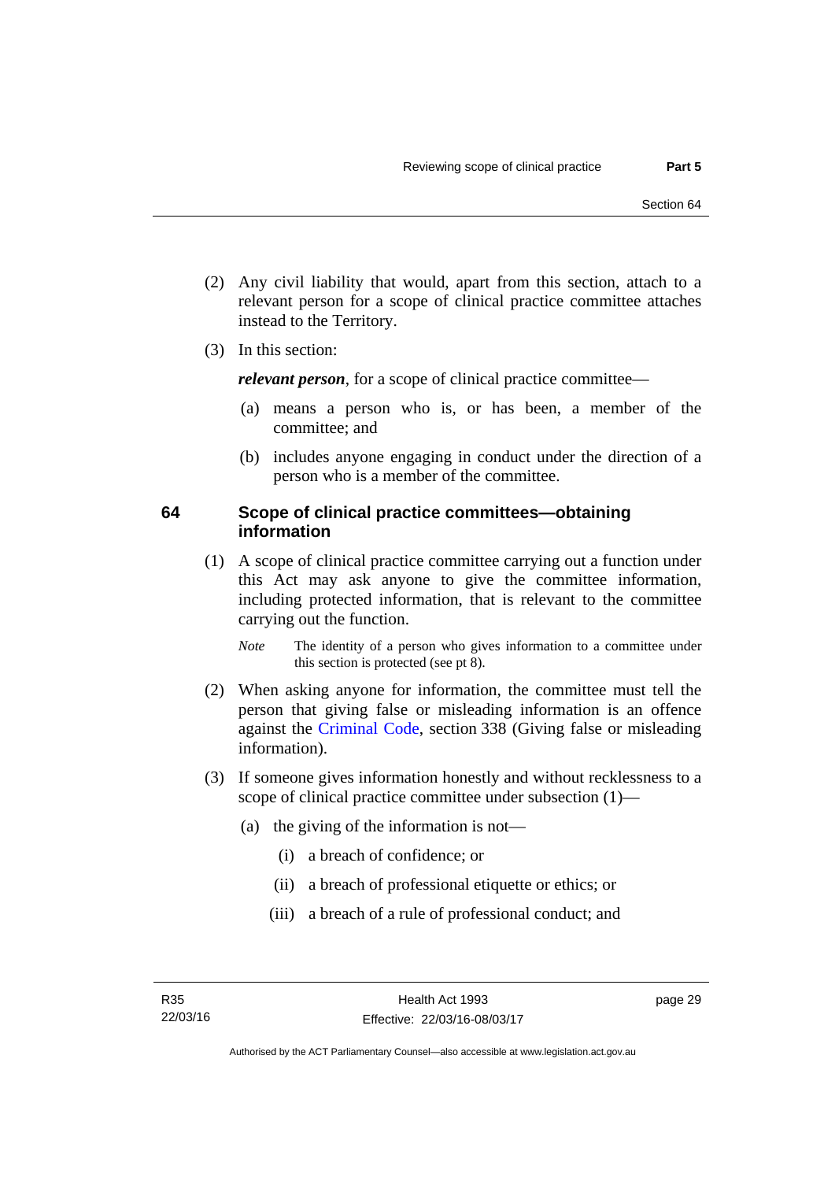(2) Any civil liability that would, apart from this section, attach to a relevant person for a scope of clinical practice committee attaches instead to the Territory.

(3) In this section:

***relevant person***, for a scope of clinical practice committee—

(a) means a person who is, or has been, a member of the committee; and

(b) includes anyone engaging in conduct under the direction of a person who is a member of the committee.

## 64 Scope of clinical practice committees—obtaining information

(1) A scope of clinical practice committee carrying out a function under this Act may ask anyone to give the committee information, including protected information, that is relevant to the committee carrying out the function.

*Note* The identity of a person who gives information to a committee under this section is protected (see pt 8).

(2) When asking anyone for information, the committee must tell the person that giving false or misleading information is an offence against the Criminal Code, section 338 (Giving false or misleading information).

(3) If someone gives information honestly and without recklessness to a scope of clinical practice committee under subsection (1)—

(a) the giving of the information is not—

(i) a breach of confidence; or

(ii) a breach of professional etiquette or ethics; or

(iii) a breach of a rule of professional conduct; and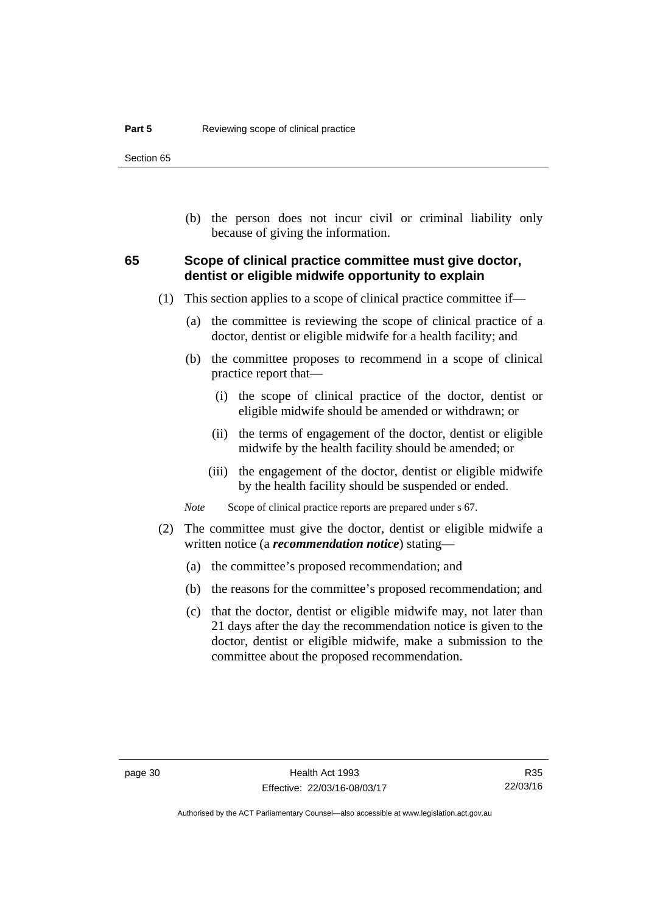(b) the person does not incur civil or criminal liability only because of giving the information.

## 65 Scope of clinical practice committee must give doctor, dentist or eligible midwife opportunity to explain

(1) This section applies to a scope of clinical practice committee if—

(a) the committee is reviewing the scope of clinical practice of a doctor, dentist or eligible midwife for a health facility; and

(b) the committee proposes to recommend in a scope of clinical practice report that—

(i) the scope of clinical practice of the doctor, dentist or eligible midwife should be amended or withdrawn; or

(ii) the terms of engagement of the doctor, dentist or eligible midwife by the health facility should be amended; or

(iii) the engagement of the doctor, dentist or eligible midwife by the health facility should be suspended or ended.

*Note* Scope of clinical practice reports are prepared under s 67.

(2) The committee must give the doctor, dentist or eligible midwife a written notice (a ***recommendation notice***) stating—

(a) the committee's proposed recommendation; and

(b) the reasons for the committee's proposed recommendation; and

(c) that the doctor, dentist or eligible midwife may, not later than 21 days after the day the recommendation notice is given to the doctor, dentist or eligible midwife, make a submission to the committee about the proposed recommendation.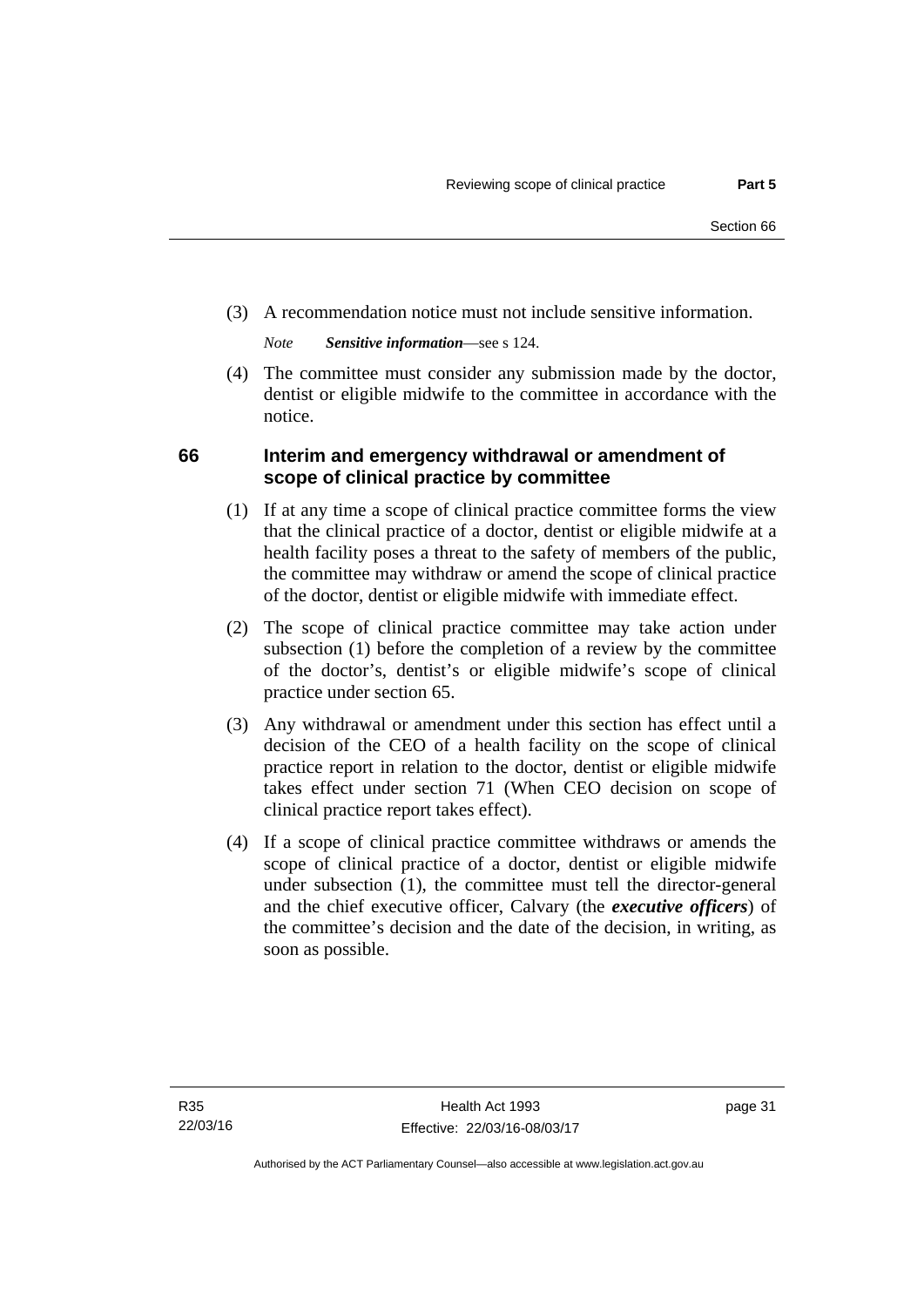(3) A recommendation notice must not include sensitive information.

*Note* ***Sensitive information***—see s 124.

(4) The committee must consider any submission made by the doctor, dentist or eligible midwife to the committee in accordance with the notice.

### 66 Interim and emergency withdrawal or amendment of scope of clinical practice by committee

(1) If at any time a scope of clinical practice committee forms the view that the clinical practice of a doctor, dentist or eligible midwife at a health facility poses a threat to the safety of members of the public, the committee may withdraw or amend the scope of clinical practice of the doctor, dentist or eligible midwife with immediate effect.

(2) The scope of clinical practice committee may take action under subsection (1) before the completion of a review by the committee of the doctor's, dentist's or eligible midwife's scope of clinical practice under section 65.

(3) Any withdrawal or amendment under this section has effect until a decision of the CEO of a health facility on the scope of clinical practice report in relation to the doctor, dentist or eligible midwife takes effect under section 71 (When CEO decision on scope of clinical practice report takes effect).

(4) If a scope of clinical practice committee withdraws or amends the scope of clinical practice of a doctor, dentist or eligible midwife under subsection (1), the committee must tell the director-general and the chief executive officer, Calvary (the ***executive officers***) of the committee's decision and the date of the decision, in writing, as soon as possible.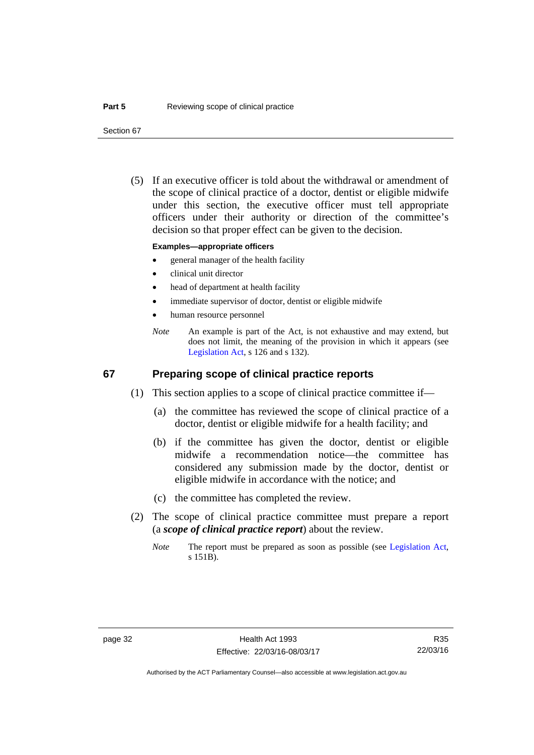(5) If an executive officer is told about the withdrawal or amendment of the scope of clinical practice of a doctor, dentist or eligible midwife under this section, the executive officer must tell appropriate officers under their authority or direction of the committee's decision so that proper effect can be given to the decision.

**Examples—appropriate officers**

- general manager of the health facility
- clinical unit director
- head of department at health facility
- immediate supervisor of doctor, dentist or eligible midwife
- human resource personnel

*Note* An example is part of the Act, is not exhaustive and may extend, but does not limit, the meaning of the provision in which it appears (see Legislation Act, s 126 and s 132).

## 67 Preparing scope of clinical practice reports

(1) This section applies to a scope of clinical practice committee if—

(a) the committee has reviewed the scope of clinical practice of a doctor, dentist or eligible midwife for a health facility; and

(b) if the committee has given the doctor, dentist or eligible midwife a recommendation notice—the committee has considered any submission made by the doctor, dentist or eligible midwife in accordance with the notice; and

(c) the committee has completed the review.

(2) The scope of clinical practice committee must prepare a report (a ***scope of clinical practice report***) about the review.

*Note* The report must be prepared as soon as possible (see Legislation Act, s 151B).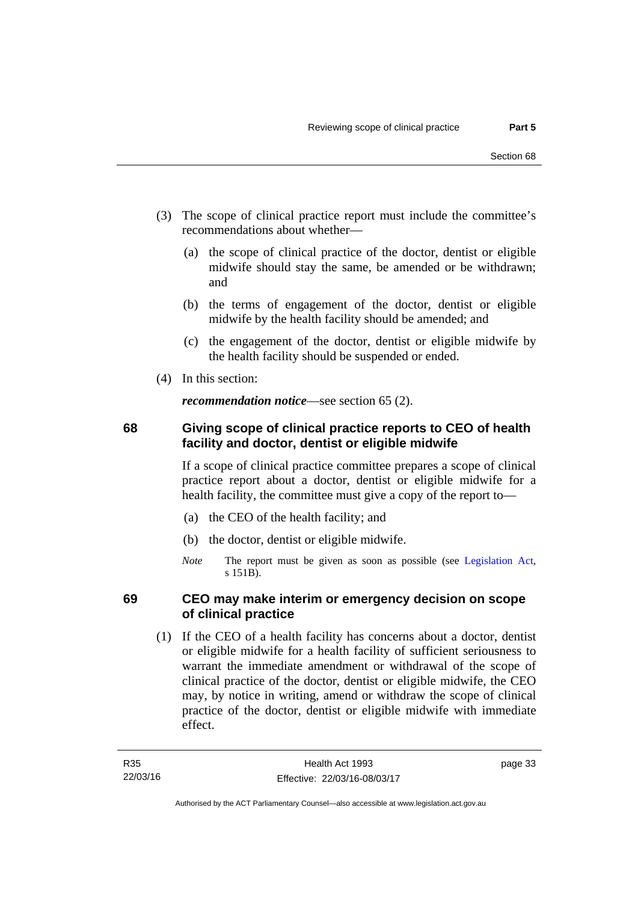(3) The scope of clinical practice report must include the committee's recommendations about whether—

  (a) the scope of clinical practice of the doctor, dentist or eligible midwife should stay the same, be amended or be withdrawn; and

  (b) the terms of engagement of the doctor, dentist or eligible midwife by the health facility should be amended; and

  (c) the engagement of the doctor, dentist or eligible midwife by the health facility should be suspended or ended.

(4) In this section:

***recommendation notice***—see section 65 (2).

### 68 Giving scope of clinical practice reports to CEO of health facility and doctor, dentist or eligible midwife

If a scope of clinical practice committee prepares a scope of clinical practice report about a doctor, dentist or eligible midwife for a health facility, the committee must give a copy of the report to—

  (a) the CEO of the health facility; and

  (b) the doctor, dentist or eligible midwife.

*Note* The report must be given as soon as possible (see Legislation Act, s 151B).

### 69 CEO may make interim or emergency decision on scope of clinical practice

(1) If the CEO of a health facility has concerns about a doctor, dentist or eligible midwife for a health facility of sufficient seriousness to warrant the immediate amendment or withdrawal of the scope of clinical practice of the doctor, dentist or eligible midwife, the CEO may, by notice in writing, amend or withdraw the scope of clinical practice of the doctor, dentist or eligible midwife with immediate effect.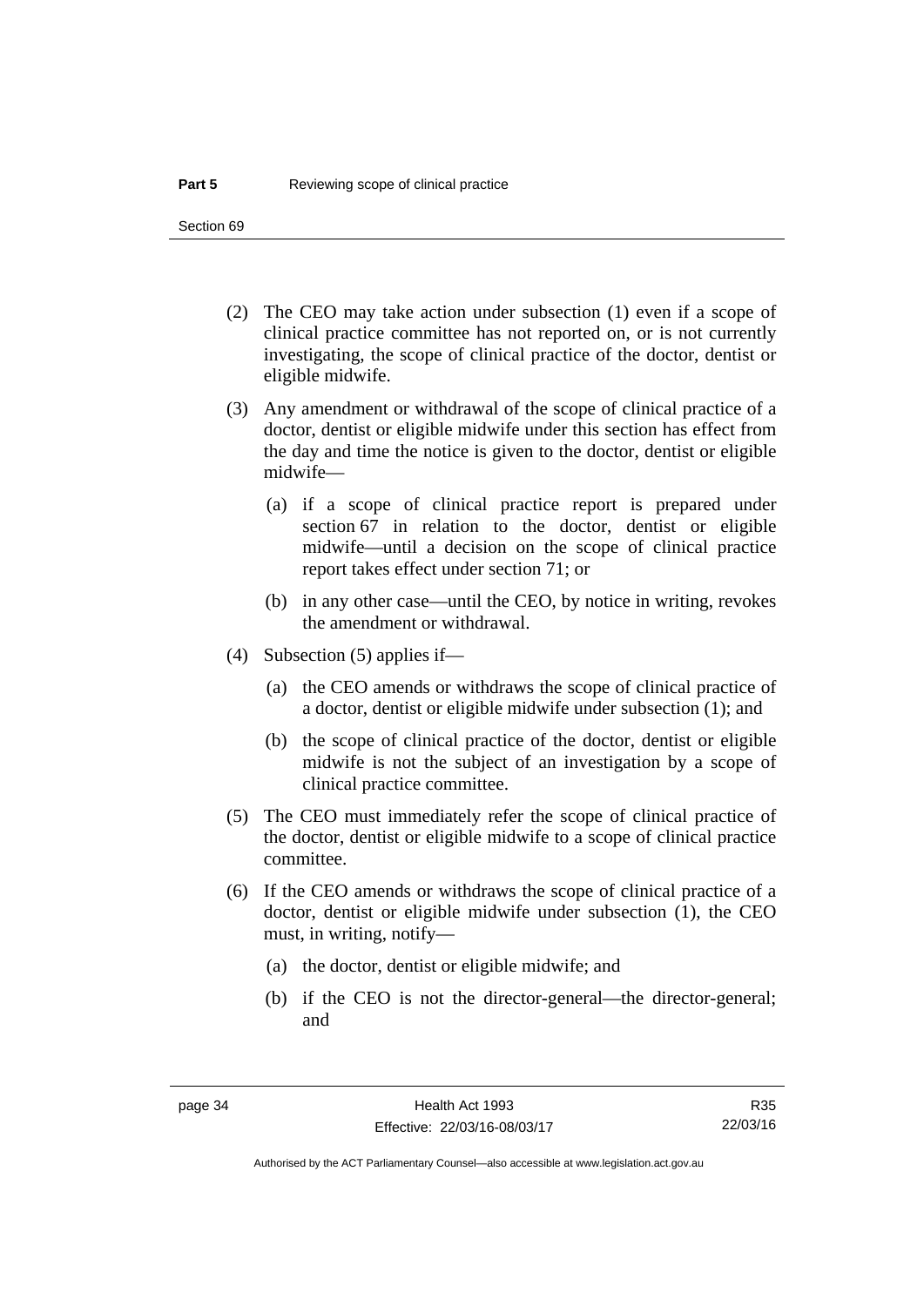(2) The CEO may take action under subsection (1) even if a scope of clinical practice committee has not reported on, or is not currently investigating, the scope of clinical practice of the doctor, dentist or eligible midwife.

(3) Any amendment or withdrawal of the scope of clinical practice of a doctor, dentist or eligible midwife under this section has effect from the day and time the notice is given to the doctor, dentist or eligible midwife—

(a) if a scope of clinical practice report is prepared under section 67 in relation to the doctor, dentist or eligible midwife—until a decision on the scope of clinical practice report takes effect under section 71; or

(b) in any other case—until the CEO, by notice in writing, revokes the amendment or withdrawal.

(4) Subsection (5) applies if—

(a) the CEO amends or withdraws the scope of clinical practice of a doctor, dentist or eligible midwife under subsection (1); and

(b) the scope of clinical practice of the doctor, dentist or eligible midwife is not the subject of an investigation by a scope of clinical practice committee.

(5) The CEO must immediately refer the scope of clinical practice of the doctor, dentist or eligible midwife to a scope of clinical practice committee.

(6) If the CEO amends or withdraws the scope of clinical practice of a doctor, dentist or eligible midwife under subsection (1), the CEO must, in writing, notify—

(a) the doctor, dentist or eligible midwife; and

(b) if the CEO is not the director-general—the director-general; and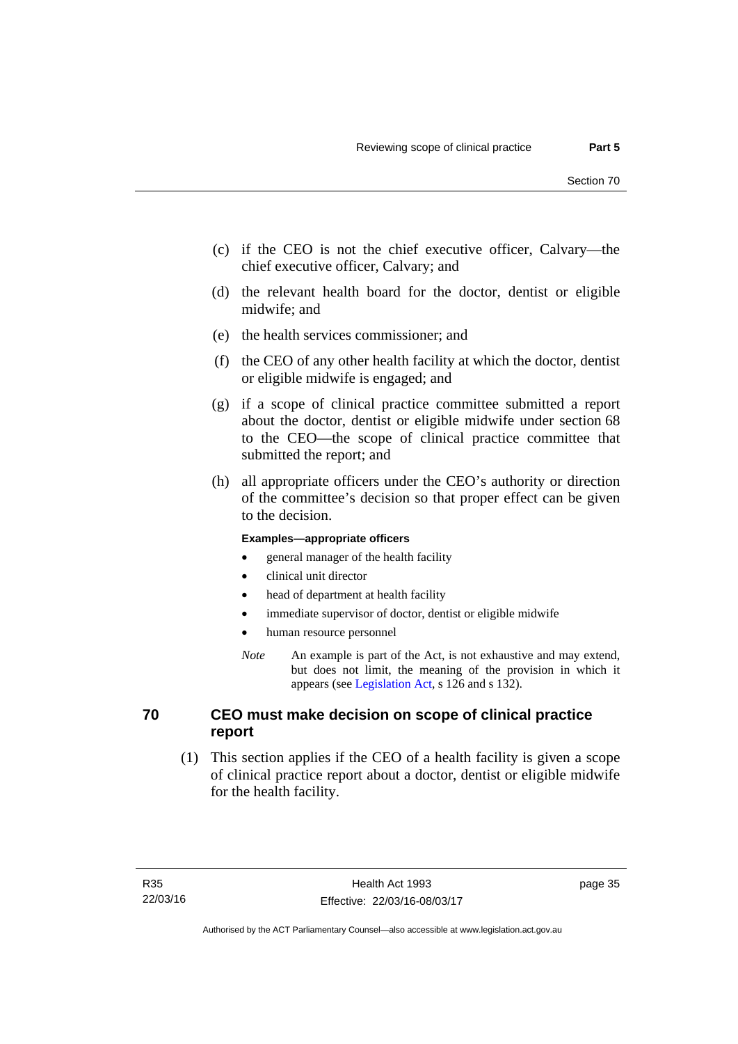(c) if the CEO is not the chief executive officer, Calvary—the chief executive officer, Calvary; and

(d) the relevant health board for the doctor, dentist or eligible midwife; and

(e) the health services commissioner; and

(f) the CEO of any other health facility at which the doctor, dentist or eligible midwife is engaged; and

(g) if a scope of clinical practice committee submitted a report about the doctor, dentist or eligible midwife under section 68 to the CEO—the scope of clinical practice committee that submitted the report; and

(h) all appropriate officers under the CEO's authority or direction of the committee's decision so that proper effect can be given to the decision.

**Examples—appropriate officers**

- general manager of the health facility
- clinical unit director
- head of department at health facility
- immediate supervisor of doctor, dentist or eligible midwife
- human resource personnel

*Note* An example is part of the Act, is not exhaustive and may extend, but does not limit, the meaning of the provision in which it appears (see Legislation Act, s 126 and s 132).

## 70 CEO must make decision on scope of clinical practice report

(1) This section applies if the CEO of a health facility is given a scope of clinical practice report about a doctor, dentist or eligible midwife for the health facility.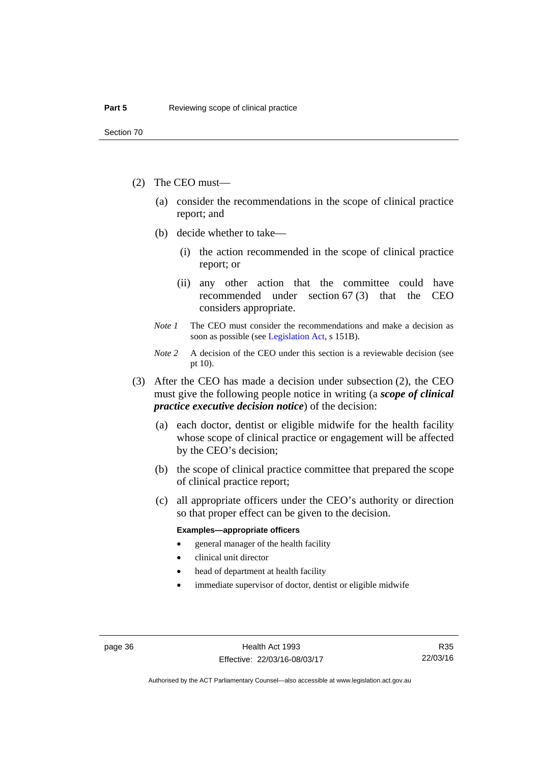(2) The CEO must—

(a) consider the recommendations in the scope of clinical practice report; and

(b) decide whether to take—

(i) the action recommended in the scope of clinical practice report; or

(ii) any other action that the committee could have recommended under section 67 (3) that the CEO considers appropriate.

*Note 1* The CEO must consider the recommendations and make a decision as soon as possible (see Legislation Act, s 151B).

*Note 2* A decision of the CEO under this section is a reviewable decision (see pt 10).

(3) After the CEO has made a decision under subsection (2), the CEO must give the following people notice in writing (a ***scope of clinical practice executive decision notice***) of the decision:

(a) each doctor, dentist or eligible midwife for the health facility whose scope of clinical practice or engagement will be affected by the CEO's decision;

(b) the scope of clinical practice committee that prepared the scope of clinical practice report;

(c) all appropriate officers under the CEO's authority or direction so that proper effect can be given to the decision.

**Examples—appropriate officers**

- general manager of the health facility
- clinical unit director
- head of department at health facility
- immediate supervisor of doctor, dentist or eligible midwife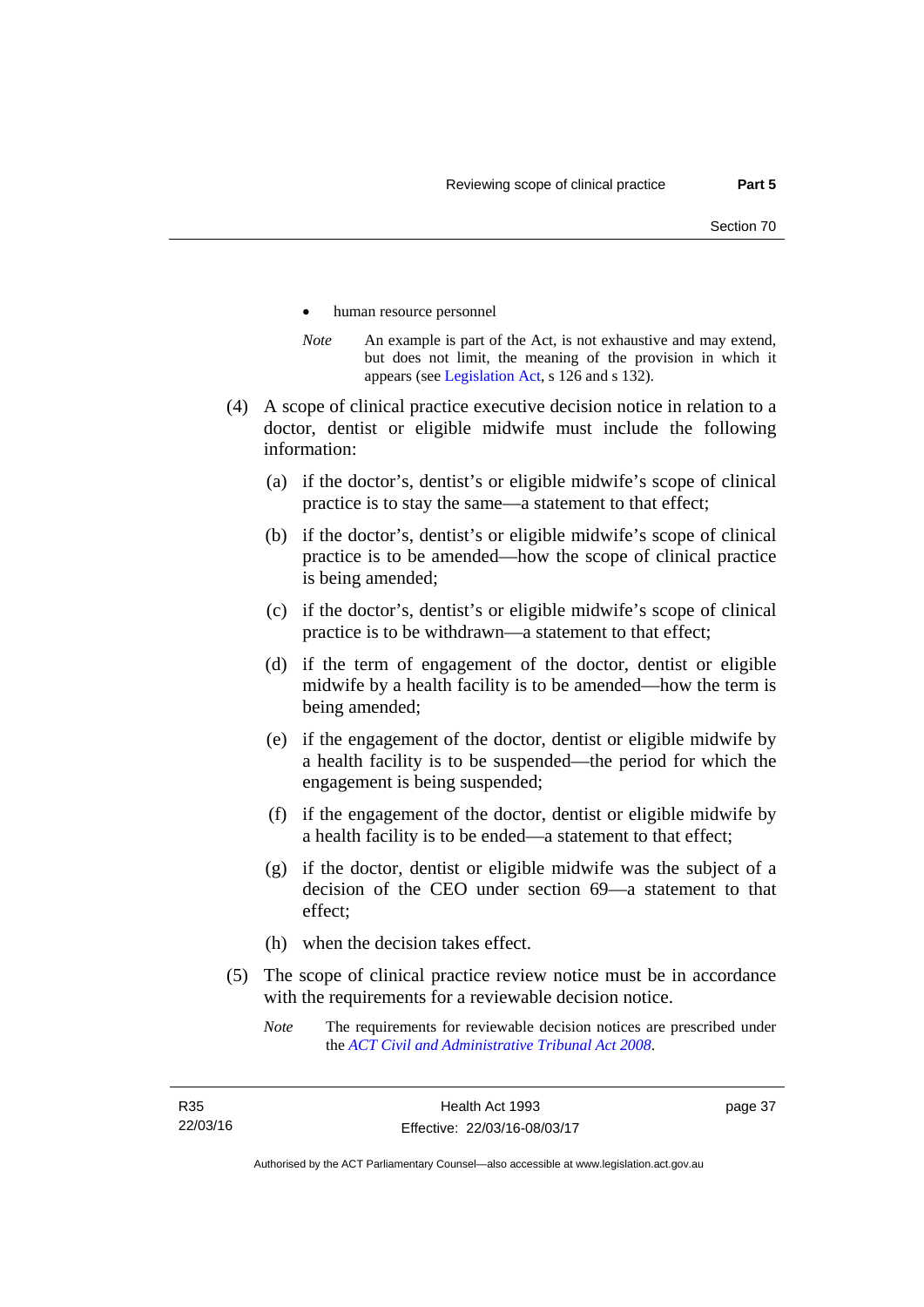- human resource personnel

*Note* An example is part of the Act, is not exhaustive and may extend, but does not limit, the meaning of the provision in which it appears (see Legislation Act, s 126 and s 132).

(4) A scope of clinical practice executive decision notice in relation to a doctor, dentist or eligible midwife must include the following information:

(a) if the doctor's, dentist's or eligible midwife's scope of clinical practice is to stay the same—a statement to that effect;

(b) if the doctor's, dentist's or eligible midwife's scope of clinical practice is to be amended—how the scope of clinical practice is being amended;

(c) if the doctor's, dentist's or eligible midwife's scope of clinical practice is to be withdrawn—a statement to that effect;

(d) if the term of engagement of the doctor, dentist or eligible midwife by a health facility is to be amended—how the term is being amended;

(e) if the engagement of the doctor, dentist or eligible midwife by a health facility is to be suspended—the period for which the engagement is being suspended;

(f) if the engagement of the doctor, dentist or eligible midwife by a health facility is to be ended—a statement to that effect;

(g) if the doctor, dentist or eligible midwife was the subject of a decision of the CEO under section 69—a statement to that effect;

(h) when the decision takes effect.

(5) The scope of clinical practice review notice must be in accordance with the requirements for a reviewable decision notice.

*Note* The requirements for reviewable decision notices are prescribed under the *ACT Civil and Administrative Tribunal Act 2008*.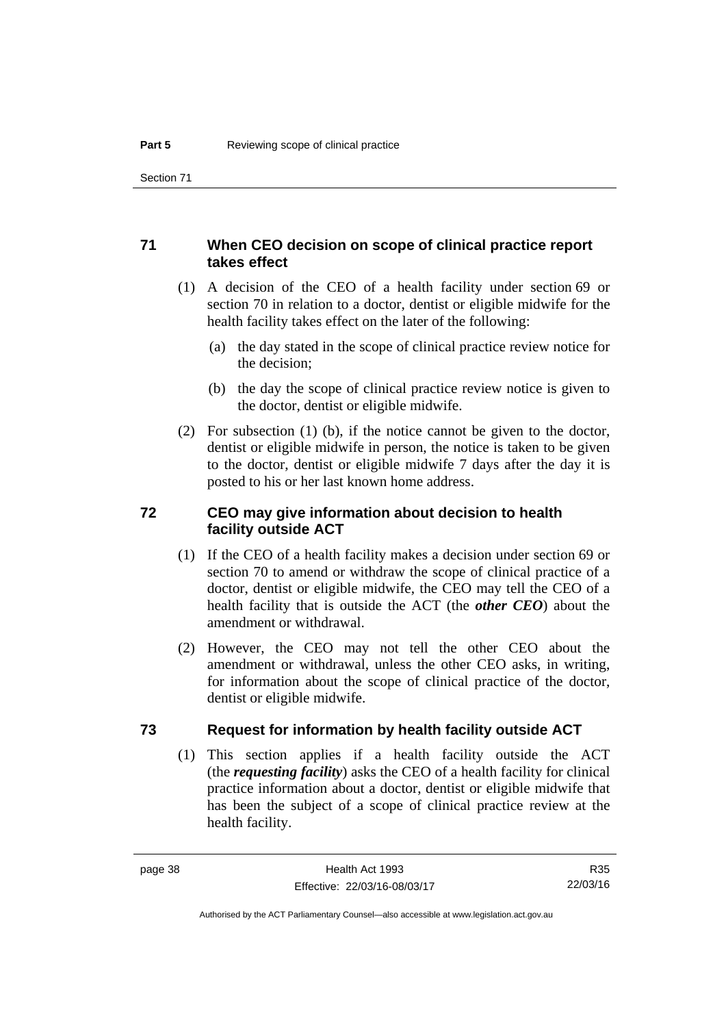## 71 When CEO decision on scope of clinical practice report takes effect

(1) A decision of the CEO of a health facility under section 69 or section 70 in relation to a doctor, dentist or eligible midwife for the health facility takes effect on the later of the following:

(a) the day stated in the scope of clinical practice review notice for the decision;

(b) the day the scope of clinical practice review notice is given to the doctor, dentist or eligible midwife.

(2) For subsection (1) (b), if the notice cannot be given to the doctor, dentist or eligible midwife in person, the notice is taken to be given to the doctor, dentist or eligible midwife 7 days after the day it is posted to his or her last known home address.

## 72 CEO may give information about decision to health facility outside ACT

(1) If the CEO of a health facility makes a decision under section 69 or section 70 to amend or withdraw the scope of clinical practice of a doctor, dentist or eligible midwife, the CEO may tell the CEO of a health facility that is outside the ACT (the ***other CEO***) about the amendment or withdrawal.

(2) However, the CEO may not tell the other CEO about the amendment or withdrawal, unless the other CEO asks, in writing, for information about the scope of clinical practice of the doctor, dentist or eligible midwife.

## 73 Request for information by health facility outside ACT

(1) This section applies if a health facility outside the ACT (the ***requesting facility***) asks the CEO of a health facility for clinical practice information about a doctor, dentist or eligible midwife that has been the subject of a scope of clinical practice review at the health facility.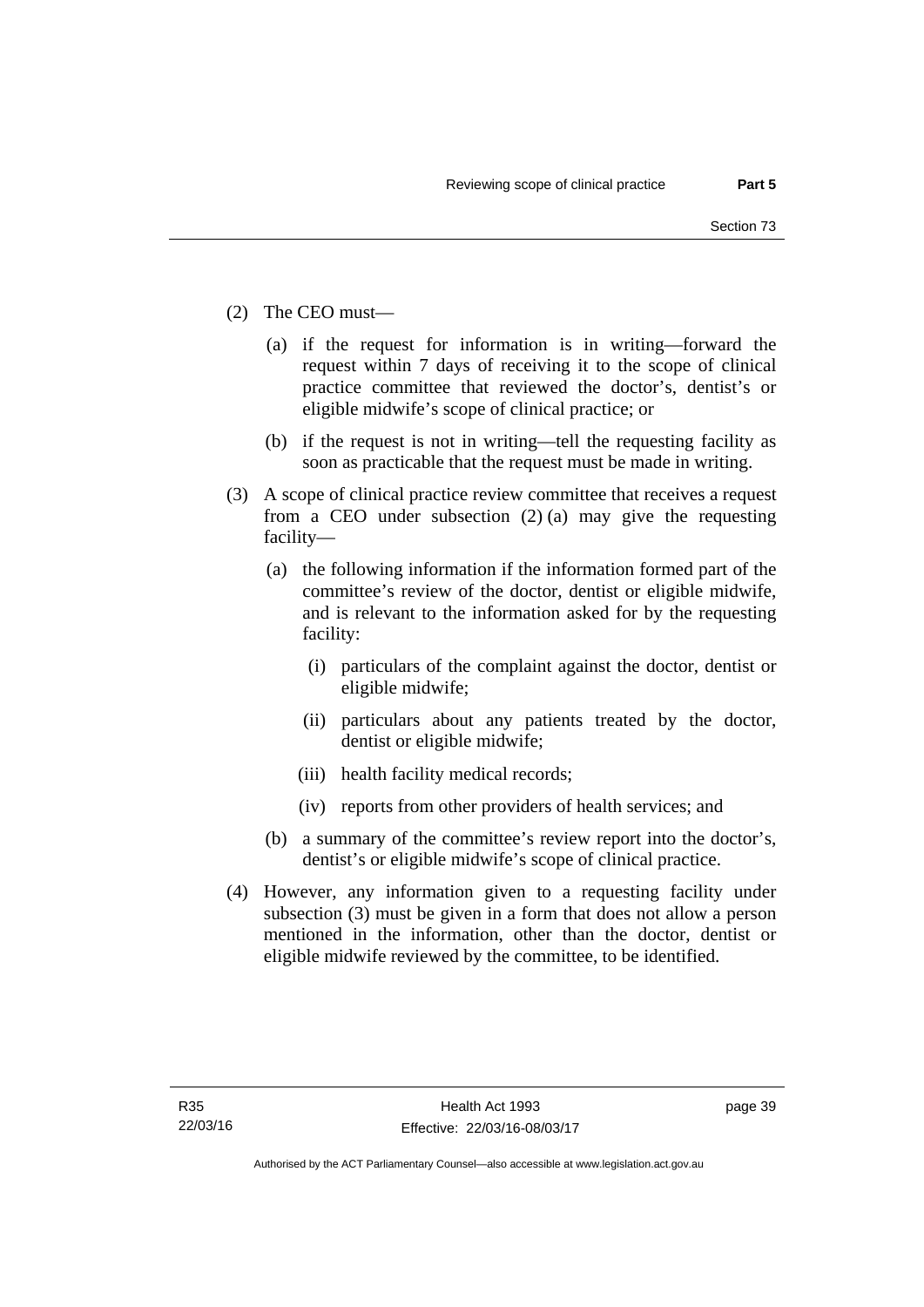(2) The CEO must—

(a) if the request for information is in writing—forward the request within 7 days of receiving it to the scope of clinical practice committee that reviewed the doctor's, dentist's or eligible midwife's scope of clinical practice; or

(b) if the request is not in writing—tell the requesting facility as soon as practicable that the request must be made in writing.

(3) A scope of clinical practice review committee that receives a request from a CEO under subsection (2) (a) may give the requesting facility—

(a) the following information if the information formed part of the committee's review of the doctor, dentist or eligible midwife, and is relevant to the information asked for by the requesting facility:

(i) particulars of the complaint against the doctor, dentist or eligible midwife;

(ii) particulars about any patients treated by the doctor, dentist or eligible midwife;

(iii) health facility medical records;

(iv) reports from other providers of health services; and

(b) a summary of the committee's review report into the doctor's, dentist's or eligible midwife's scope of clinical practice.

(4) However, any information given to a requesting facility under subsection (3) must be given in a form that does not allow a person mentioned in the information, other than the doctor, dentist or eligible midwife reviewed by the committee, to be identified.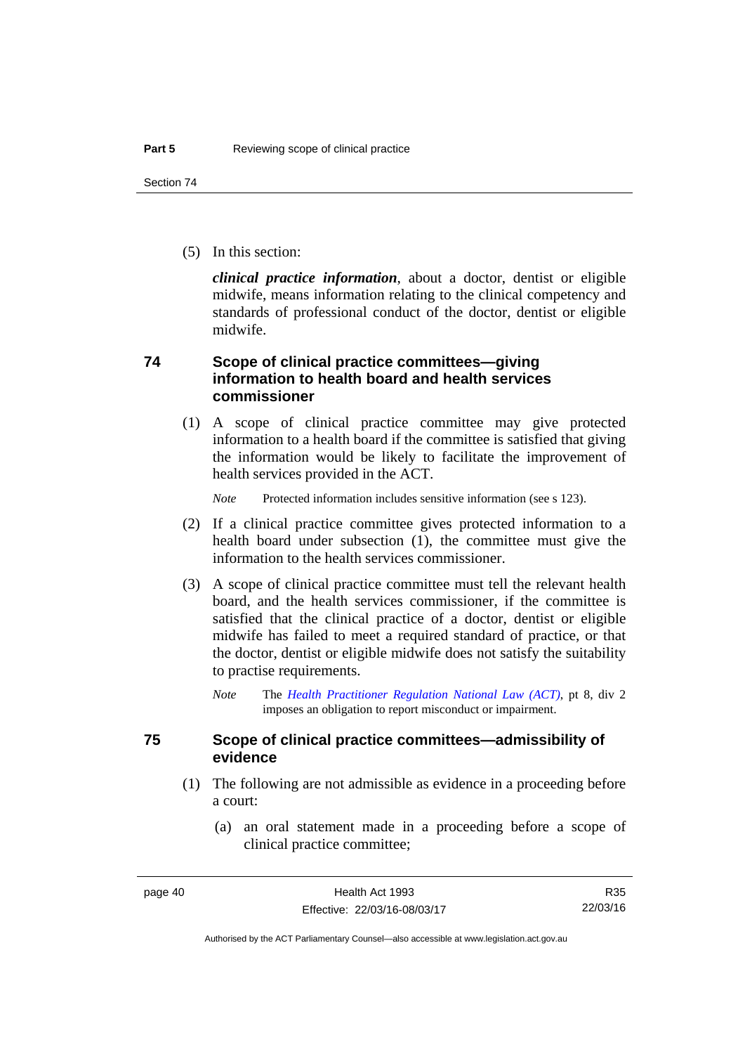(5) In this section:

***clinical practice information***, about a doctor, dentist or eligible midwife, means information relating to the clinical competency and standards of professional conduct of the doctor, dentist or eligible midwife.

### 74 Scope of clinical practice committees—giving information to health board and health services commissioner

(1) A scope of clinical practice committee may give protected information to a health board if the committee is satisfied that giving the information would be likely to facilitate the improvement of health services provided in the ACT.

*Note* Protected information includes sensitive information (see s 123).

(2) If a clinical practice committee gives protected information to a health board under subsection (1), the committee must give the information to the health services commissioner.

(3) A scope of clinical practice committee must tell the relevant health board, and the health services commissioner, if the committee is satisfied that the clinical practice of a doctor, dentist or eligible midwife has failed to meet a required standard of practice, or that the doctor, dentist or eligible midwife does not satisfy the suitability to practise requirements.

*Note* The *Health Practitioner Regulation National Law (ACT)*, pt 8, div 2 imposes an obligation to report misconduct or impairment.

### 75 Scope of clinical practice committees—admissibility of evidence

(1) The following are not admissible as evidence in a proceeding before a court:

(a) an oral statement made in a proceeding before a scope of clinical practice committee;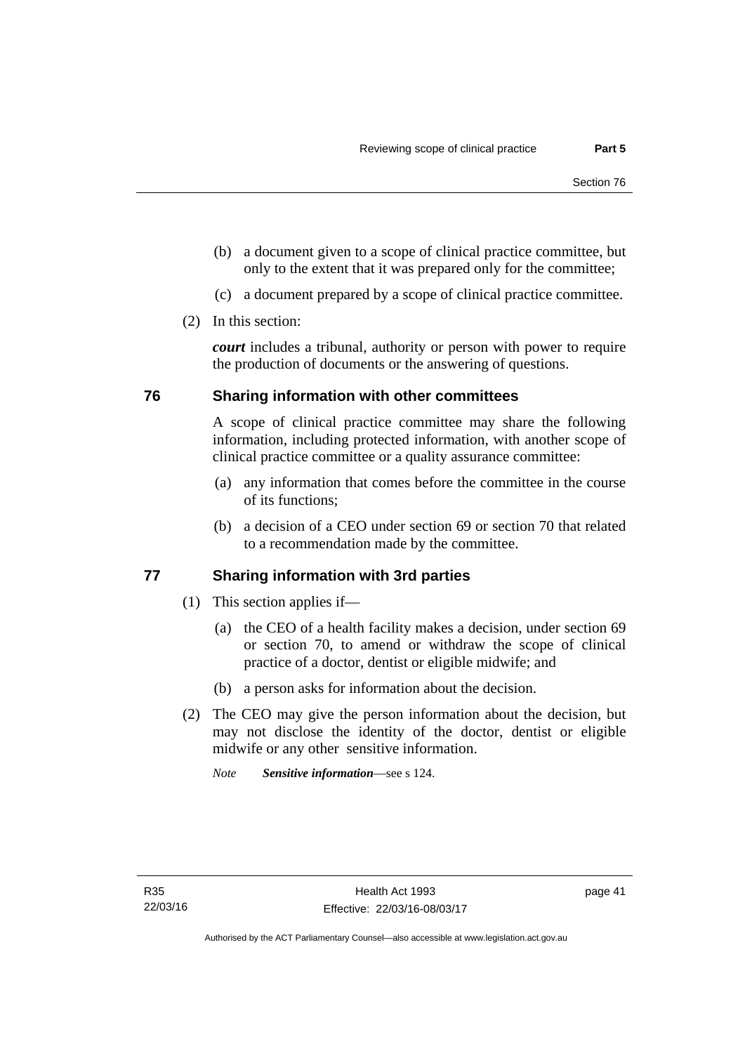(b) a document given to a scope of clinical practice committee, but only to the extent that it was prepared only for the committee;

(c) a document prepared by a scope of clinical practice committee.

(2) In this section:

***court*** includes a tribunal, authority or person with power to require the production of documents or the answering of questions.

## 76 Sharing information with other committees

A scope of clinical practice committee may share the following information, including protected information, with another scope of clinical practice committee or a quality assurance committee:

(a) any information that comes before the committee in the course of its functions;

(b) a decision of a CEO under section 69 or section 70 that related to a recommendation made by the committee.

## 77 Sharing information with 3rd parties

(1) This section applies if—

(a) the CEO of a health facility makes a decision, under section 69 or section 70, to amend or withdraw the scope of clinical practice of a doctor, dentist or eligible midwife; and

(b) a person asks for information about the decision.

(2) The CEO may give the person information about the decision, but may not disclose the identity of the doctor, dentist or eligible midwife or any other sensitive information.

*Note* ***Sensitive information***—see s 124.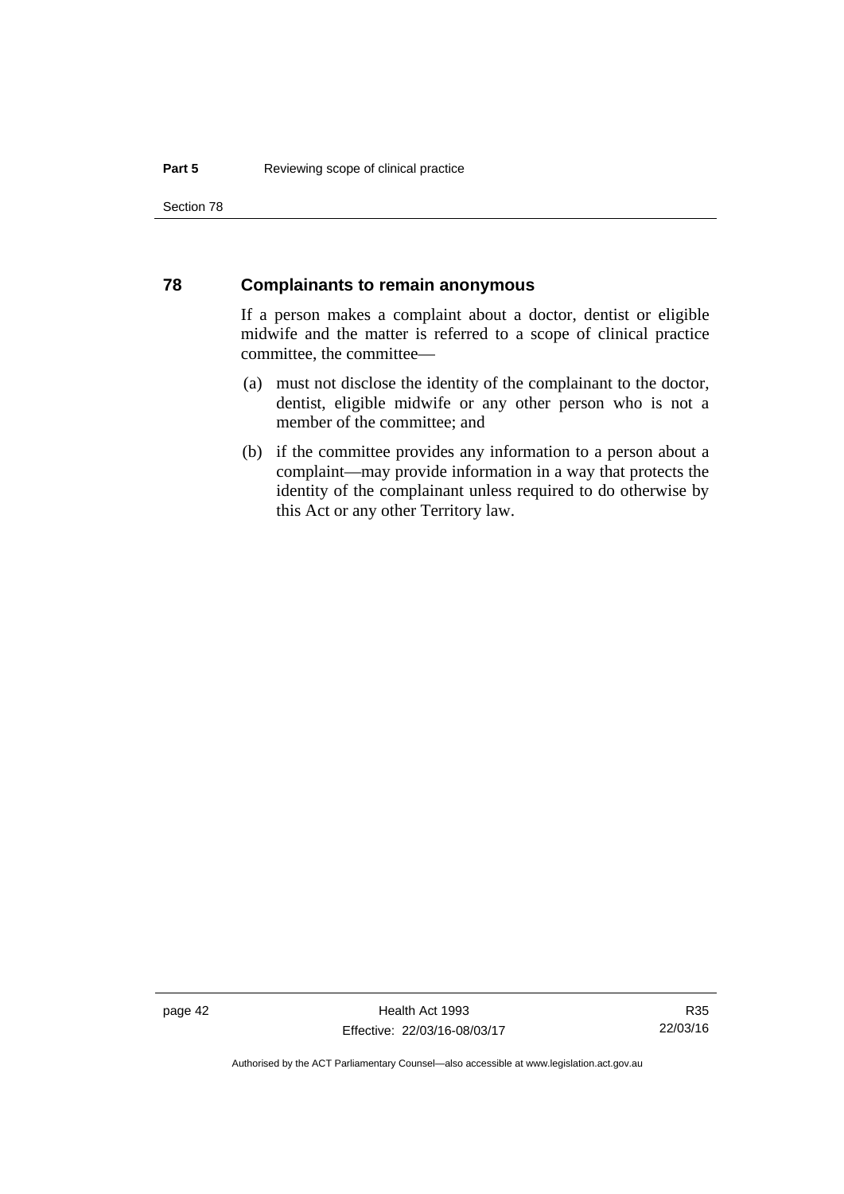## 78 Complainants to remain anonymous

If a person makes a complaint about a doctor, dentist or eligible midwife and the matter is referred to a scope of clinical practice committee, the committee—

(a) must not disclose the identity of the complainant to the doctor, dentist, eligible midwife or any other person who is not a member of the committee; and

(b) if the committee provides any information to a person about a complaint—may provide information in a way that protects the identity of the complainant unless required to do otherwise by this Act or any other Territory law.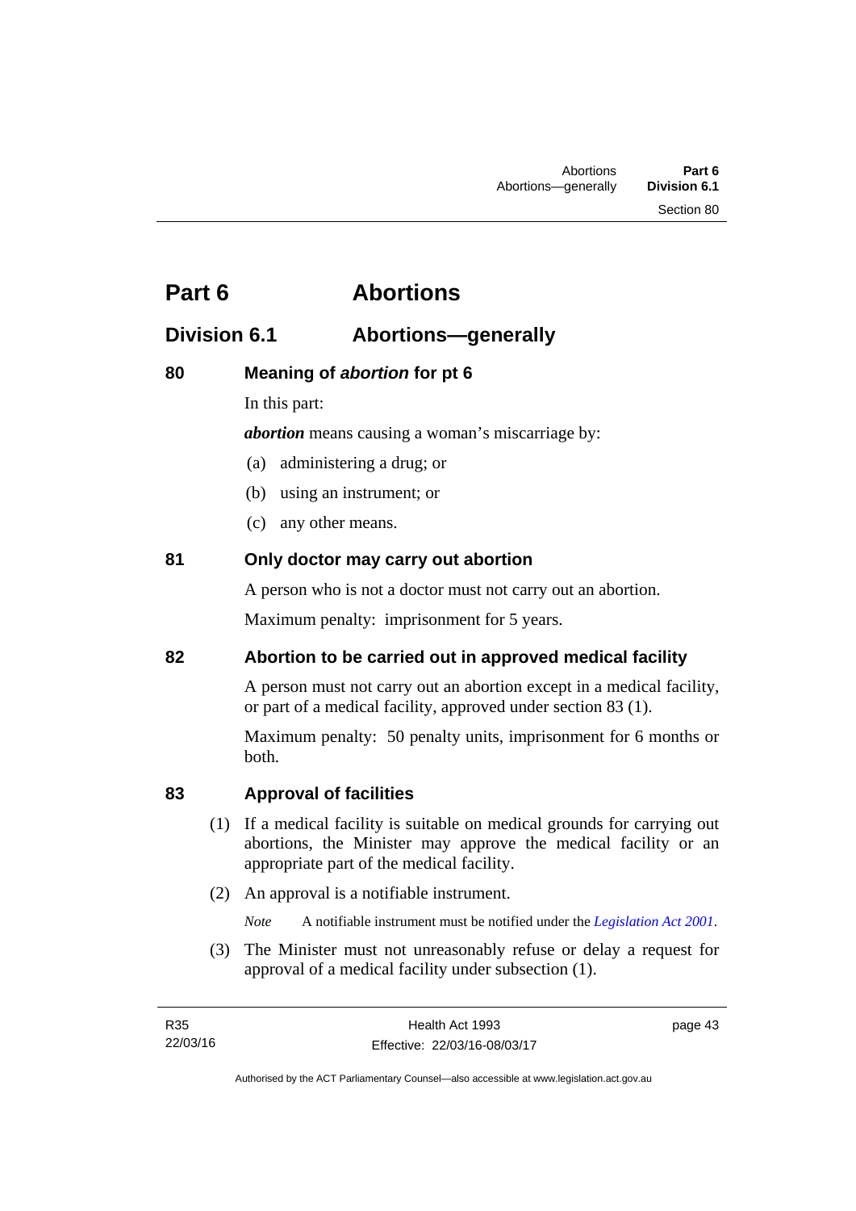# Part 6 Abortions

## Division 6.1 Abortions—generally

### 80 Meaning of *abortion* for pt 6

In this part:

***abortion*** means causing a woman's miscarriage by:

(a) administering a drug; or

(b) using an instrument; or

(c) any other means.

### 81 Only doctor may carry out abortion

A person who is not a doctor must not carry out an abortion.

Maximum penalty: imprisonment for 5 years.

### 82 Abortion to be carried out in approved medical facility

A person must not carry out an abortion except in a medical facility, or part of a medical facility, approved under section 83 (1).

Maximum penalty: 50 penalty units, imprisonment for 6 months or both.

### 83 Approval of facilities

(1) If a medical facility is suitable on medical grounds for carrying out abortions, the Minister may approve the medical facility or an appropriate part of the medical facility.

(2) An approval is a notifiable instrument.

*Note* A notifiable instrument must be notified under the *Legislation Act 2001*.

(3) The Minister must not unreasonably refuse or delay a request for approval of a medical facility under subsection (1).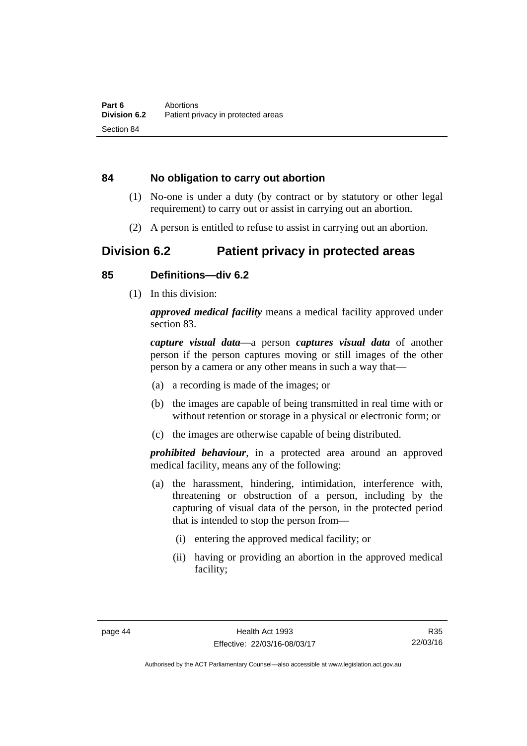### 84 No obligation to carry out abortion

(1) No-one is under a duty (by contract or by statutory or other legal requirement) to carry out or assist in carrying out an abortion.

(2) A person is entitled to refuse to assist in carrying out an abortion.

## Division 6.2 Patient privacy in protected areas

### 85 Definitions—div 6.2

(1) In this division:

***approved medical facility*** means a medical facility approved under section 83.

***capture visual data***—a person ***captures visual data*** of another person if the person captures moving or still images of the other person by a camera or any other means in such a way that—

(a) a recording is made of the images; or

(b) the images are capable of being transmitted in real time with or without retention or storage in a physical or electronic form; or

(c) the images are otherwise capable of being distributed.

***prohibited behaviour***, in a protected area around an approved medical facility, means any of the following:

(a) the harassment, hindering, intimidation, interference with, threatening or obstruction of a person, including by the capturing of visual data of the person, in the protected period that is intended to stop the person from—

(i) entering the approved medical facility; or

(ii) having or providing an abortion in the approved medical facility;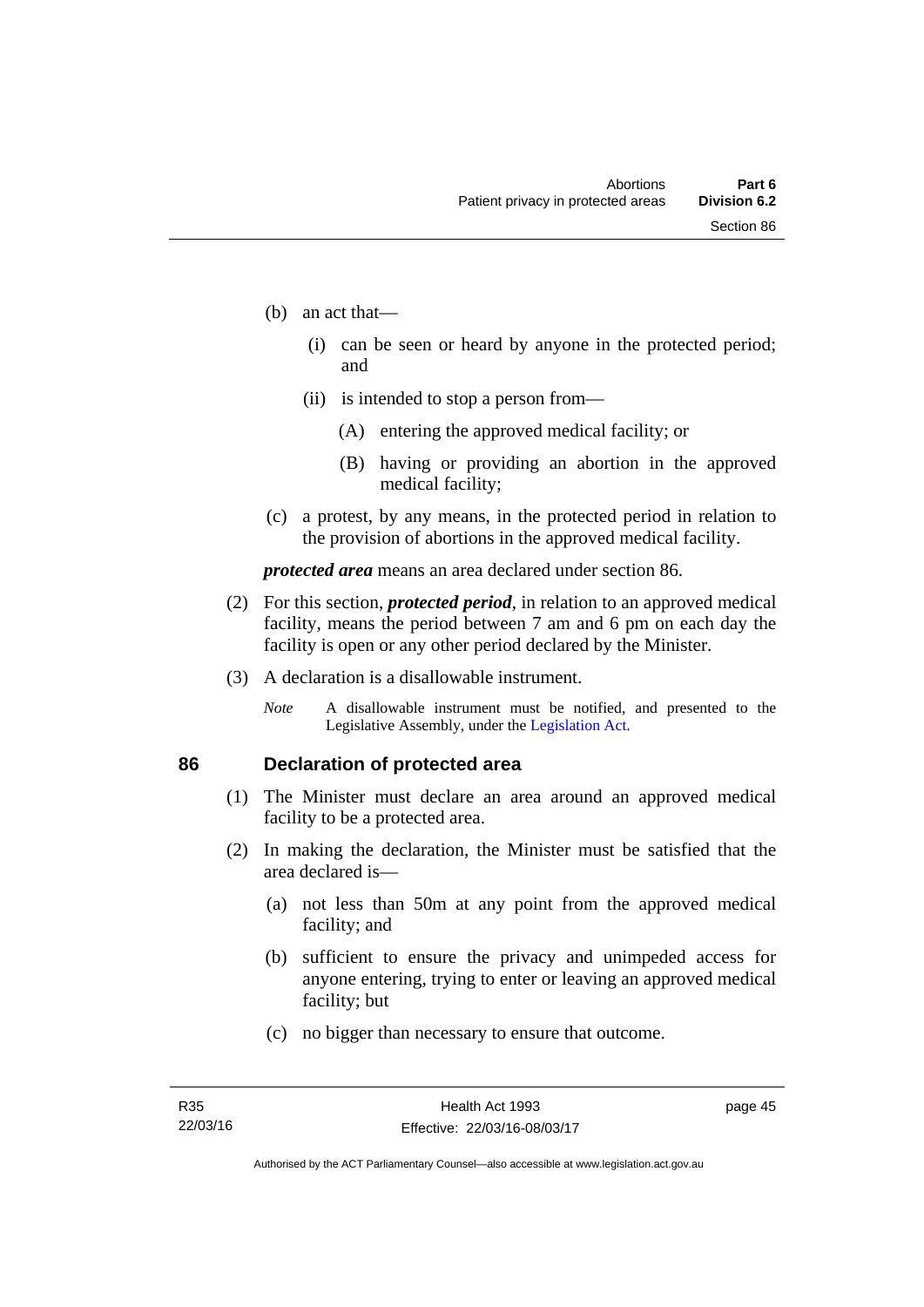(b) an act that—

   (i) can be seen or heard by anyone in the protected period; and

   (ii) is intended to stop a person from—

      (A) entering the approved medical facility; or

      (B) having or providing an abortion in the approved medical facility;

(c) a protest, by any means, in the protected period in relation to the provision of abortions in the approved medical facility.

***protected area*** means an area declared under section 86.

(2) For this section, ***protected period***, in relation to an approved medical facility, means the period between 7 am and 6 pm on each day the facility is open or any other period declared by the Minister.

(3) A declaration is a disallowable instrument.

*Note* A disallowable instrument must be notified, and presented to the Legislative Assembly, under the Legislation Act.

## 86 Declaration of protected area

(1) The Minister must declare an area around an approved medical facility to be a protected area.

(2) In making the declaration, the Minister must be satisfied that the area declared is—

(a) not less than 50m at any point from the approved medical facility; and

(b) sufficient to ensure the privacy and unimpeded access for anyone entering, trying to enter or leaving an approved medical facility; but

(c) no bigger than necessary to ensure that outcome.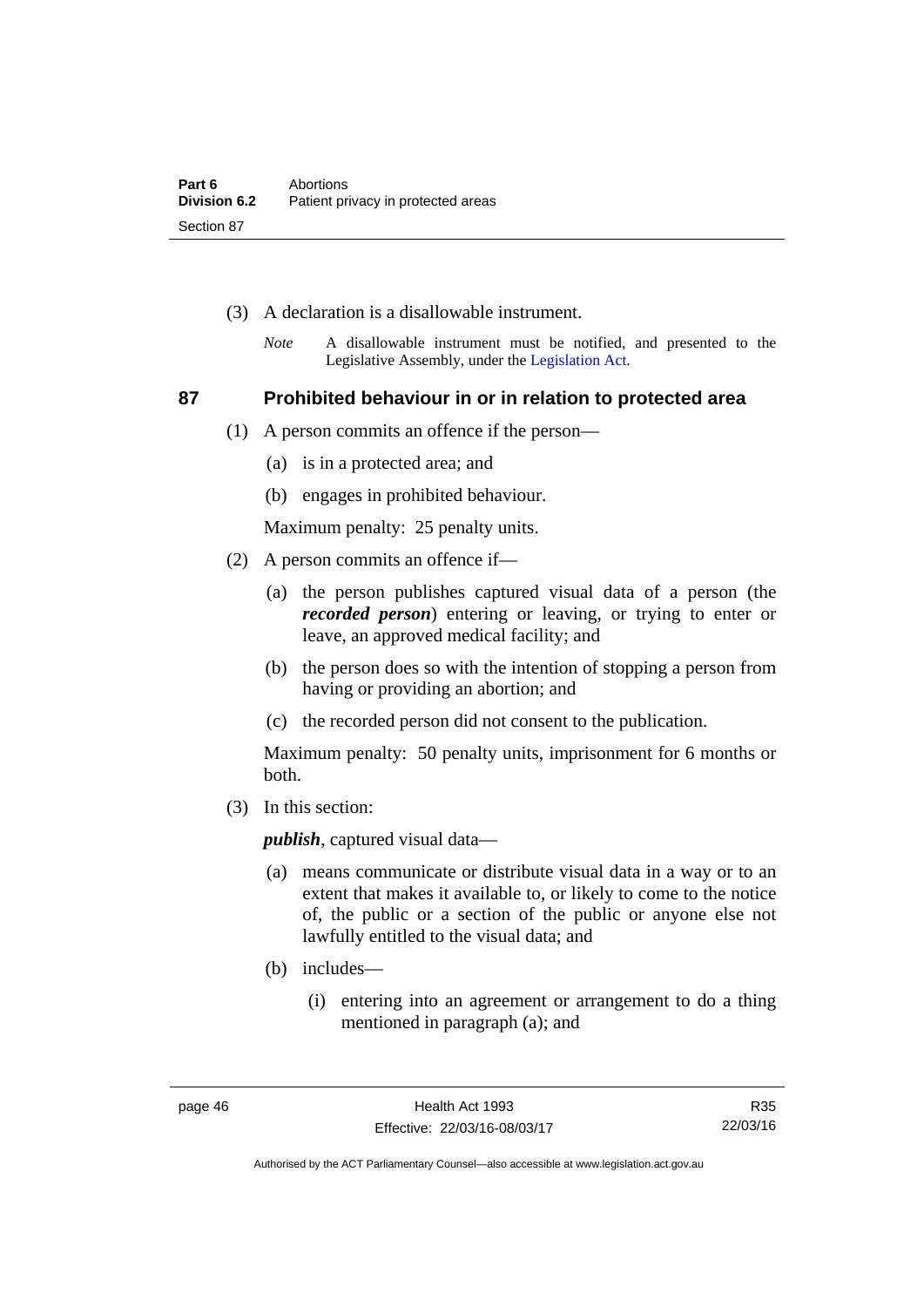(3) A declaration is a disallowable instrument.

*Note* A disallowable instrument must be notified, and presented to the Legislative Assembly, under the Legislation Act.

### 87 Prohibited behaviour in or in relation to protected area

(1) A person commits an offence if the person—

(a) is in a protected area; and

(b) engages in prohibited behaviour.

Maximum penalty: 25 penalty units.

(2) A person commits an offence if—

(a) the person publishes captured visual data of a person (the ***recorded person***) entering or leaving, or trying to enter or leave, an approved medical facility; and

(b) the person does so with the intention of stopping a person from having or providing an abortion; and

(c) the recorded person did not consent to the publication.

Maximum penalty: 50 penalty units, imprisonment for 6 months or both.

(3) In this section:

***publish***, captured visual data—

(a) means communicate or distribute visual data in a way or to an extent that makes it available to, or likely to come to the notice of, the public or a section of the public or anyone else not lawfully entitled to the visual data; and

(b) includes—

(i) entering into an agreement or arrangement to do a thing mentioned in paragraph (a); and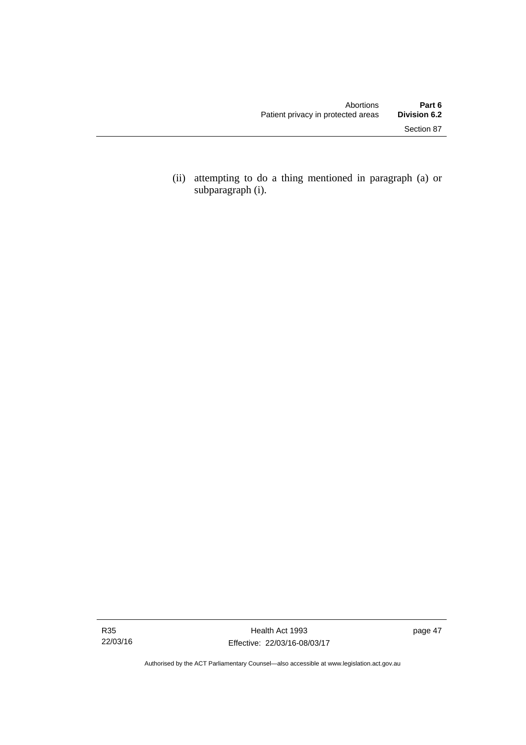(ii) attempting to do a thing mentioned in paragraph (a) or subparagraph (i).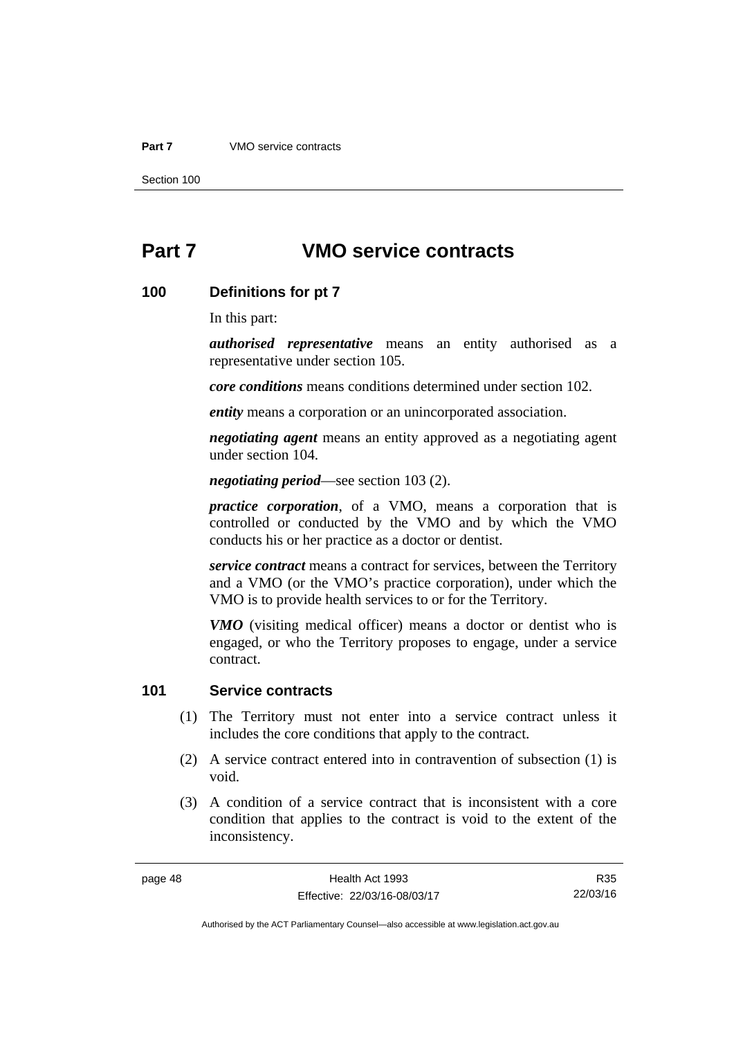# Part 7 VMO service contracts

## 100 Definitions for pt 7

In this part:

***authorised representative*** means an entity authorised as a representative under section 105.

***core conditions*** means conditions determined under section 102.

***entity*** means a corporation or an unincorporated association.

***negotiating agent*** means an entity approved as a negotiating agent under section 104.

***negotiating period***—see section 103 (2).

***practice corporation***, of a VMO, means a corporation that is controlled or conducted by the VMO and by which the VMO conducts his or her practice as a doctor or dentist.

***service contract*** means a contract for services, between the Territory and a VMO (or the VMO's practice corporation), under which the VMO is to provide health services to or for the Territory.

***VMO*** (visiting medical officer) means a doctor or dentist who is engaged, or who the Territory proposes to engage, under a service contract.

## 101 Service contracts

(1) The Territory must not enter into a service contract unless it includes the core conditions that apply to the contract.

(2) A service contract entered into in contravention of subsection (1) is void.

(3) A condition of a service contract that is inconsistent with a core condition that applies to the contract is void to the extent of the inconsistency.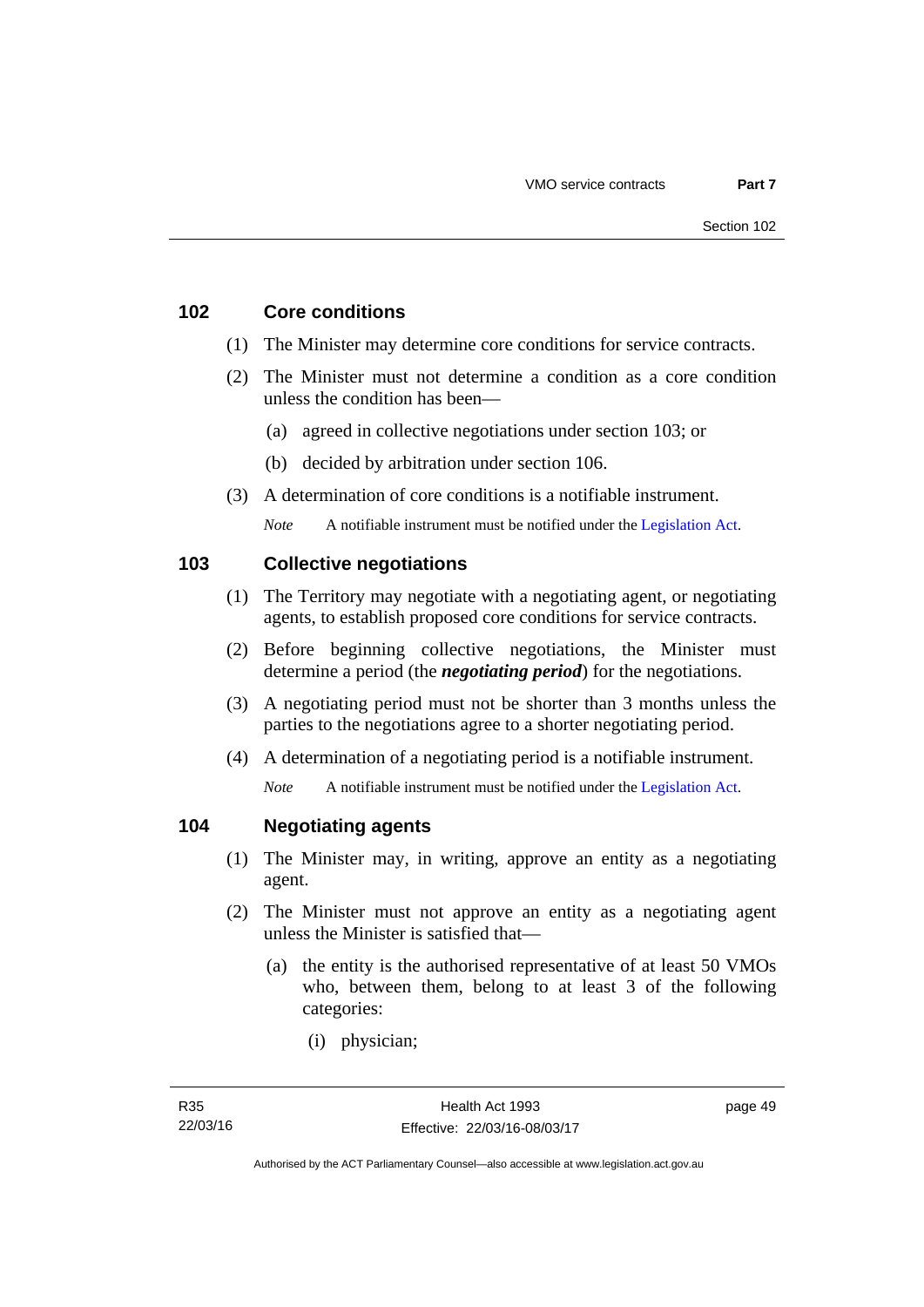## 102 Core conditions

(1) The Minister may determine core conditions for service contracts.

(2) The Minister must not determine a condition as a core condition unless the condition has been—

(a) agreed in collective negotiations under section 103; or

(b) decided by arbitration under section 106.

(3) A determination of core conditions is a notifiable instrument.

*Note* A notifiable instrument must be notified under the Legislation Act.

## 103 Collective negotiations

(1) The Territory may negotiate with a negotiating agent, or negotiating agents, to establish proposed core conditions for service contracts.

(2) Before beginning collective negotiations, the Minister must determine a period (the ***negotiating period***) for the negotiations.

(3) A negotiating period must not be shorter than 3 months unless the parties to the negotiations agree to a shorter negotiating period.

(4) A determination of a negotiating period is a notifiable instrument.

*Note* A notifiable instrument must be notified under the Legislation Act.

## 104 Negotiating agents

(1) The Minister may, in writing, approve an entity as a negotiating agent.

(2) The Minister must not approve an entity as a negotiating agent unless the Minister is satisfied that—

(a) the entity is the authorised representative of at least 50 VMOs who, between them, belong to at least 3 of the following categories:

(i) physician;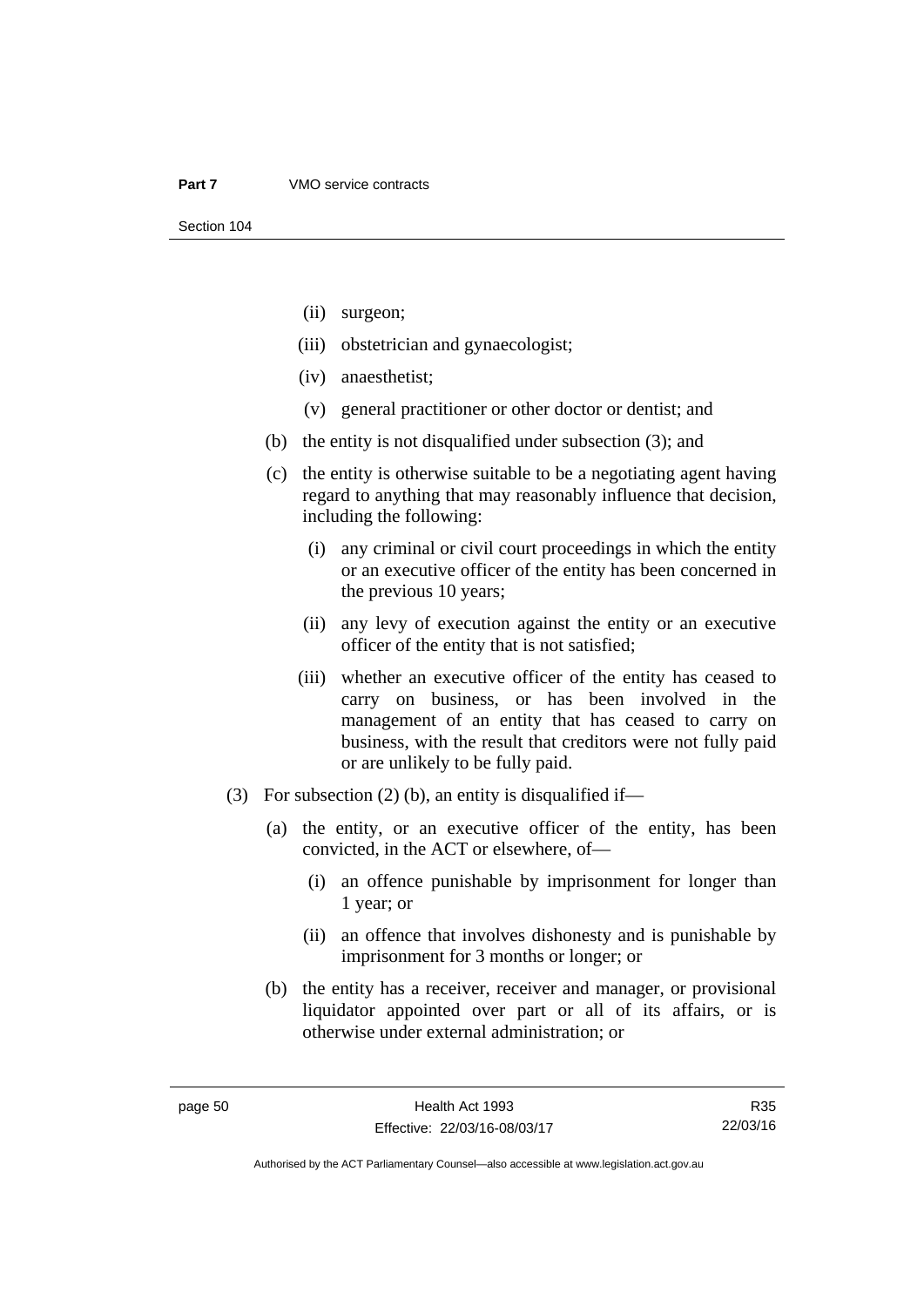(ii) surgeon;

(iii) obstetrician and gynaecologist;

(iv) anaesthetist;

(v) general practitioner or other doctor or dentist; and

(b) the entity is not disqualified under subsection (3); and

(c) the entity is otherwise suitable to be a negotiating agent having regard to anything that may reasonably influence that decision, including the following:

(i) any criminal or civil court proceedings in which the entity or an executive officer of the entity has been concerned in the previous 10 years;

(ii) any levy of execution against the entity or an executive officer of the entity that is not satisfied;

(iii) whether an executive officer of the entity has ceased to carry on business, or has been involved in the management of an entity that has ceased to carry on business, with the result that creditors were not fully paid or are unlikely to be fully paid.

(3) For subsection (2) (b), an entity is disqualified if—

(a) the entity, or an executive officer of the entity, has been convicted, in the ACT or elsewhere, of—

(i) an offence punishable by imprisonment for longer than 1 year; or

(ii) an offence that involves dishonesty and is punishable by imprisonment for 3 months or longer; or

(b) the entity has a receiver, receiver and manager, or provisional liquidator appointed over part or all of its affairs, or is otherwise under external administration; or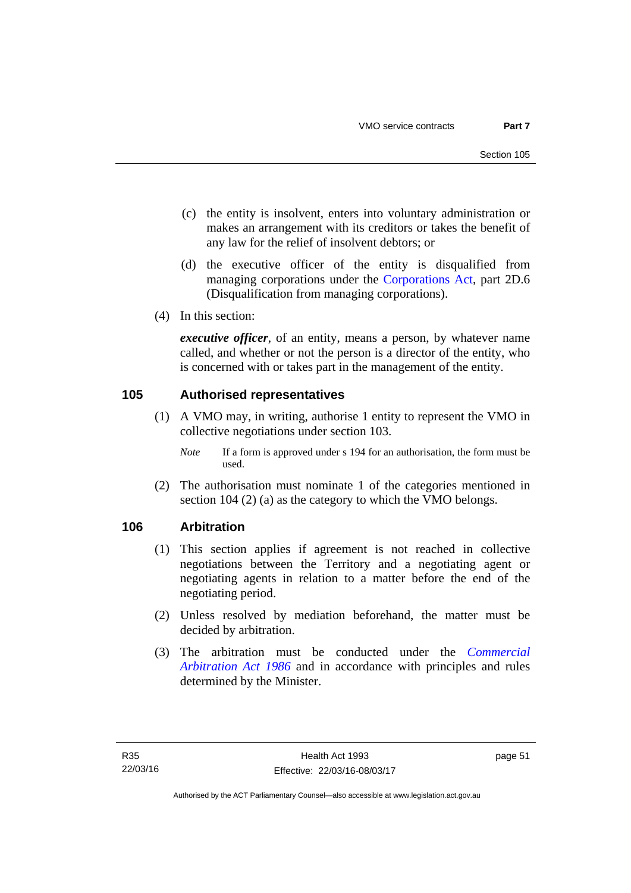(c) the entity is insolvent, enters into voluntary administration or makes an arrangement with its creditors or takes the benefit of any law for the relief of insolvent debtors; or

(d) the executive officer of the entity is disqualified from managing corporations under the Corporations Act, part 2D.6 (Disqualification from managing corporations).

(4) In this section:

***executive officer***, of an entity, means a person, by whatever name called, and whether or not the person is a director of the entity, who is concerned with or takes part in the management of the entity.

## 105 Authorised representatives

(1) A VMO may, in writing, authorise 1 entity to represent the VMO in collective negotiations under section 103.

*Note* If a form is approved under s 194 for an authorisation, the form must be used.

(2) The authorisation must nominate 1 of the categories mentioned in section 104 (2) (a) as the category to which the VMO belongs.

## 106 Arbitration

(1) This section applies if agreement is not reached in collective negotiations between the Territory and a negotiating agent or negotiating agents in relation to a matter before the end of the negotiating period.

(2) Unless resolved by mediation beforehand, the matter must be decided by arbitration.

(3) The arbitration must be conducted under the *Commercial Arbitration Act 1986* and in accordance with principles and rules determined by the Minister.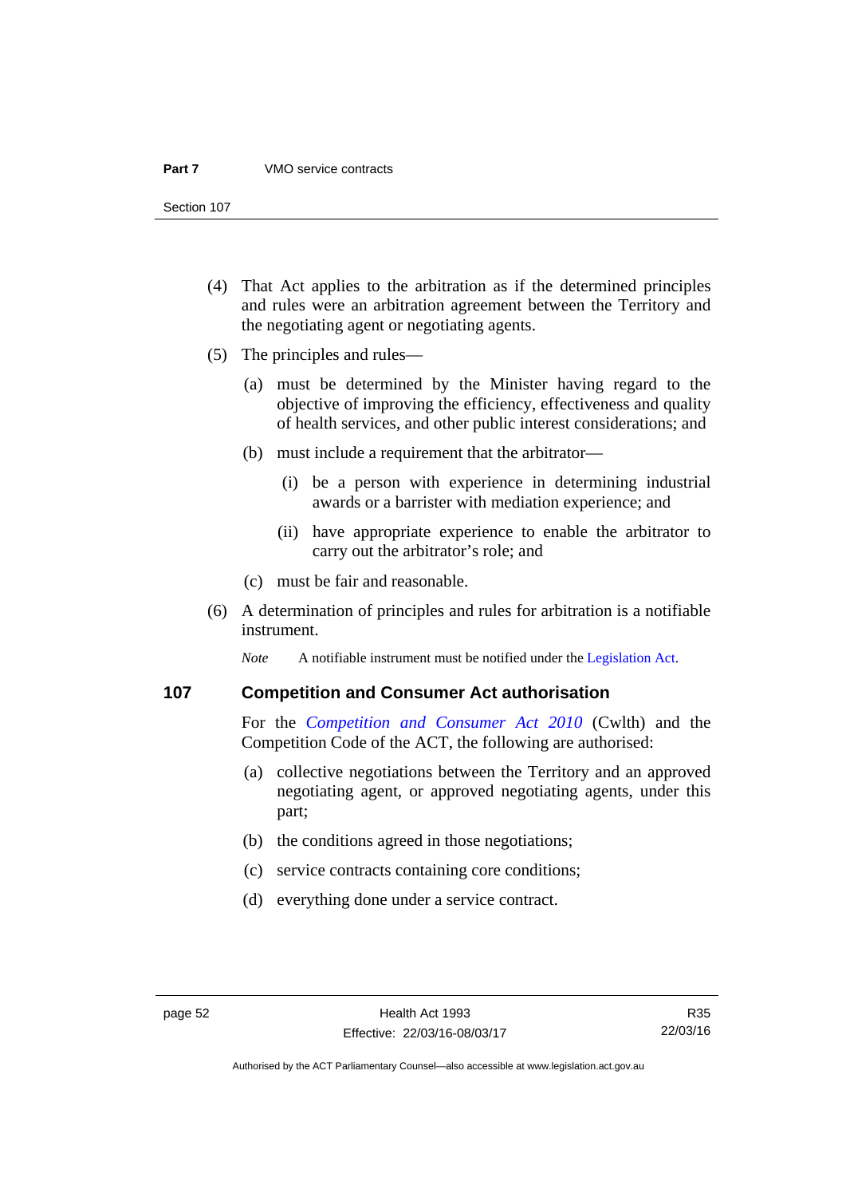(4) That Act applies to the arbitration as if the determined principles and rules were an arbitration agreement between the Territory and the negotiating agent or negotiating agents.

(5) The principles and rules—

  (a) must be determined by the Minister having regard to the objective of improving the efficiency, effectiveness and quality of health services, and other public interest considerations; and

  (b) must include a requirement that the arbitrator—

    (i) be a person with experience in determining industrial awards or a barrister with mediation experience; and

    (ii) have appropriate experience to enable the arbitrator to carry out the arbitrator's role; and

  (c) must be fair and reasonable.

(6) A determination of principles and rules for arbitration is a notifiable instrument.

*Note* A notifiable instrument must be notified under the Legislation Act.

## 107 Competition and Consumer Act authorisation

For the *Competition and Consumer Act 2010* (Cwlth) and the Competition Code of the ACT, the following are authorised:

  (a) collective negotiations between the Territory and an approved negotiating agent, or approved negotiating agents, under this part;

  (b) the conditions agreed in those negotiations;

  (c) service contracts containing core conditions;

  (d) everything done under a service contract.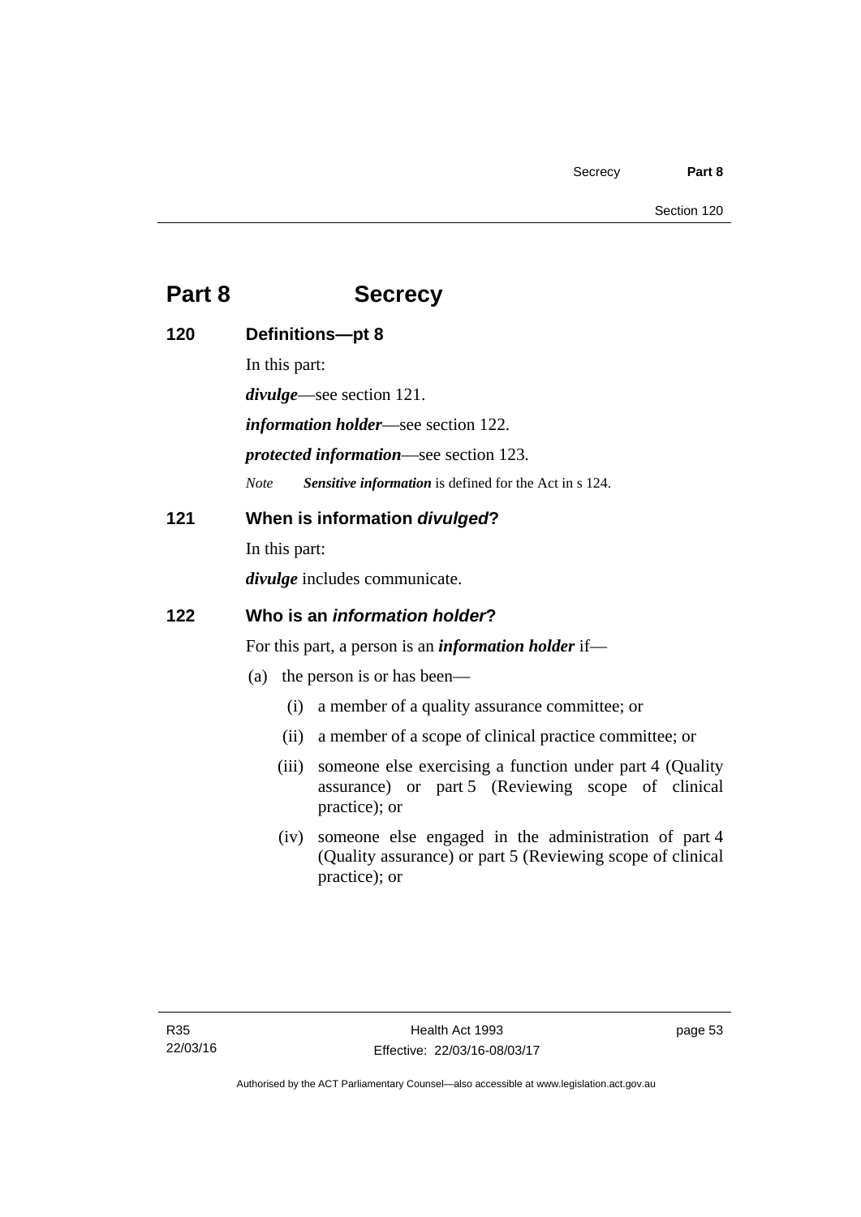# Part 8 Secrecy

## 120 Definitions—pt 8

In this part:

***divulge***—see section 121.

***information holder***—see section 122.

***protected information***—see section 123.

*Note* ***Sensitive information*** is defined for the Act in s 124.

## 121 When is information *divulged*?

In this part:

***divulge*** includes communicate.

## 122 Who is an *information holder*?

For this part, a person is an ***information holder*** if—

(a) the person is or has been—

(i) a member of a quality assurance committee; or

(ii) a member of a scope of clinical practice committee; or

(iii) someone else exercising a function under part 4 (Quality assurance) or part 5 (Reviewing scope of clinical practice); or

(iv) someone else engaged in the administration of part 4 (Quality assurance) or part 5 (Reviewing scope of clinical practice); or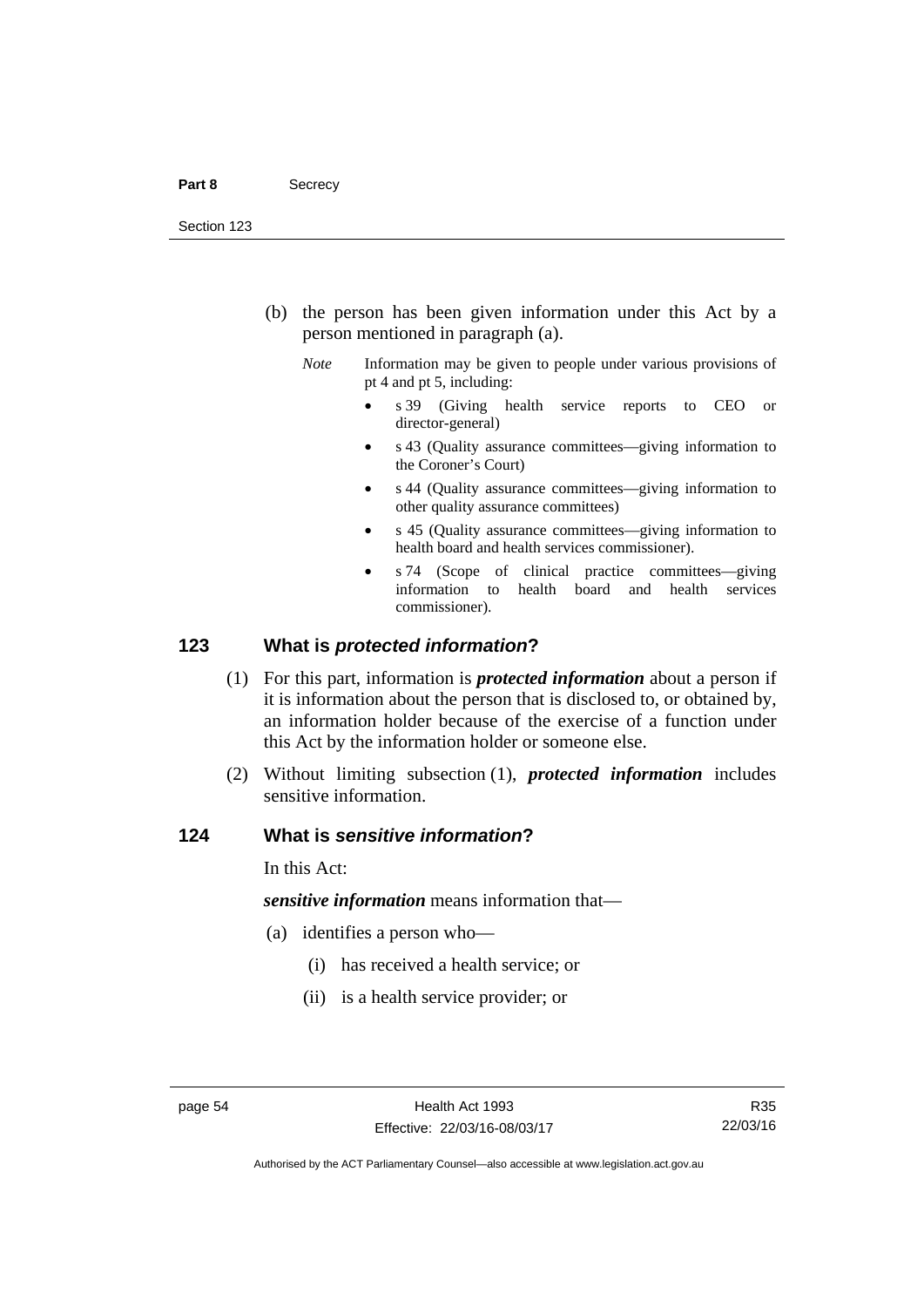(b) the person has been given information under this Act by a person mentioned in paragraph (a).

*Note* Information may be given to people under various provisions of pt 4 and pt 5, including:

- s 39 (Giving health service reports to CEO or director-general)
- s 43 (Quality assurance committees—giving information to the Coroner's Court)
- s 44 (Quality assurance committees—giving information to other quality assurance committees)
- s 45 (Quality assurance committees—giving information to health board and health services commissioner).
- s 74 (Scope of clinical practice committees—giving information to health board and health services commissioner).

## 123 What is *protected information*?

(1) For this part, information is ***protected information*** about a person if it is information about the person that is disclosed to, or obtained by, an information holder because of the exercise of a function under this Act by the information holder or someone else.

(2) Without limiting subsection (1), ***protected information*** includes sensitive information.

## 124 What is *sensitive information*?

In this Act:

***sensitive information*** means information that—

(a) identifies a person who—

(i) has received a health service; or

(ii) is a health service provider; or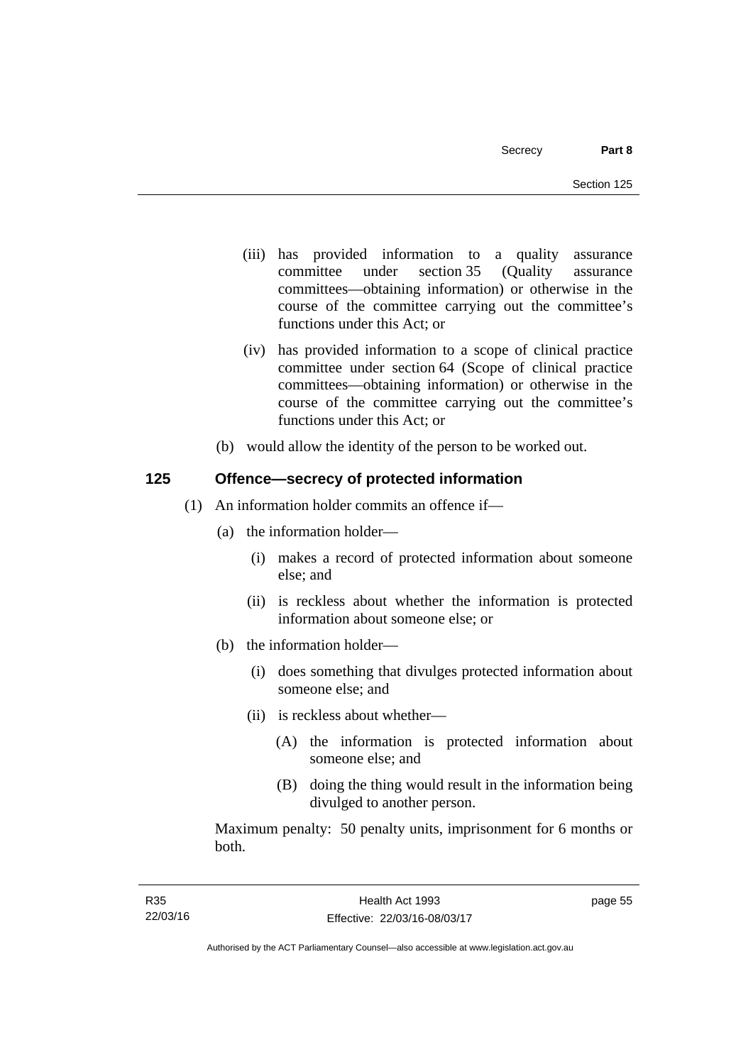(iii) has provided information to a quality assurance committee under section 35 (Quality assurance committees—obtaining information) or otherwise in the course of the committee carrying out the committee's functions under this Act; or

(iv) has provided information to a scope of clinical practice committee under section 64 (Scope of clinical practice committees—obtaining information) or otherwise in the course of the committee carrying out the committee's functions under this Act; or

(b) would allow the identity of the person to be worked out.

## 125 Offence—secrecy of protected information

(1) An information holder commits an offence if—

(a) the information holder—

(i) makes a record of protected information about someone else; and

(ii) is reckless about whether the information is protected information about someone else; or

(b) the information holder—

(i) does something that divulges protected information about someone else; and

(ii) is reckless about whether—

(A) the information is protected information about someone else; and

(B) doing the thing would result in the information being divulged to another person.

Maximum penalty: 50 penalty units, imprisonment for 6 months or both.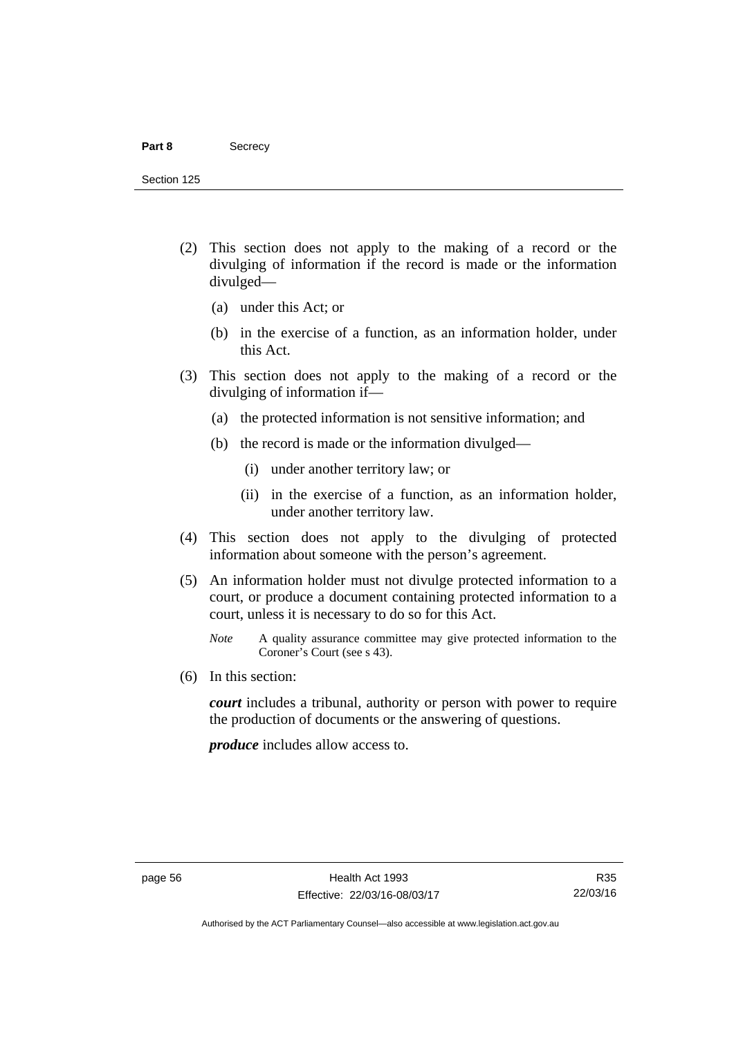(2) This section does not apply to the making of a record or the divulging of information if the record is made or the information divulged—

(a) under this Act; or

(b) in the exercise of a function, as an information holder, under this Act.

(3) This section does not apply to the making of a record or the divulging of information if—

(a) the protected information is not sensitive information; and

(b) the record is made or the information divulged—

(i) under another territory law; or

(ii) in the exercise of a function, as an information holder, under another territory law.

(4) This section does not apply to the divulging of protected information about someone with the person's agreement.

(5) An information holder must not divulge protected information to a court, or produce a document containing protected information to a court, unless it is necessary to do so for this Act.

*Note* A quality assurance committee may give protected information to the Coroner's Court (see s 43).

(6) In this section:

***court*** includes a tribunal, authority or person with power to require the production of documents or the answering of questions.

***produce*** includes allow access to.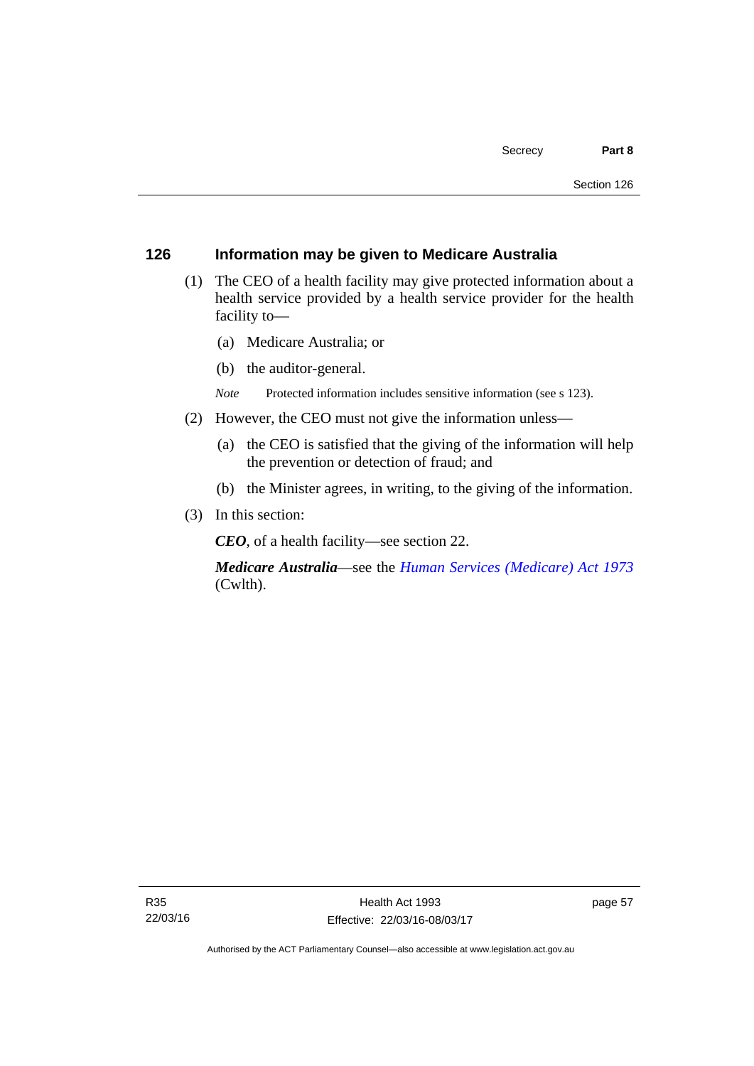## 126 Information may be given to Medicare Australia

(1) The CEO of a health facility may give protected information about a health service provided by a health service provider for the health facility to—

(a) Medicare Australia; or

(b) the auditor-general.

*Note* Protected information includes sensitive information (see s 123).

(2) However, the CEO must not give the information unless—

(a) the CEO is satisfied that the giving of the information will help the prevention or detection of fraud; and

(b) the Minister agrees, in writing, to the giving of the information.

(3) In this section:

***CEO***, of a health facility—see section 22.

***Medicare Australia***—see the *Human Services (Medicare) Act 1973* (Cwlth).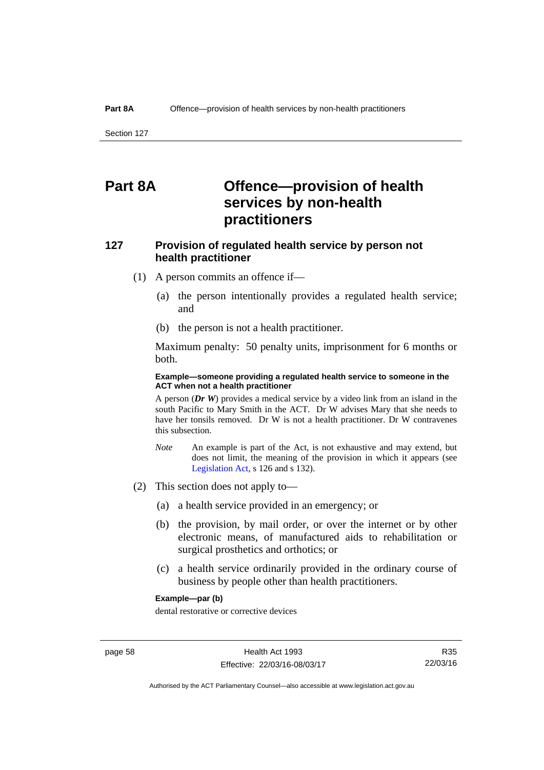# Part 8A Offence—provision of health services by non-health practitioners

## 127 Provision of regulated health service by person not health practitioner

(1) A person commits an offence if—

(a) the person intentionally provides a regulated health service; and

(b) the person is not a health practitioner.

Maximum penalty: 50 penalty units, imprisonment for 6 months or both.

**Example—someone providing a regulated health service to someone in the ACT when not a health practitioner**

A person (***Dr W***) provides a medical service by a video link from an island in the south Pacific to Mary Smith in the ACT. Dr W advises Mary that she needs to have her tonsils removed. Dr W is not a health practitioner. Dr W contravenes this subsection.

*Note* An example is part of the Act, is not exhaustive and may extend, but does not limit, the meaning of the provision in which it appears (see Legislation Act, s 126 and s 132).

(2) This section does not apply to—

(a) a health service provided in an emergency; or

(b) the provision, by mail order, or over the internet or by other electronic means, of manufactured aids to rehabilitation or surgical prosthetics and orthotics; or

(c) a health service ordinarily provided in the ordinary course of business by people other than health practitioners.

**Example—par (b)**

dental restorative or corrective devices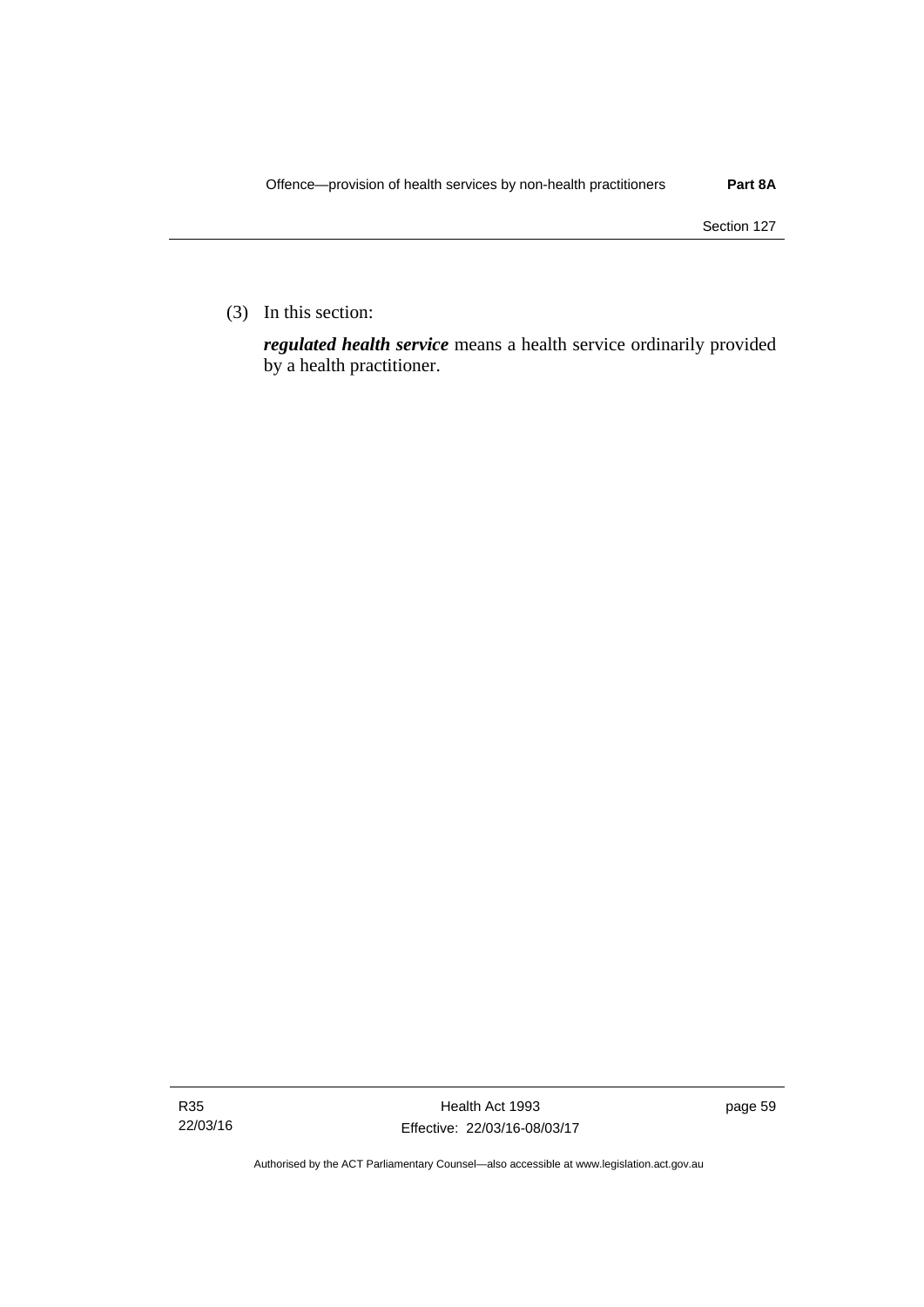(3) In this section:

***regulated health service*** means a health service ordinarily provided by a health practitioner.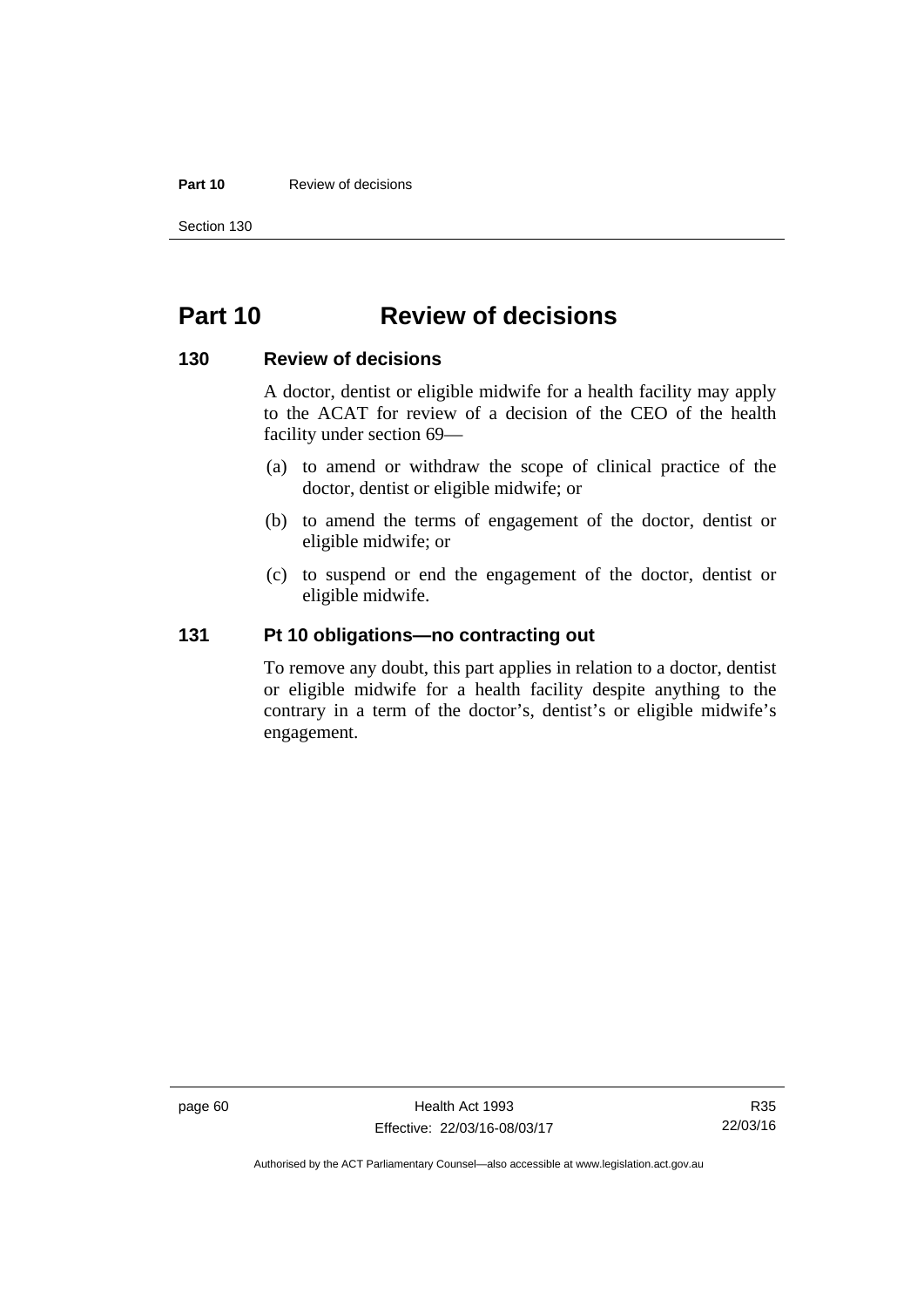# Part 10 Review of decisions

## 130 Review of decisions

A doctor, dentist or eligible midwife for a health facility may apply to the ACAT for review of a decision of the CEO of the health facility under section 69—

(a) to amend or withdraw the scope of clinical practice of the doctor, dentist or eligible midwife; or

(b) to amend the terms of engagement of the doctor, dentist or eligible midwife; or

(c) to suspend or end the engagement of the doctor, dentist or eligible midwife.

## 131 Pt 10 obligations—no contracting out

To remove any doubt, this part applies in relation to a doctor, dentist or eligible midwife for a health facility despite anything to the contrary in a term of the doctor's, dentist's or eligible midwife's engagement.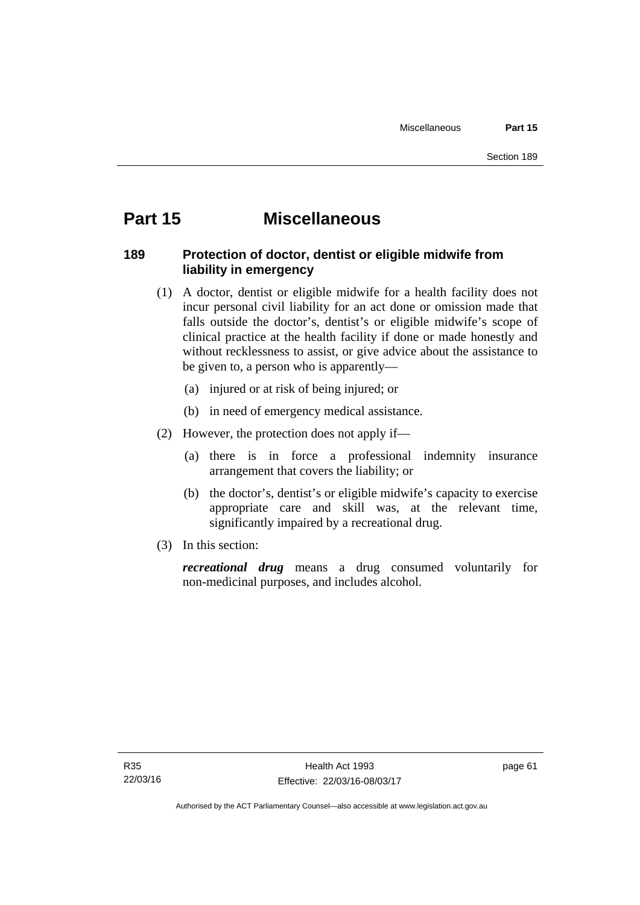# Part 15 Miscellaneous

## 189 Protection of doctor, dentist or eligible midwife from liability in emergency

(1) A doctor, dentist or eligible midwife for a health facility does not incur personal civil liability for an act done or omission made that falls outside the doctor's, dentist's or eligible midwife's scope of clinical practice at the health facility if done or made honestly and without recklessness to assist, or give advice about the assistance to be given to, a person who is apparently—

(a) injured or at risk of being injured; or

(b) in need of emergency medical assistance.

(2) However, the protection does not apply if—

(a) there is in force a professional indemnity insurance arrangement that covers the liability; or

(b) the doctor's, dentist's or eligible midwife's capacity to exercise appropriate care and skill was, at the relevant time, significantly impaired by a recreational drug.

(3) In this section:

***recreational drug*** means a drug consumed voluntarily for non-medicinal purposes, and includes alcohol.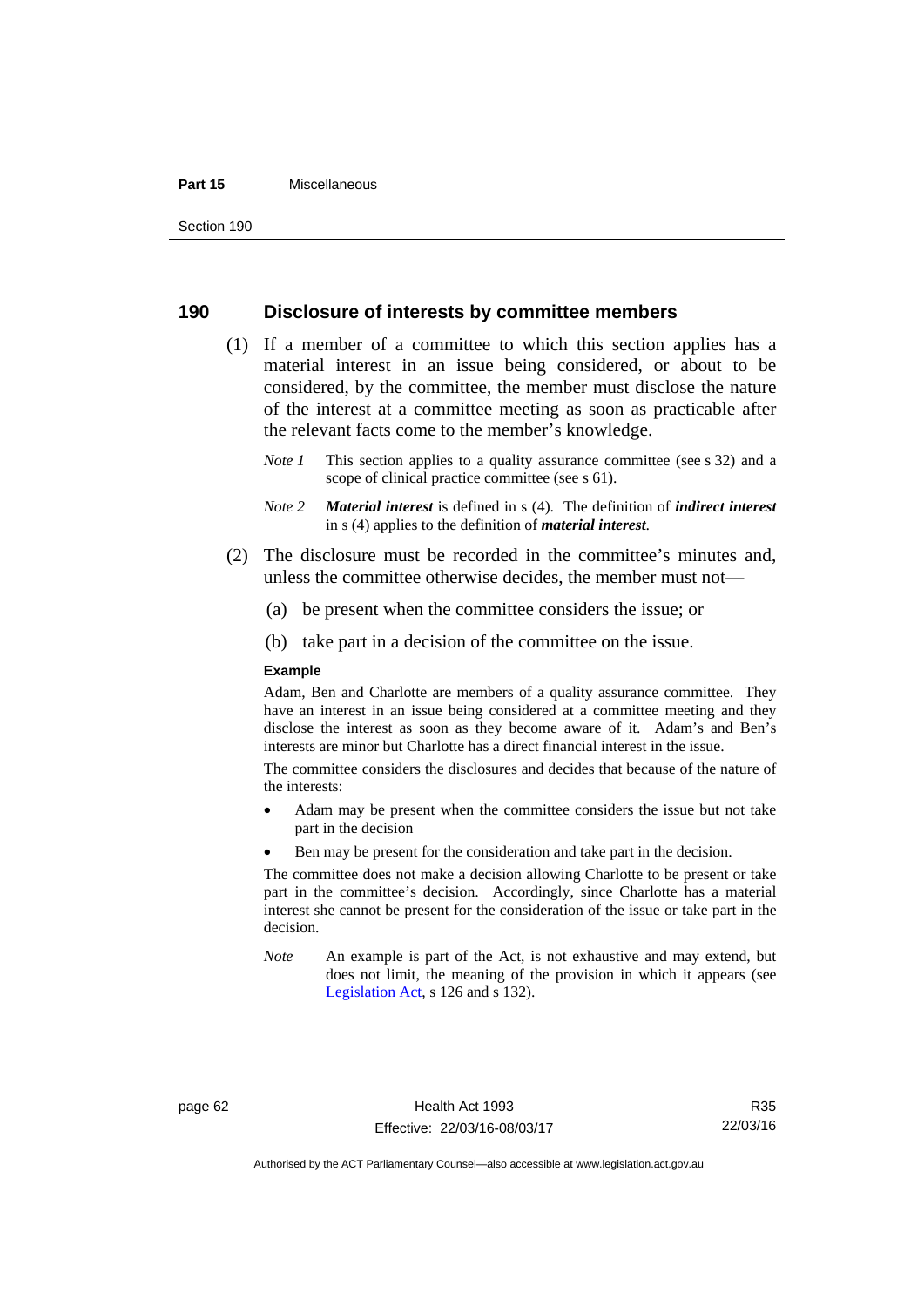## 190 Disclosure of interests by committee members

(1) If a member of a committee to which this section applies has a material interest in an issue being considered, or about to be considered, by the committee, the member must disclose the nature of the interest at a committee meeting as soon as practicable after the relevant facts come to the member's knowledge.

*Note 1* This section applies to a quality assurance committee (see s 32) and a scope of clinical practice committee (see s 61).

*Note 2* ***Material interest*** is defined in s (4). The definition of ***indirect interest*** in s (4) applies to the definition of ***material interest***.

(2) The disclosure must be recorded in the committee's minutes and, unless the committee otherwise decides, the member must not—

(a) be present when the committee considers the issue; or

(b) take part in a decision of the committee on the issue.

**Example**

Adam, Ben and Charlotte are members of a quality assurance committee. They have an interest in an issue being considered at a committee meeting and they disclose the interest as soon as they become aware of it. Adam's and Ben's interests are minor but Charlotte has a direct financial interest in the issue.

The committee considers the disclosures and decides that because of the nature of the interests:

- Adam may be present when the committee considers the issue but not take part in the decision
- Ben may be present for the consideration and take part in the decision.

The committee does not make a decision allowing Charlotte to be present or take part in the committee's decision. Accordingly, since Charlotte has a material interest she cannot be present for the consideration of the issue or take part in the decision.

*Note* An example is part of the Act, is not exhaustive and may extend, but does not limit, the meaning of the provision in which it appears (see Legislation Act, s 126 and s 132).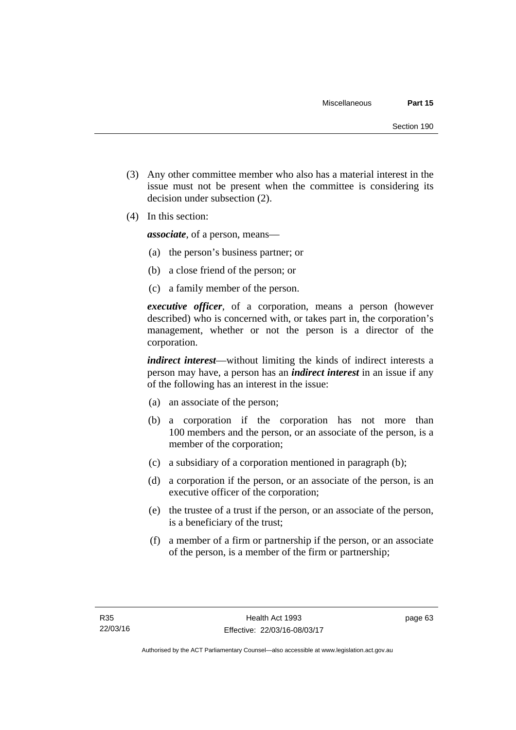(3) Any other committee member who also has a material interest in the issue must not be present when the committee is considering its decision under subsection (2).

(4) In this section:

***associate***, of a person, means—

(a) the person's business partner; or

(b) a close friend of the person; or

(c) a family member of the person.

***executive officer***, of a corporation, means a person (however described) who is concerned with, or takes part in, the corporation's management, whether or not the person is a director of the corporation.

***indirect interest***—without limiting the kinds of indirect interests a person may have, a person has an ***indirect interest*** in an issue if any of the following has an interest in the issue:

(a) an associate of the person;

(b) a corporation if the corporation has not more than 100 members and the person, or an associate of the person, is a member of the corporation;

(c) a subsidiary of a corporation mentioned in paragraph (b);

(d) a corporation if the person, or an associate of the person, is an executive officer of the corporation;

(e) the trustee of a trust if the person, or an associate of the person, is a beneficiary of the trust;

(f) a member of a firm or partnership if the person, or an associate of the person, is a member of the firm or partnership;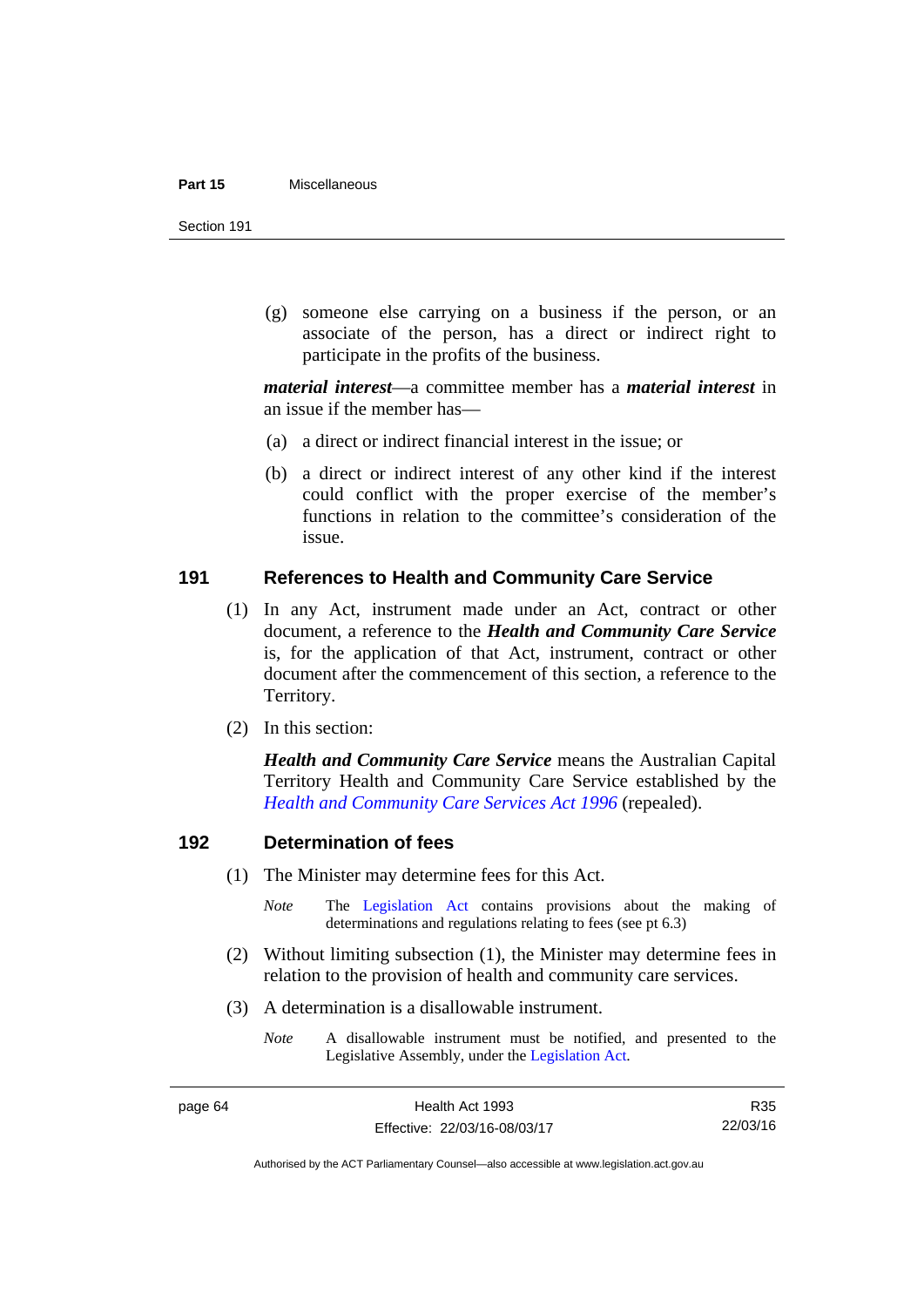(g) someone else carrying on a business if the person, or an associate of the person, has a direct or indirect right to participate in the profits of the business.

***material interest***—a committee member has a ***material interest*** in an issue if the member has—

(a) a direct or indirect financial interest in the issue; or

(b) a direct or indirect interest of any other kind if the interest could conflict with the proper exercise of the member's functions in relation to the committee's consideration of the issue.

## 191 References to Health and Community Care Service

(1) In any Act, instrument made under an Act, contract or other document, a reference to the ***Health and Community Care Service*** is, for the application of that Act, instrument, contract or other document after the commencement of this section, a reference to the Territory.

(2) In this section:

***Health and Community Care Service*** means the Australian Capital Territory Health and Community Care Service established by the *Health and Community Care Services Act 1996* (repealed).

## 192 Determination of fees

(1) The Minister may determine fees for this Act.

*Note* The Legislation Act contains provisions about the making of determinations and regulations relating to fees (see pt 6.3)

(2) Without limiting subsection (1), the Minister may determine fees in relation to the provision of health and community care services.

(3) A determination is a disallowable instrument.

*Note* A disallowable instrument must be notified, and presented to the Legislative Assembly, under the Legislation Act.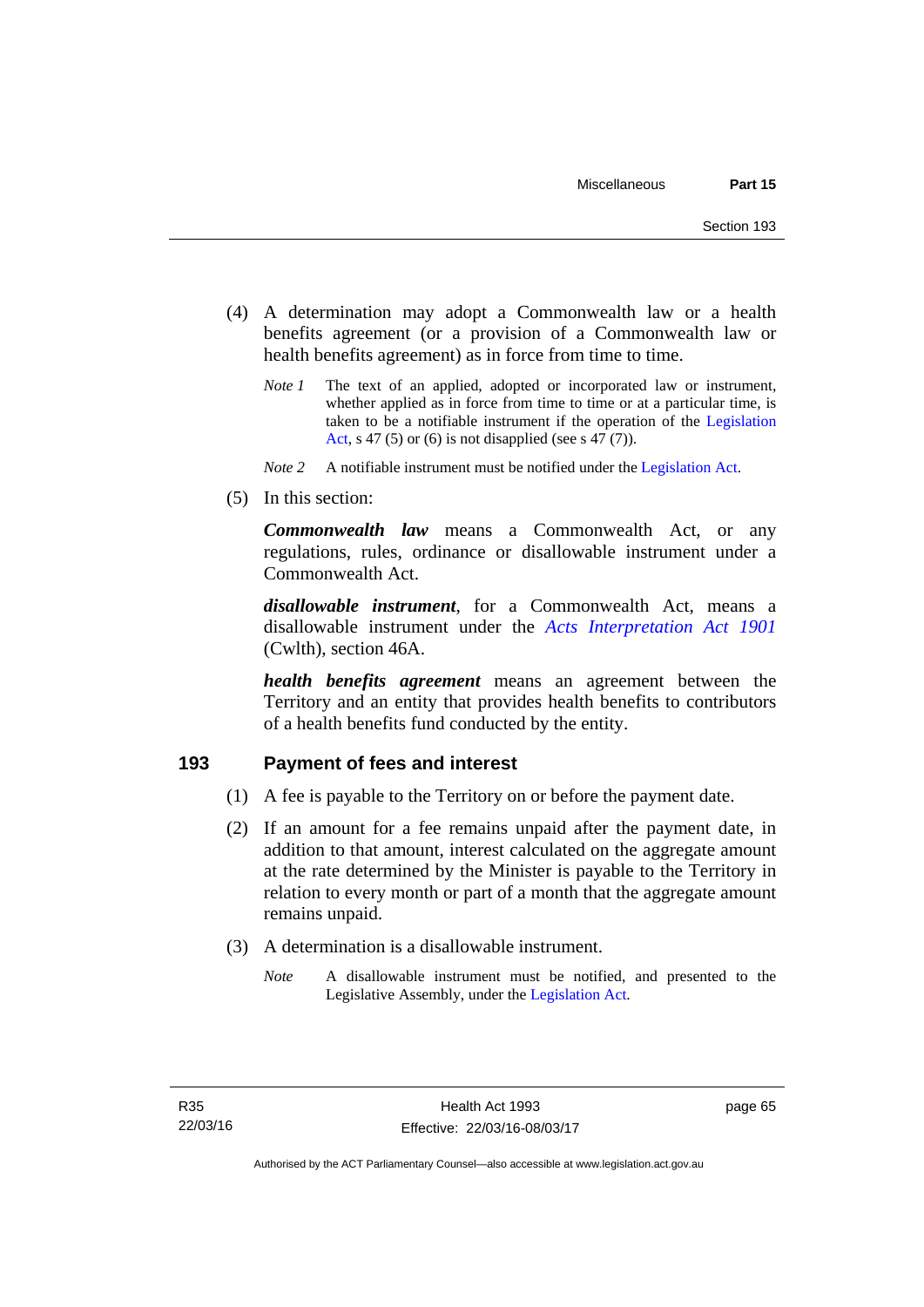(4) A determination may adopt a Commonwealth law or a health benefits agreement (or a provision of a Commonwealth law or health benefits agreement) as in force from time to time.

*Note 1* The text of an applied, adopted or incorporated law or instrument, whether applied as in force from time to time or at a particular time, is taken to be a notifiable instrument if the operation of the Legislation Act, s 47 (5) or (6) is not disapplied (see s 47 (7)).

*Note 2* A notifiable instrument must be notified under the Legislation Act.

(5) In this section:

***Commonwealth law*** means a Commonwealth Act, or any regulations, rules, ordinance or disallowable instrument under a Commonwealth Act.

***disallowable instrument***, for a Commonwealth Act, means a disallowable instrument under the *Acts Interpretation Act 1901* (Cwlth), section 46A.

***health benefits agreement*** means an agreement between the Territory and an entity that provides health benefits to contributors of a health benefits fund conducted by the entity.

## 193 Payment of fees and interest

(1) A fee is payable to the Territory on or before the payment date.

(2) If an amount for a fee remains unpaid after the payment date, in addition to that amount, interest calculated on the aggregate amount at the rate determined by the Minister is payable to the Territory in relation to every month or part of a month that the aggregate amount remains unpaid.

(3) A determination is a disallowable instrument.

*Note* A disallowable instrument must be notified, and presented to the Legislative Assembly, under the Legislation Act.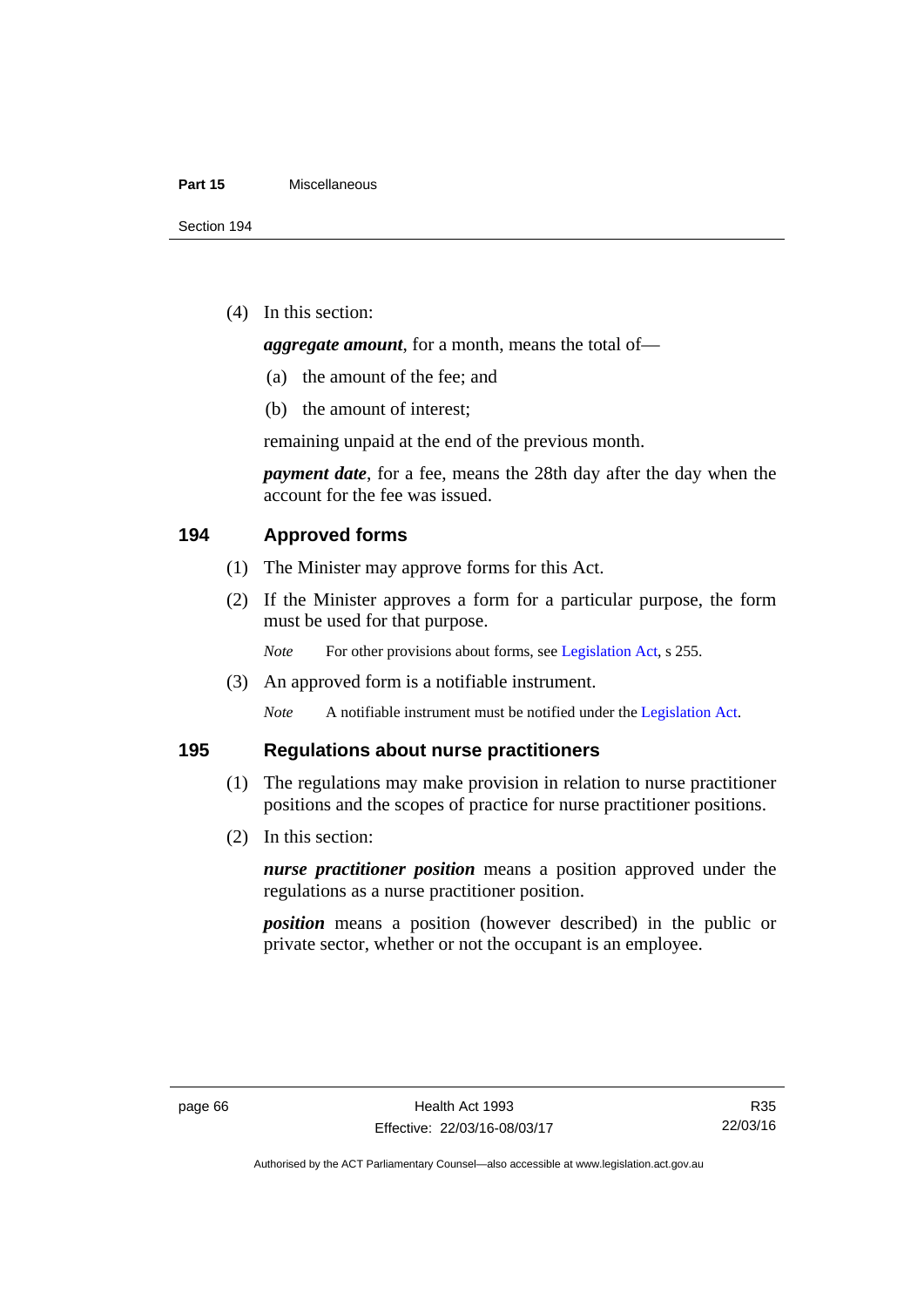(4) In this section:

***aggregate amount***, for a month, means the total of—

(a) the amount of the fee; and

(b) the amount of interest;

remaining unpaid at the end of the previous month.

***payment date***, for a fee, means the 28th day after the day when the account for the fee was issued.

## 194 Approved forms

(1) The Minister may approve forms for this Act.

(2) If the Minister approves a form for a particular purpose, the form must be used for that purpose.

*Note* For other provisions about forms, see Legislation Act, s 255.

(3) An approved form is a notifiable instrument.

*Note* A notifiable instrument must be notified under the Legislation Act.

## 195 Regulations about nurse practitioners

(1) The regulations may make provision in relation to nurse practitioner positions and the scopes of practice for nurse practitioner positions.

(2) In this section:

***nurse practitioner position*** means a position approved under the regulations as a nurse practitioner position.

***position*** means a position (however described) in the public or private sector, whether or not the occupant is an employee.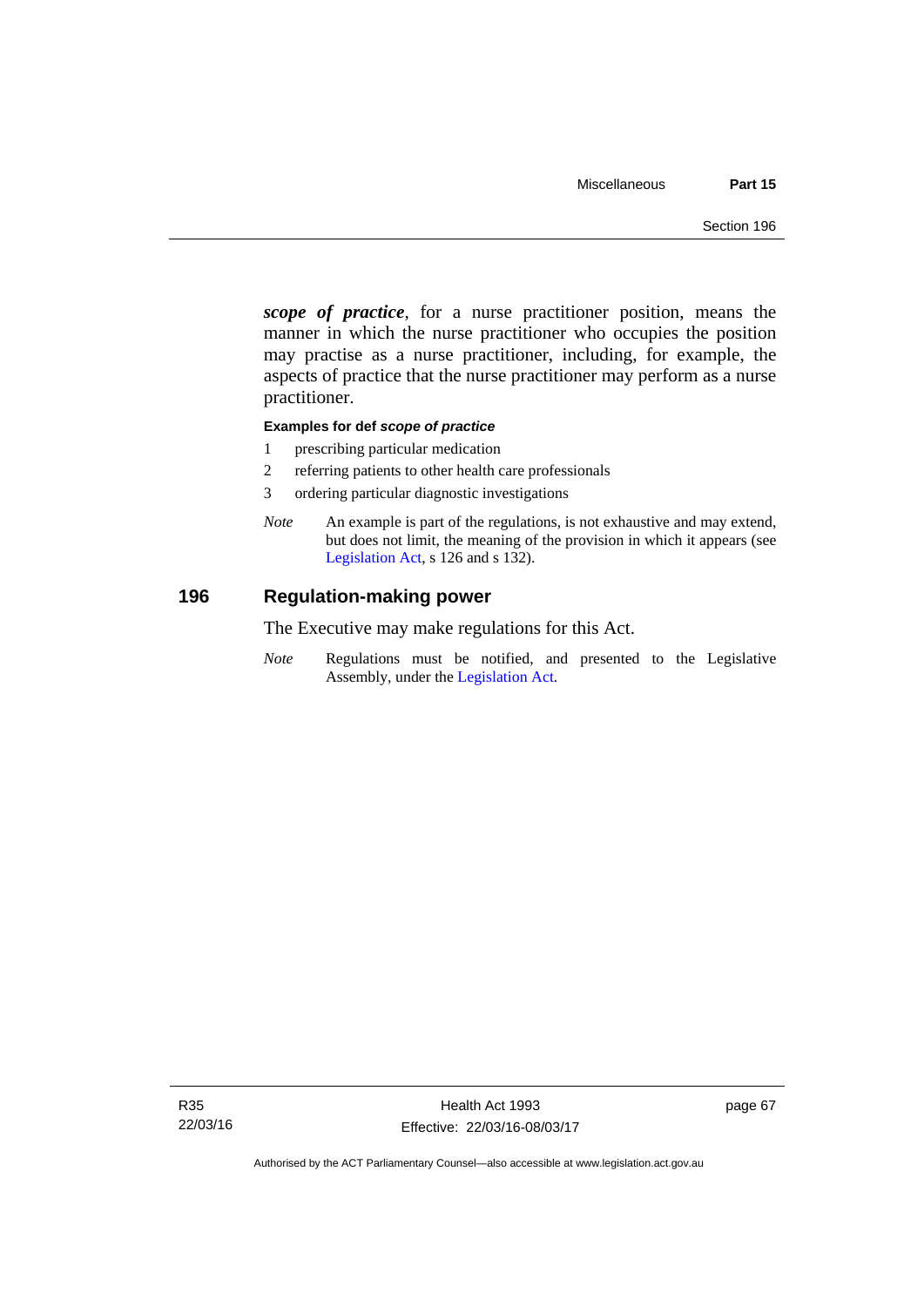***scope of practice***, for a nurse practitioner position, means the manner in which the nurse practitioner who occupies the position may practise as a nurse practitioner, including, for example, the aspects of practice that the nurse practitioner may perform as a nurse practitioner.

**Examples for def *scope of practice***

1 prescribing particular medication
2 referring patients to other health care professionals
3 ordering particular diagnostic investigations

*Note* An example is part of the regulations, is not exhaustive and may extend, but does not limit, the meaning of the provision in which it appears (see Legislation Act, s 126 and s 132).

## 196 Regulation-making power

The Executive may make regulations for this Act.

*Note* Regulations must be notified, and presented to the Legislative Assembly, under the Legislation Act.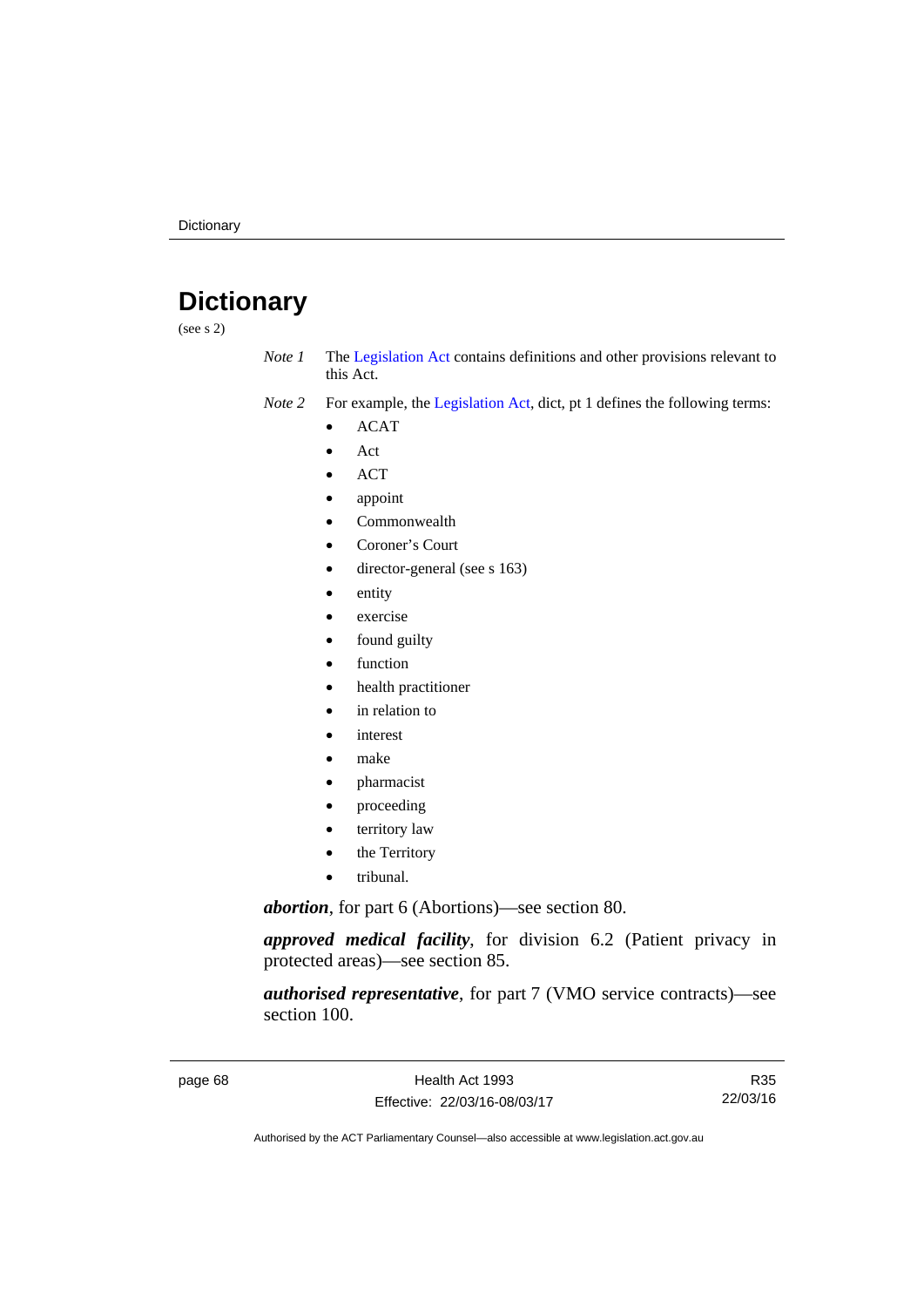# Dictionary

(see s 2)

*Note 1* The Legislation Act contains definitions and other provisions relevant to this Act.

*Note 2* For example, the Legislation Act, dict, pt 1 defines the following terms:

- ACAT
- Act
- ACT
- appoint
- Commonwealth
- Coroner's Court
- director-general (see s 163)
- entity
- exercise
- found guilty
- function
- health practitioner
- in relation to
- interest
- make
- pharmacist
- proceeding
- territory law
- the Territory
- tribunal.

***abortion***, for part 6 (Abortions)—see section 80.

***approved medical facility***, for division 6.2 (Patient privacy in protected areas)—see section 85.

***authorised representative***, for part 7 (VMO service contracts)—see section 100.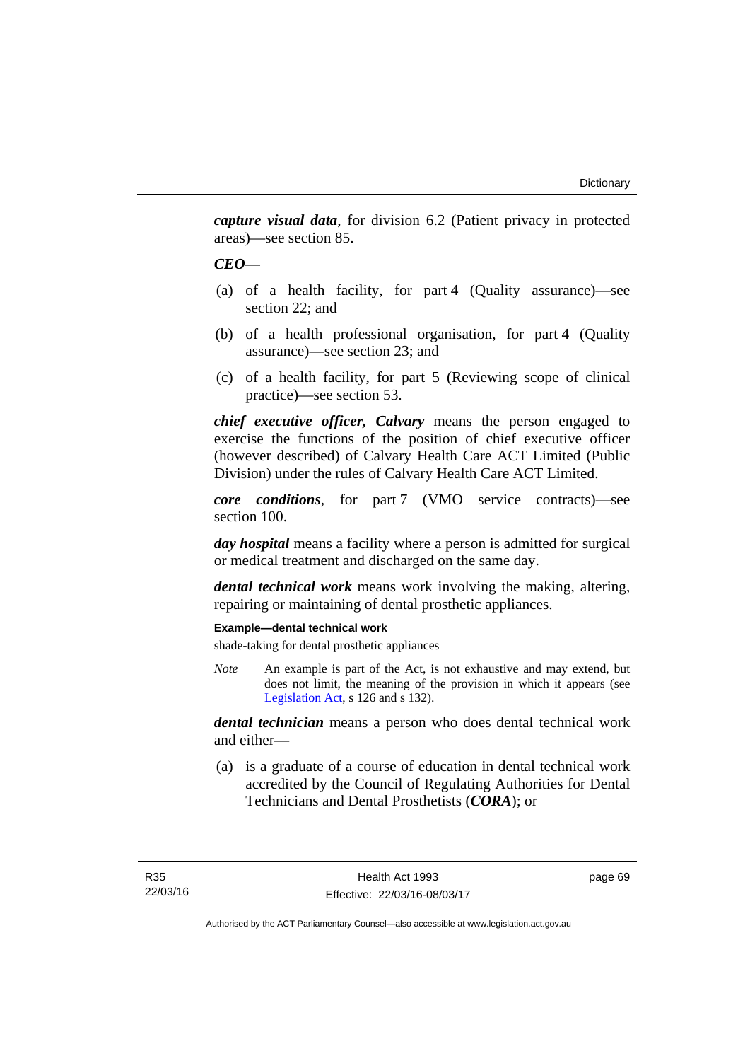***capture visual data***, for division 6.2 (Patient privacy in protected areas)—see section 85.

***CEO***—

(a) of a health facility, for part 4 (Quality assurance)—see section 22; and

(b) of a health professional organisation, for part 4 (Quality assurance)—see section 23; and

(c) of a health facility, for part 5 (Reviewing scope of clinical practice)—see section 53.

***chief executive officer, Calvary*** means the person engaged to exercise the functions of the position of chief executive officer (however described) of Calvary Health Care ACT Limited (Public Division) under the rules of Calvary Health Care ACT Limited.

***core conditions***, for part 7 (VMO service contracts)—see section 100.

***day hospital*** means a facility where a person is admitted for surgical or medical treatment and discharged on the same day.

***dental technical work*** means work involving the making, altering, repairing or maintaining of dental prosthetic appliances.

**Example—dental technical work**

shade-taking for dental prosthetic appliances

*Note* An example is part of the Act, is not exhaustive and may extend, but does not limit, the meaning of the provision in which it appears (see Legislation Act, s 126 and s 132).

***dental technician*** means a person who does dental technical work and either—

(a) is a graduate of a course of education in dental technical work accredited by the Council of Regulating Authorities for Dental Technicians and Dental Prosthetists (***CORA***); or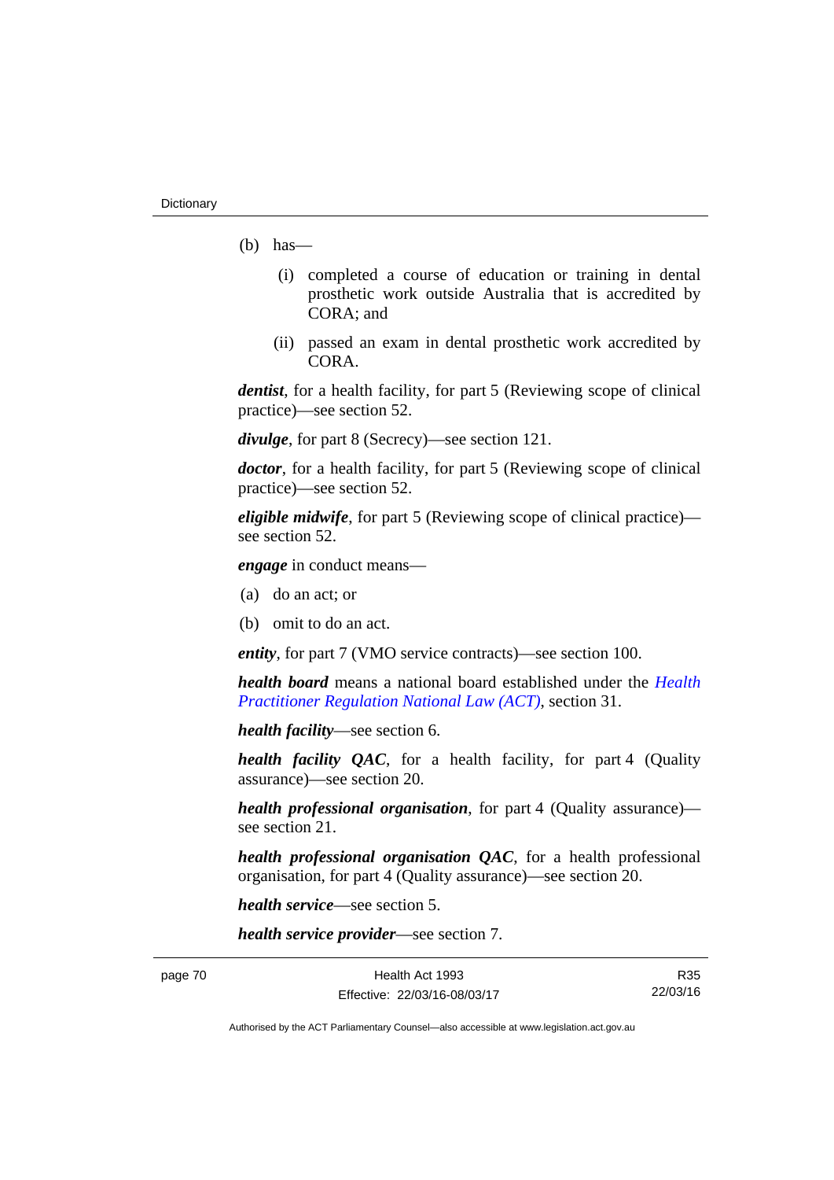(b) has—

(i) completed a course of education or training in dental prosthetic work outside Australia that is accredited by CORA; and

(ii) passed an exam in dental prosthetic work accredited by CORA.

***dentist***, for a health facility, for part 5 (Reviewing scope of clinical practice)—see section 52.

***divulge***, for part 8 (Secrecy)—see section 121.

***doctor***, for a health facility, for part 5 (Reviewing scope of clinical practice)—see section 52.

***eligible midwife***, for part 5 (Reviewing scope of clinical practice)—see section 52.

***engage*** in conduct means—

(a) do an act; or

(b) omit to do an act.

***entity***, for part 7 (VMO service contracts)—see section 100.

***health board*** means a national board established under the *Health Practitioner Regulation National Law (ACT)*, section 31.

***health facility***—see section 6.

***health facility QAC***, for a health facility, for part 4 (Quality assurance)—see section 20.

***health professional organisation***, for part 4 (Quality assurance)—see section 21.

***health professional organisation QAC***, for a health professional organisation, for part 4 (Quality assurance)—see section 20.

***health service***—see section 5.

***health service provider***—see section 7.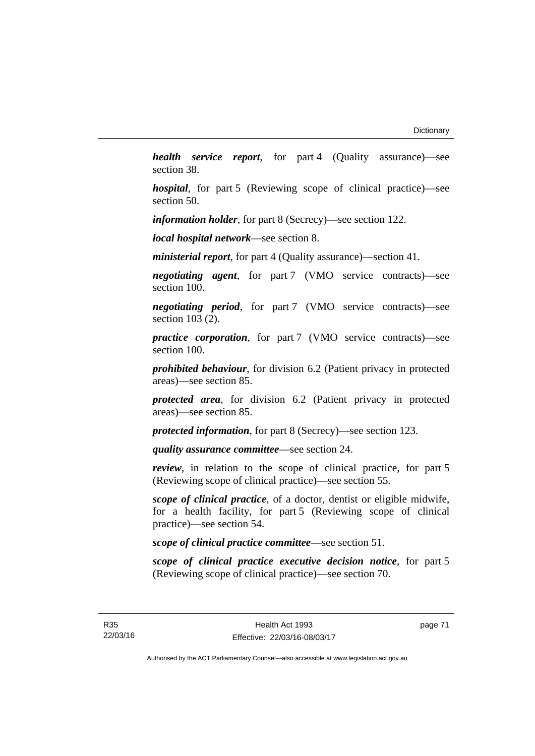***health service report***, for part 4 (Quality assurance)—see section 38.

***hospital***, for part 5 (Reviewing scope of clinical practice)—see section 50.

***information holder***, for part 8 (Secrecy)—see section 122.

***local hospital network***—see section 8.

***ministerial report***, for part 4 (Quality assurance)—section 41.

***negotiating agent***, for part 7 (VMO service contracts)—see section 100.

***negotiating period***, for part 7 (VMO service contracts)—see section 103 (2).

***practice corporation***, for part 7 (VMO service contracts)—see section 100.

***prohibited behaviour***, for division 6.2 (Patient privacy in protected areas)—see section 85.

***protected area***, for division 6.2 (Patient privacy in protected areas)—see section 85.

***protected information***, for part 8 (Secrecy)—see section 123.

***quality assurance committee***—see section 24.

***review***, in relation to the scope of clinical practice, for part 5 (Reviewing scope of clinical practice)—see section 55.

***scope of clinical practice***, of a doctor, dentist or eligible midwife, for a health facility, for part 5 (Reviewing scope of clinical practice)—see section 54.

***scope of clinical practice committee***—see section 51.

***scope of clinical practice executive decision notice***, for part 5 (Reviewing scope of clinical practice)—see section 70.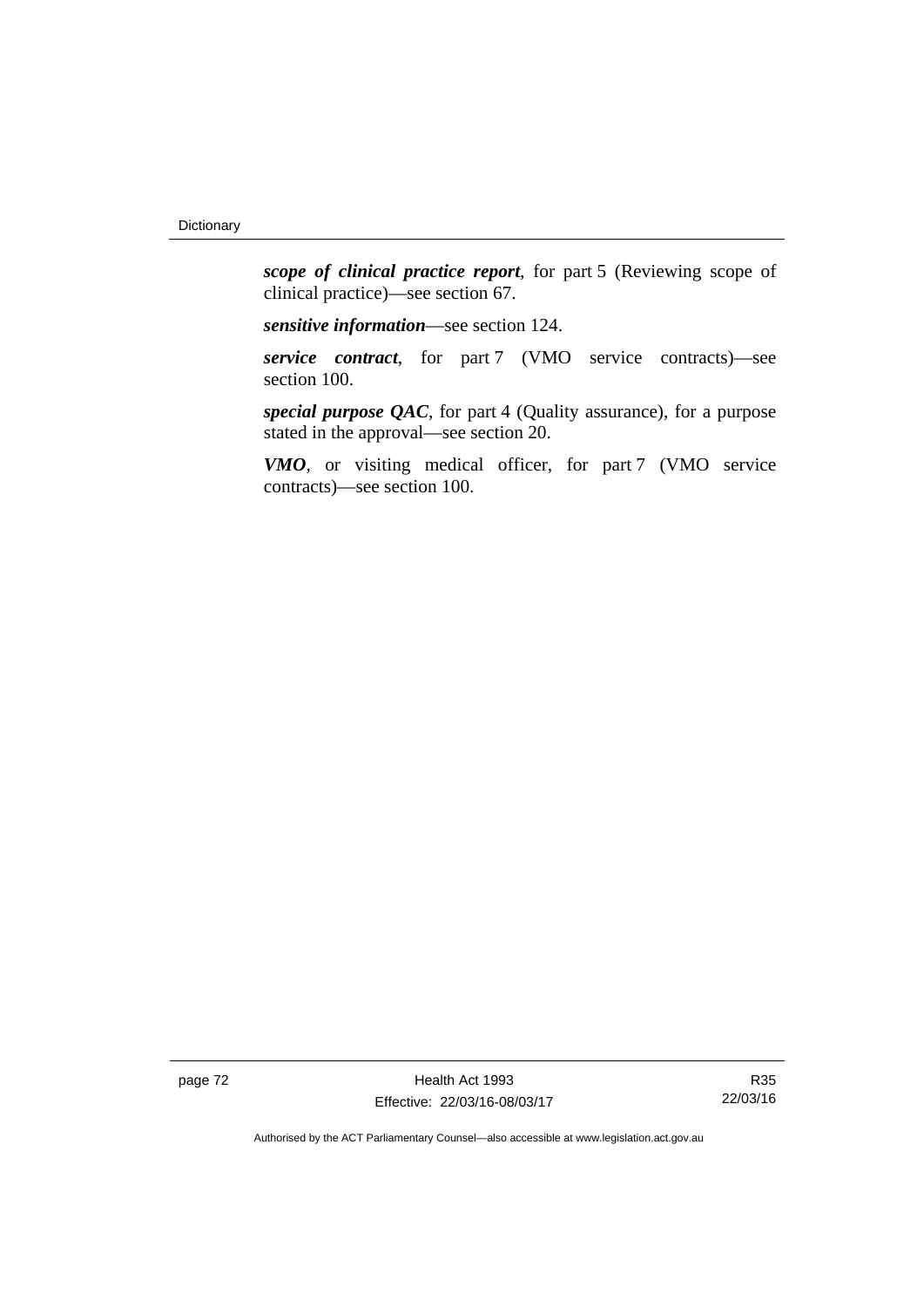***scope of clinical practice report***, for part 5 (Reviewing scope of clinical practice)—see section 67.

***sensitive information***—see section 124.

***service contract***, for part 7 (VMO service contracts)—see section 100.

***special purpose QAC***, for part 4 (Quality assurance), for a purpose stated in the approval—see section 20.

***VMO***, or visiting medical officer, for part 7 (VMO service contracts)—see section 100.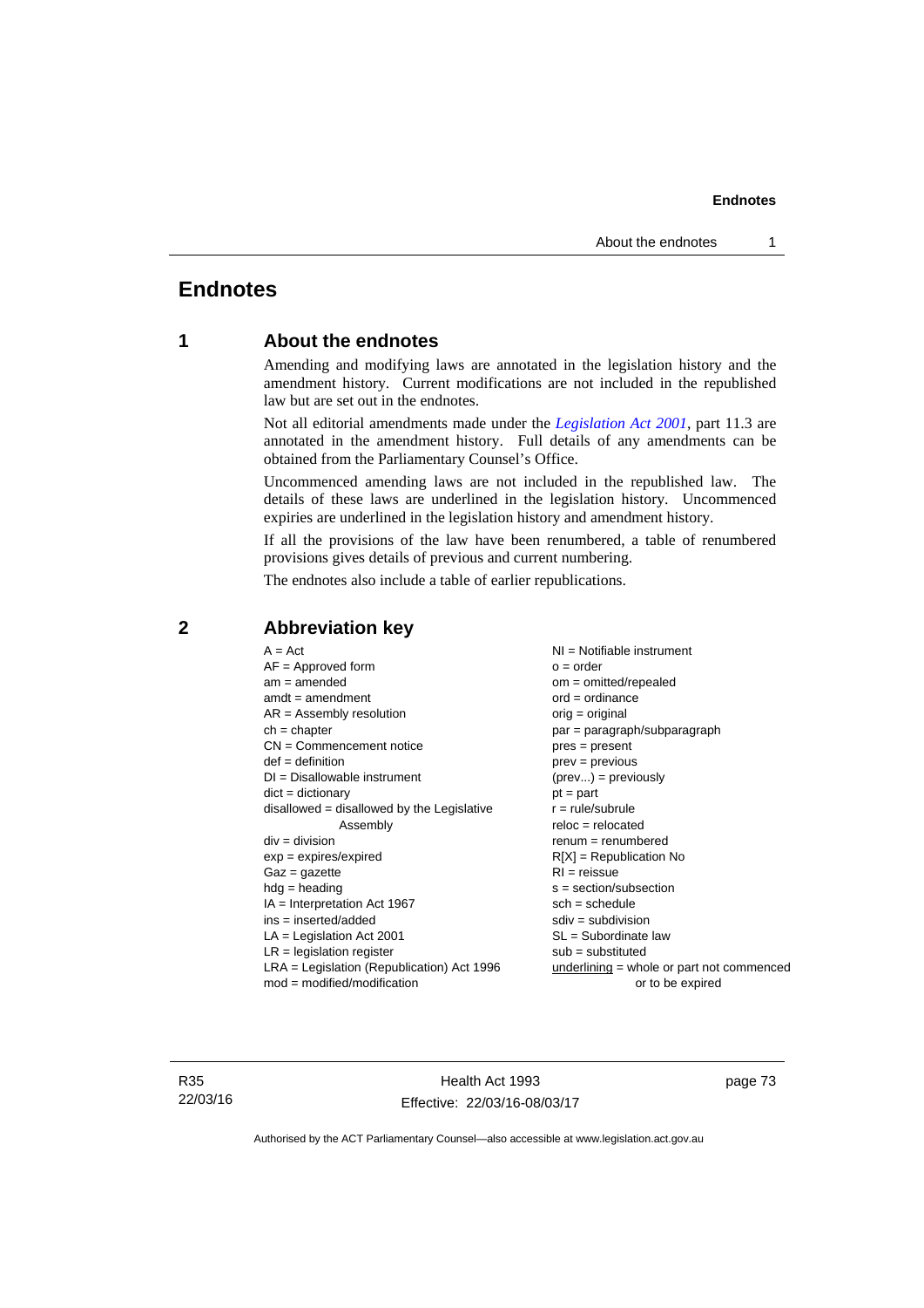# Endnotes

## 1 About the endnotes

Amending and modifying laws are annotated in the legislation history and the amendment history. Current modifications are not included in the republished law but are set out in the endnotes.

Not all editorial amendments made under the *Legislation Act 2001*, part 11.3 are annotated in the amendment history. Full details of any amendments can be obtained from the Parliamentary Counsel's Office.

Uncommenced amending laws are not included in the republished law. The details of these laws are underlined in the legislation history. Uncommenced expiries are underlined in the legislation history and amendment history.

If all the provisions of the law have been renumbered, a table of renumbered provisions gives details of previous and current numbering.

The endnotes also include a table of earlier republications.

## 2 Abbreviation key

| | |
|---|---|
| A = Act | NI = Notifiable instrument |
| AF = Approved form | o = order |
| am = amended | om = omitted/repealed |
| amdt = amendment | ord = ordinance |
| AR = Assembly resolution | orig = original |
| ch = chapter | par = paragraph/subparagraph |
| CN = Commencement notice | pres = present |
| def = definition | prev = previous |
| DI = Disallowable instrument | (prev...) = previously |
| dict = dictionary | pt = part |
| disallowed = disallowed by the Legislative Assembly | r = rule/subrule |
| div = division | reloc = relocated |
| exp = expires/expired | renum = renumbered |
| Gaz = gazette | R[X] = Republication No |
| hdg = heading | RI = reissue |
| IA = Interpretation Act 1967 | s = section/subsection |
| ins = inserted/added | sch = schedule |
| LA = Legislation Act 2001 | sdiv = subdivision |
| LR = legislation register | SL = Subordinate law |
| LRA = Legislation (Republication) Act 1996 | sub = substituted |
| mod = modified/modification | underlining = whole or part not commenced or to be expired |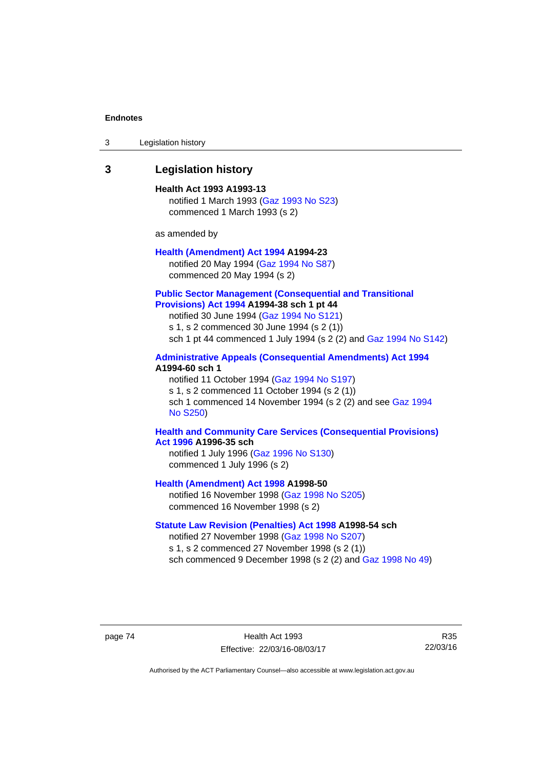## 3 Legislation history

**Health Act 1993 A1993-13**

notified 1 March 1993 (Gaz 1993 No S23)
commenced 1 March 1993 (s 2)

as amended by

**Health (Amendment) Act 1994 A1994-23**

notified 20 May 1994 (Gaz 1994 No S87)
commenced 20 May 1994 (s 2)

**Public Sector Management (Consequential and Transitional Provisions) Act 1994 A1994-38 sch 1 pt 44**

notified 30 June 1994 (Gaz 1994 No S121)
s 1, s 2 commenced 30 June 1994 (s 2 (1))
sch 1 pt 44 commenced 1 July 1994 (s 2 (2) and Gaz 1994 No S142)

**Administrative Appeals (Consequential Amendments) Act 1994 A1994-60 sch 1**

notified 11 October 1994 (Gaz 1994 No S197)
s 1, s 2 commenced 11 October 1994 (s 2 (1))
sch 1 commenced 14 November 1994 (s 2 (2) and see Gaz 1994 No S250)

**Health and Community Care Services (Consequential Provisions) Act 1996 A1996-35 sch**

notified 1 July 1996 (Gaz 1996 No S130)
commenced 1 July 1996 (s 2)

**Health (Amendment) Act 1998 A1998-50**

notified 16 November 1998 (Gaz 1998 No S205)
commenced 16 November 1998 (s 2)

**Statute Law Revision (Penalties) Act 1998 A1998-54 sch**

notified 27 November 1998 (Gaz 1998 No S207)
s 1, s 2 commenced 27 November 1998 (s 2 (1))
sch commenced 9 December 1998 (s 2 (2) and Gaz 1998 No 49)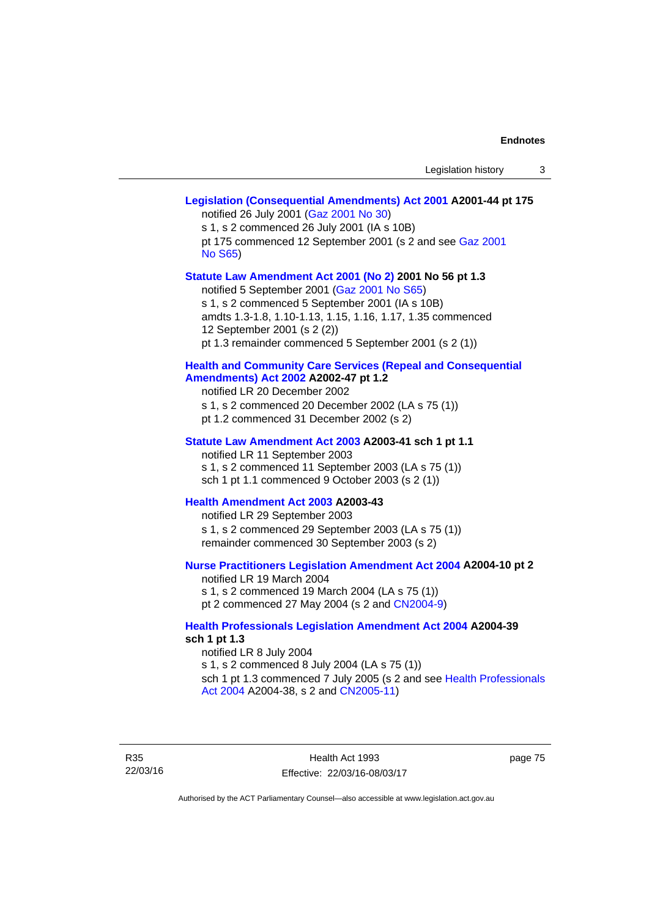**Legislation (Consequential Amendments) Act 2001 A2001-44 pt 175**
notified 26 July 2001 (Gaz 2001 No 30)
s 1, s 2 commenced 26 July 2001 (IA s 10B)
pt 175 commenced 12 September 2001 (s 2 and see Gaz 2001 No S65)

**Statute Law Amendment Act 2001 (No 2) 2001 No 56 pt 1.3**
notified 5 September 2001 (Gaz 2001 No S65)
s 1, s 2 commenced 5 September 2001 (IA s 10B)
amdts 1.3-1.8, 1.10-1.13, 1.15, 1.16, 1.17, 1.35 commenced 12 September 2001 (s 2 (2))
pt 1.3 remainder commenced 5 September 2001 (s 2 (1))

**Health and Community Care Services (Repeal and Consequential Amendments) Act 2002 A2002-47 pt 1.2**
notified LR 20 December 2002
s 1, s 2 commenced 20 December 2002 (LA s 75 (1))
pt 1.2 commenced 31 December 2002 (s 2)

**Statute Law Amendment Act 2003 A2003-41 sch 1 pt 1.1**
notified LR 11 September 2003
s 1, s 2 commenced 11 September 2003 (LA s 75 (1))
sch 1 pt 1.1 commenced 9 October 2003 (s 2 (1))

**Health Amendment Act 2003 A2003-43**
notified LR 29 September 2003
s 1, s 2 commenced 29 September 2003 (LA s 75 (1))
remainder commenced 30 September 2003 (s 2)

**Nurse Practitioners Legislation Amendment Act 2004 A2004-10 pt 2**
notified LR 19 March 2004
s 1, s 2 commenced 19 March 2004 (LA s 75 (1))
pt 2 commenced 27 May 2004 (s 2 and CN2004-9)

**Health Professionals Legislation Amendment Act 2004 A2004-39 sch 1 pt 1.3**
notified LR 8 July 2004
s 1, s 2 commenced 8 July 2004 (LA s 75 (1))
sch 1 pt 1.3 commenced 7 July 2005 (s 2 and see Health Professionals Act 2004 A2004-38, s 2 and CN2005-11)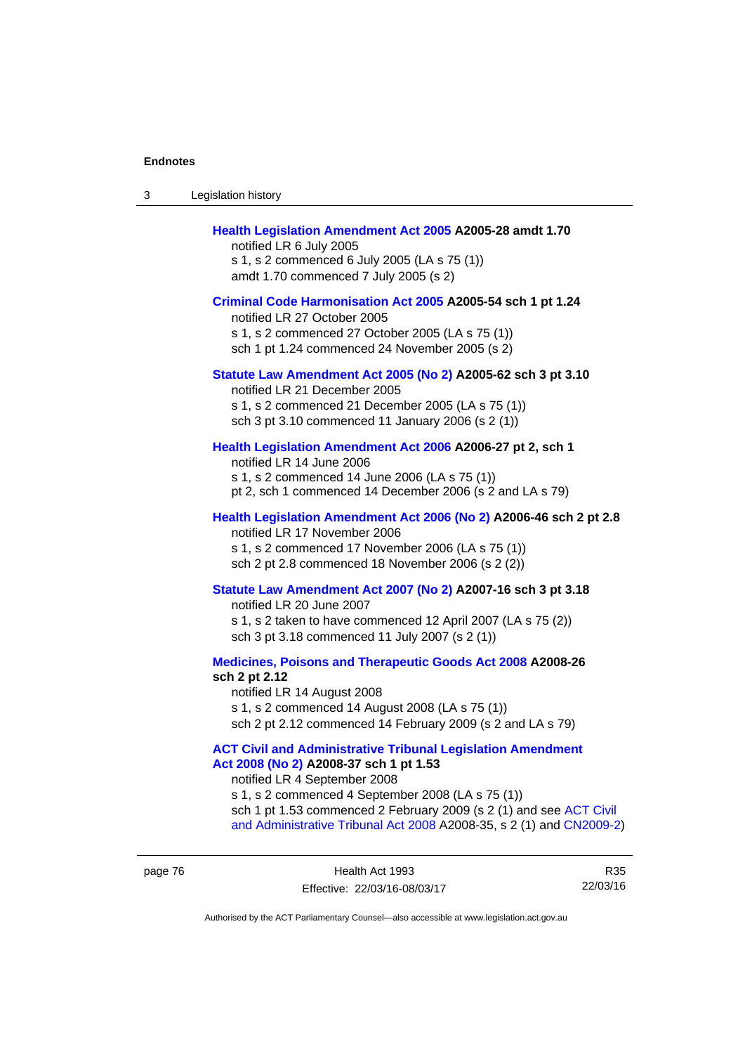**Health Legislation Amendment Act 2005** **A2005-28 amdt 1.70**

notified LR 6 July 2005

s 1, s 2 commenced 6 July 2005 (LA s 75 (1))

amdt 1.70 commenced 7 July 2005 (s 2)

**Criminal Code Harmonisation Act 2005** **A2005-54 sch 1 pt 1.24**

notified LR 27 October 2005

s 1, s 2 commenced 27 October 2005 (LA s 75 (1))

sch 1 pt 1.24 commenced 24 November 2005 (s 2)

**Statute Law Amendment Act 2005 (No 2)** **A2005-62 sch 3 pt 3.10**

notified LR 21 December 2005

s 1, s 2 commenced 21 December 2005 (LA s 75 (1))

sch 3 pt 3.10 commenced 11 January 2006 (s 2 (1))

**Health Legislation Amendment Act 2006** **A2006-27 pt 2, sch 1**

notified LR 14 June 2006

s 1, s 2 commenced 14 June 2006 (LA s 75 (1))

pt 2, sch 1 commenced 14 December 2006 (s 2 and LA s 79)

**Health Legislation Amendment Act 2006 (No 2)** **A2006-46 sch 2 pt 2.8**

notified LR 17 November 2006

s 1, s 2 commenced 17 November 2006 (LA s 75 (1))

sch 2 pt 2.8 commenced 18 November 2006 (s 2 (2))

**Statute Law Amendment Act 2007 (No 2)** **A2007-16 sch 3 pt 3.18**

notified LR 20 June 2007

s 1, s 2 taken to have commenced 12 April 2007 (LA s 75 (2))

sch 3 pt 3.18 commenced 11 July 2007 (s 2 (1))

**Medicines, Poisons and Therapeutic Goods Act 2008** **A2008-26 sch 2 pt 2.12**

notified LR 14 August 2008

s 1, s 2 commenced 14 August 2008 (LA s 75 (1))

sch 2 pt 2.12 commenced 14 February 2009 (s 2 and LA s 79)

**ACT Civil and Administrative Tribunal Legislation Amendment Act 2008 (No 2)** **A2008-37 sch 1 pt 1.53**

notified LR 4 September 2008

s 1, s 2 commenced 4 September 2008 (LA s 75 (1))

sch 1 pt 1.53 commenced 2 February 2009 (s 2 (1) and see ACT Civil and Administrative Tribunal Act 2008 A2008-35, s 2 (1) and CN2009-2)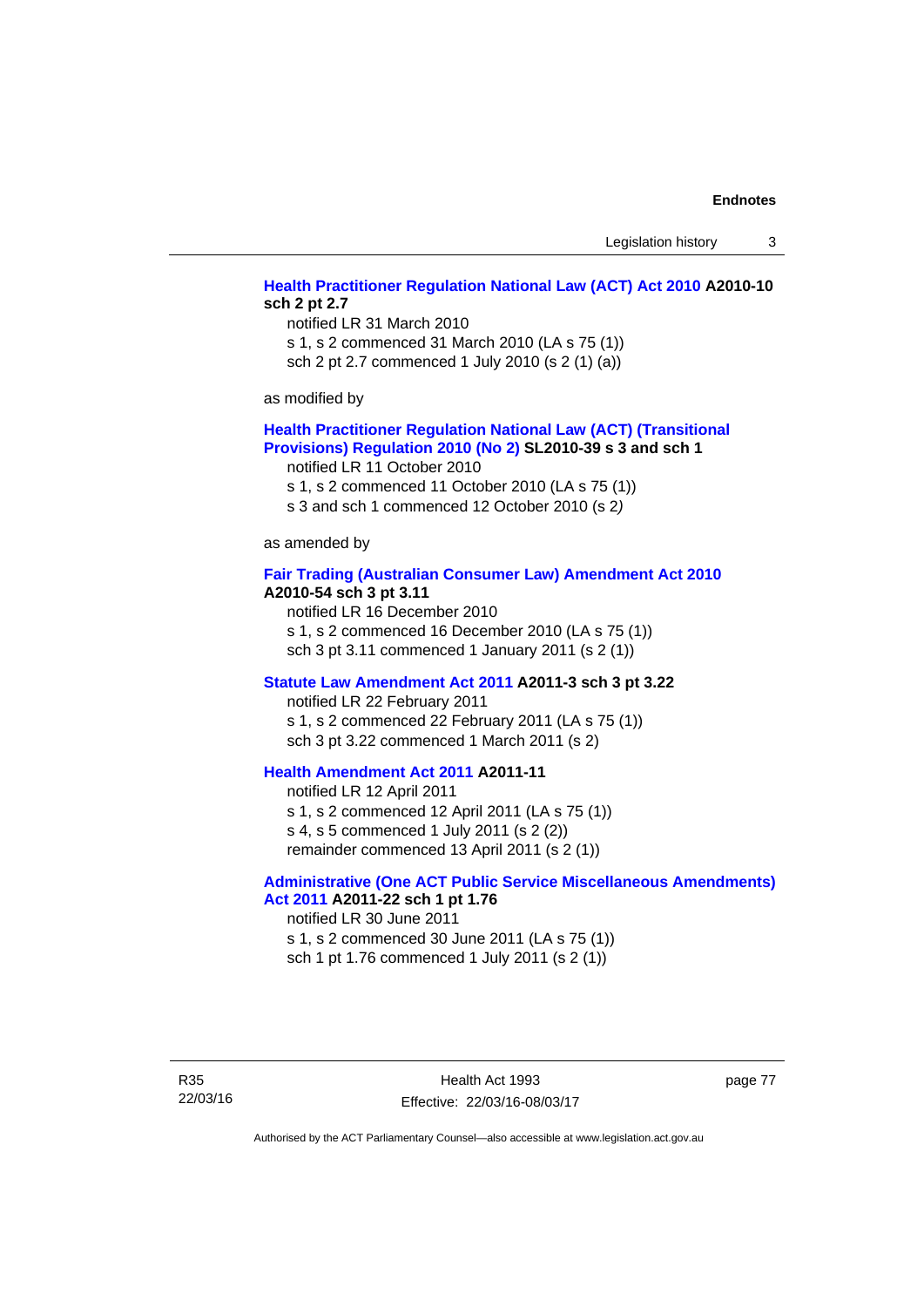**Health Practitioner Regulation National Law (ACT) Act 2010 A2010-10 sch 2 pt 2.7**

notified LR 31 March 2010
s 1, s 2 commenced 31 March 2010 (LA s 75 (1))
sch 2 pt 2.7 commenced 1 July 2010 (s 2 (1) (a))

as modified by

**Health Practitioner Regulation National Law (ACT) (Transitional Provisions) Regulation 2010 (No 2) SL2010-39 s 3 and sch 1**

notified LR 11 October 2010
s 1, s 2 commenced 11 October 2010 (LA s 75 (1))
s 3 and sch 1 commenced 12 October 2010 (s 2)

as amended by

**Fair Trading (Australian Consumer Law) Amendment Act 2010 A2010-54 sch 3 pt 3.11**

notified LR 16 December 2010
s 1, s 2 commenced 16 December 2010 (LA s 75 (1))
sch 3 pt 3.11 commenced 1 January 2011 (s 2 (1))

**Statute Law Amendment Act 2011 A2011-3 sch 3 pt 3.22**

notified LR 22 February 2011
s 1, s 2 commenced 22 February 2011 (LA s 75 (1))
sch 3 pt 3.22 commenced 1 March 2011 (s 2)

**Health Amendment Act 2011 A2011-11**

notified LR 12 April 2011
s 1, s 2 commenced 12 April 2011 (LA s 75 (1))
s 4, s 5 commenced 1 July 2011 (s 2 (2))
remainder commenced 13 April 2011 (s 2 (1))

**Administrative (One ACT Public Service Miscellaneous Amendments) Act 2011 A2011-22 sch 1 pt 1.76**

notified LR 30 June 2011
s 1, s 2 commenced 30 June 2011 (LA s 75 (1))
sch 1 pt 1.76 commenced 1 July 2011 (s 2 (1))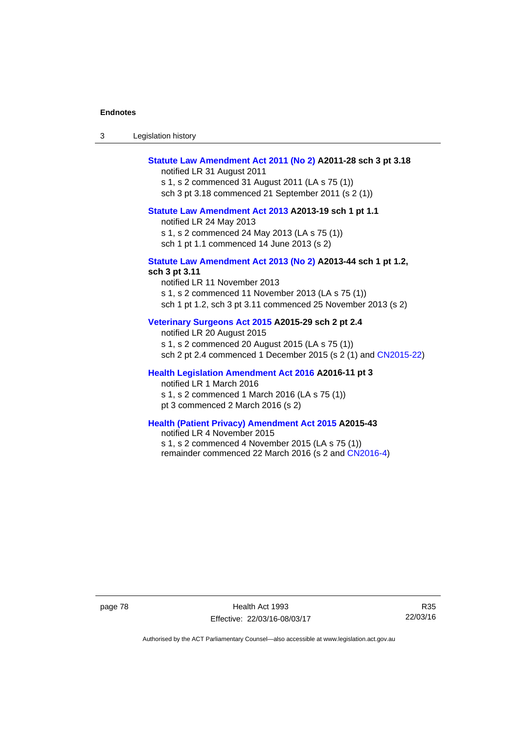**Statute Law Amendment Act 2011 (No 2) A2011-28 sch 3 pt 3.18**
notified LR 31 August 2011
s 1, s 2 commenced 31 August 2011 (LA s 75 (1))
sch 3 pt 3.18 commenced 21 September 2011 (s 2 (1))

**Statute Law Amendment Act 2013 A2013-19 sch 1 pt 1.1**
notified LR 24 May 2013
s 1, s 2 commenced 24 May 2013 (LA s 75 (1))
sch 1 pt 1.1 commenced 14 June 2013 (s 2)

**Statute Law Amendment Act 2013 (No 2) A2013-44 sch 1 pt 1.2, sch 3 pt 3.11**
notified LR 11 November 2013
s 1, s 2 commenced 11 November 2013 (LA s 75 (1))
sch 1 pt 1.2, sch 3 pt 3.11 commenced 25 November 2013 (s 2)

**Veterinary Surgeons Act 2015 A2015-29 sch 2 pt 2.4**
notified LR 20 August 2015
s 1, s 2 commenced 20 August 2015 (LA s 75 (1))
sch 2 pt 2.4 commenced 1 December 2015 (s 2 (1) and CN2015-22)

**Health Legislation Amendment Act 2016 A2016-11 pt 3**
notified LR 1 March 2016
s 1, s 2 commenced 1 March 2016 (LA s 75 (1))
pt 3 commenced 2 March 2016 (s 2)

**Health (Patient Privacy) Amendment Act 2015 A2015-43**
notified LR 4 November 2015
s 1, s 2 commenced 4 November 2015 (LA s 75 (1))
remainder commenced 22 March 2016 (s 2 and CN2016-4)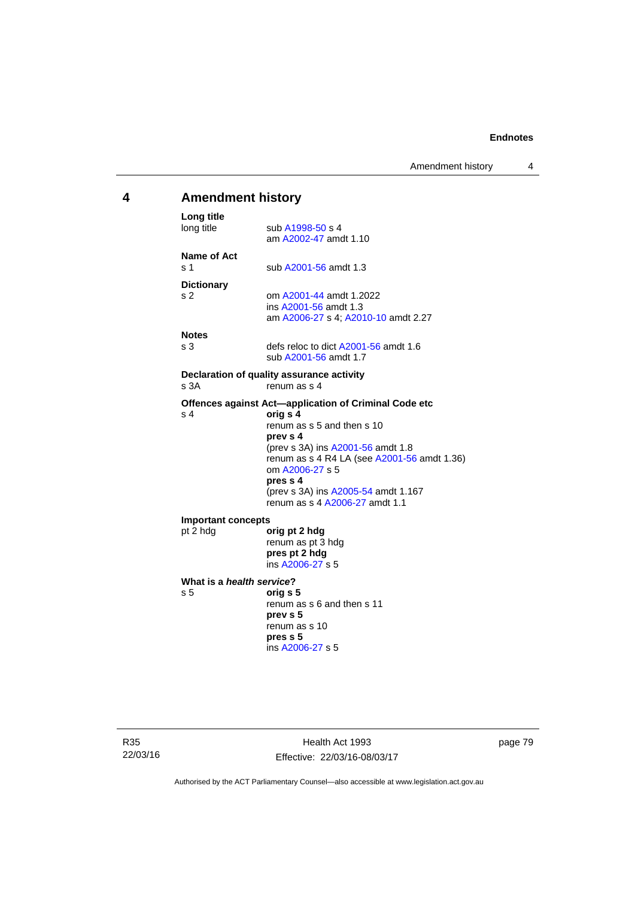## 4 Amendment history

**Long title**

long title — sub A1998-50 s 4
am A2002-47 amdt 1.10

**Name of Act**

s 1 — sub A2001-56 amdt 1.3

**Dictionary**

s 2 — om A2001-44 amdt 1.2022
ins A2001-56 amdt 1.3
am A2006-27 s 4; A2010-10 amdt 2.27

**Notes**

s 3 — defs reloc to dict A2001-56 amdt 1.6
sub A2001-56 amdt 1.7

**Declaration of quality assurance activity**

s 3A — renum as s 4

**Offences against Act—application of Criminal Code etc**

s 4 — **orig s 4**
renum as s 5 and then s 10
**prev s 4**
(prev s 3A) ins A2001-56 amdt 1.8
renum as s 4 R4 LA (see A2001-56 amdt 1.36)
om A2006-27 s 5
**pres s 4**
(prev s 3A) ins A2005-54 amdt 1.167
renum as s 4 A2006-27 amdt 1.1

**Important concepts**

pt 2 hdg — **orig pt 2 hdg**
renum as pt 3 hdg
**pres pt 2 hdg**
ins A2006-27 s 5

**What is a *health service*?**

s 5 — **orig s 5**
renum as s 6 and then s 11
**prev s 5**
renum as s 10
**pres s 5**
ins A2006-27 s 5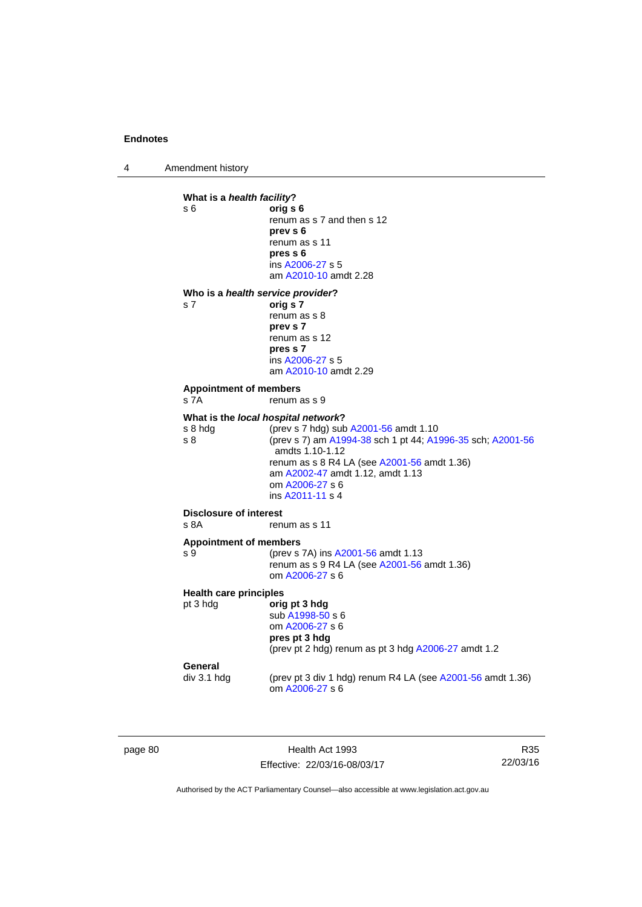**What is a *health facility*?**

s 6 — **orig s 6**
renum as s 7 and then s 12
**prev s 6**
renum as s 11
**pres s 6**
ins A2006-27 s 5
am A2010-10 amdt 2.28

**Who is a *health service provider*?**

s 7 — **orig s 7**
renum as s 8
**prev s 7**
renum as s 12
**pres s 7**
ins A2006-27 s 5
am A2010-10 amdt 2.29

**Appointment of members**

s 7A — renum as s 9

**What is the *local hospital network*?**

s 8 hdg — (prev s 7 hdg) sub A2001-56 amdt 1.10

s 8 — (prev s 7) am A1994-38 sch 1 pt 44; A1996-35 sch; A2001-56 amdts 1.10-1.12
renum as s 8 R4 LA (see A2001-56 amdt 1.36)
am A2002-47 amdt 1.12, amdt 1.13
om A2006-27 s 6
ins A2011-11 s 4

**Disclosure of interest**

s 8A — renum as s 11

**Appointment of members**

s 9 — (prev s 7A) ins A2001-56 amdt 1.13
renum as s 9 R4 LA (see A2001-56 amdt 1.36)
om A2006-27 s 6

**Health care principles**

pt 3 hdg — **orig pt 3 hdg**
sub A1998-50 s 6
om A2006-27 s 6
**pres pt 3 hdg**
(prev pt 2 hdg) renum as pt 3 hdg A2006-27 amdt 1.2

**General**

div 3.1 hdg — (prev pt 3 div 1 hdg) renum R4 LA (see A2001-56 amdt 1.36)
om A2006-27 s 6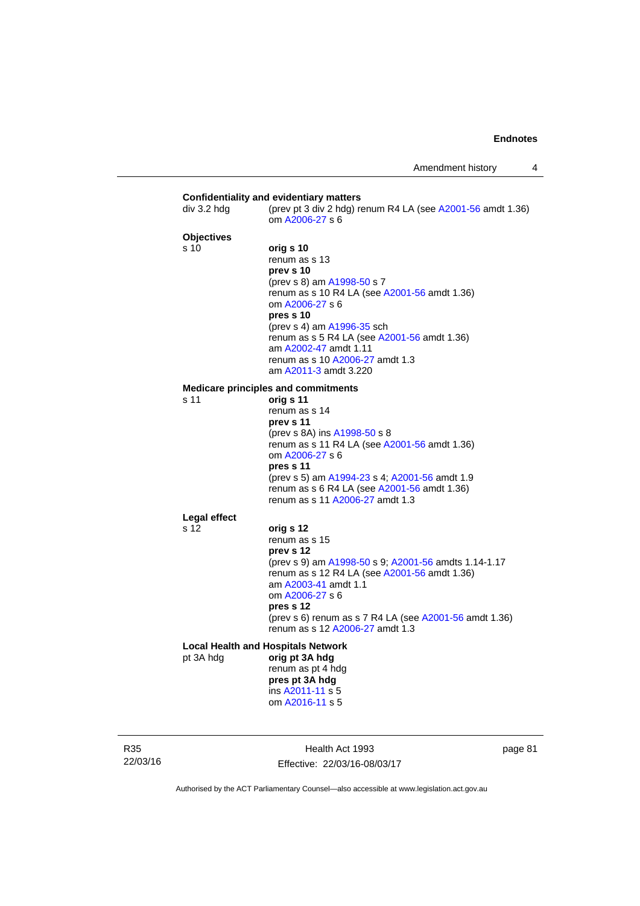**Confidentiality and evidentiary matters**

div 3.2 hdg (prev pt 3 div 2 hdg) renum R4 LA (see A2001-56 amdt 1.36)
om A2006-27 s 6

**Objectives**

s 10 **orig s 10**
renum as s 13
**prev s 10**
(prev s 8) am A1998-50 s 7
renum as s 10 R4 LA (see A2001-56 amdt 1.36)
om A2006-27 s 6
**pres s 10**
(prev s 4) am A1996-35 sch
renum as s 5 R4 LA (see A2001-56 amdt 1.36)
am A2002-47 amdt 1.11
renum as s 10 A2006-27 amdt 1.3
am A2011-3 amdt 3.220

**Medicare principles and commitments**

s 11 **orig s 11**
renum as s 14
**prev s 11**
(prev s 8A) ins A1998-50 s 8
renum as s 11 R4 LA (see A2001-56 amdt 1.36)
om A2006-27 s 6
**pres s 11**
(prev s 5) am A1994-23 s 4; A2001-56 amdt 1.9
renum as s 6 R4 LA (see A2001-56 amdt 1.36)
renum as s 11 A2006-27 amdt 1.3

**Legal effect**

s 12 **orig s 12**
renum as s 15
**prev s 12**
(prev s 9) am A1998-50 s 9; A2001-56 amdts 1.14-1.17
renum as s 12 R4 LA (see A2001-56 amdt 1.36)
am A2003-41 amdt 1.1
om A2006-27 s 6
**pres s 12**
(prev s 6) renum as s 7 R4 LA (see A2001-56 amdt 1.36)
renum as s 12 A2006-27 amdt 1.3

**Local Health and Hospitals Network**

pt 3A hdg **orig pt 3A hdg**
renum as pt 4 hdg
**pres pt 3A hdg**
ins A2011-11 s 5
om A2016-11 s 5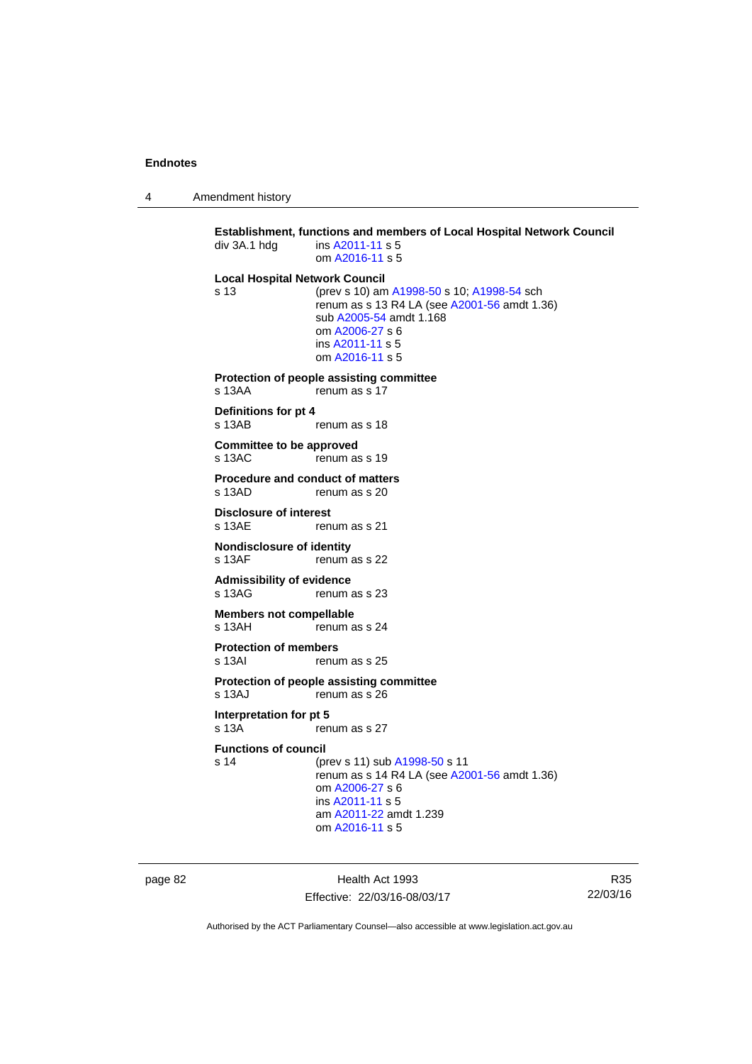**Establishment, functions and members of Local Hospital Network Council**

div 3A.1 hdg ins A2011-11 s 5
om A2016-11 s 5

**Local Hospital Network Council**

s 13 (prev s 10) am A1998-50 s 10; A1998-54 sch
renum as s 13 R4 LA (see A2001-56 amdt 1.36)
sub A2005-54 amdt 1.168
om A2006-27 s 6
ins A2011-11 s 5
om A2016-11 s 5

**Protection of people assisting committee**

s 13AA renum as s 17

**Definitions for pt 4**

s 13AB renum as s 18

**Committee to be approved**

s 13AC renum as s 19

**Procedure and conduct of matters**

s 13AD renum as s 20

**Disclosure of interest**

s 13AE renum as s 21

**Nondisclosure of identity**

s 13AF renum as s 22

**Admissibility of evidence**

s 13AG renum as s 23

**Members not compellable**

s 13AH renum as s 24

**Protection of members**

s 13AI renum as s 25

**Protection of people assisting committee**

s 13AJ renum as s 26

**Interpretation for pt 5**

s 13A renum as s 27

**Functions of council**

s 14 (prev s 11) sub A1998-50 s 11
renum as s 14 R4 LA (see A2001-56 amdt 1.36)
om A2006-27 s 6
ins A2011-11 s 5
am A2011-22 amdt 1.239
om A2016-11 s 5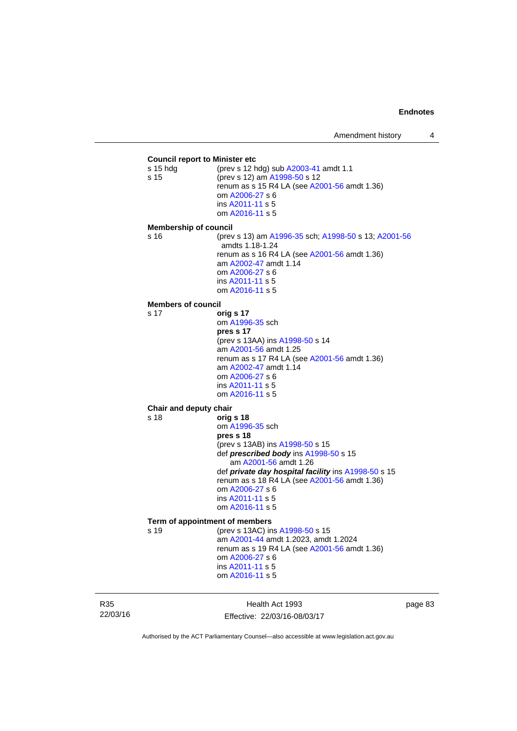**Council report to Minister etc**

s 15 hdg (prev s 12 hdg) sub A2003-41 amdt 1.1

s 15 (prev s 12) am A1998-50 s 12
renum as s 15 R4 LA (see A2001-56 amdt 1.36)
om A2006-27 s 6
ins A2011-11 s 5
om A2016-11 s 5

**Membership of council**

s 16 (prev s 13) am A1996-35 sch; A1998-50 s 13; A2001-56 amdts 1.18-1.24
renum as s 16 R4 LA (see A2001-56 amdt 1.36)
am A2002-47 amdt 1.14
om A2006-27 s 6
ins A2011-11 s 5
om A2016-11 s 5

**Members of council**

s 17 **orig s 17**
om A1996-35 sch
**pres s 17**
(prev s 13AA) ins A1998-50 s 14
am A2001-56 amdt 1.25
renum as s 17 R4 LA (see A2001-56 amdt 1.36)
am A2002-47 amdt 1.14
om A2006-27 s 6
ins A2011-11 s 5
om A2016-11 s 5

**Chair and deputy chair**

s 18 **orig s 18**
om A1996-35 sch
**pres s 18**
(prev s 13AB) ins A1998-50 s 15
def ***prescribed body*** ins A1998-50 s 15
am A2001-56 amdt 1.26
def ***private day hospital facility*** ins A1998-50 s 15
renum as s 18 R4 LA (see A2001-56 amdt 1.36)
om A2006-27 s 6
ins A2011-11 s 5
om A2016-11 s 5

**Term of appointment of members**

s 19 (prev s 13AC) ins A1998-50 s 15
am A2001-44 amdt 1.2023, amdt 1.2024
renum as s 19 R4 LA (see A2001-56 amdt 1.36)
om A2006-27 s 6
ins A2011-11 s 5
om A2016-11 s 5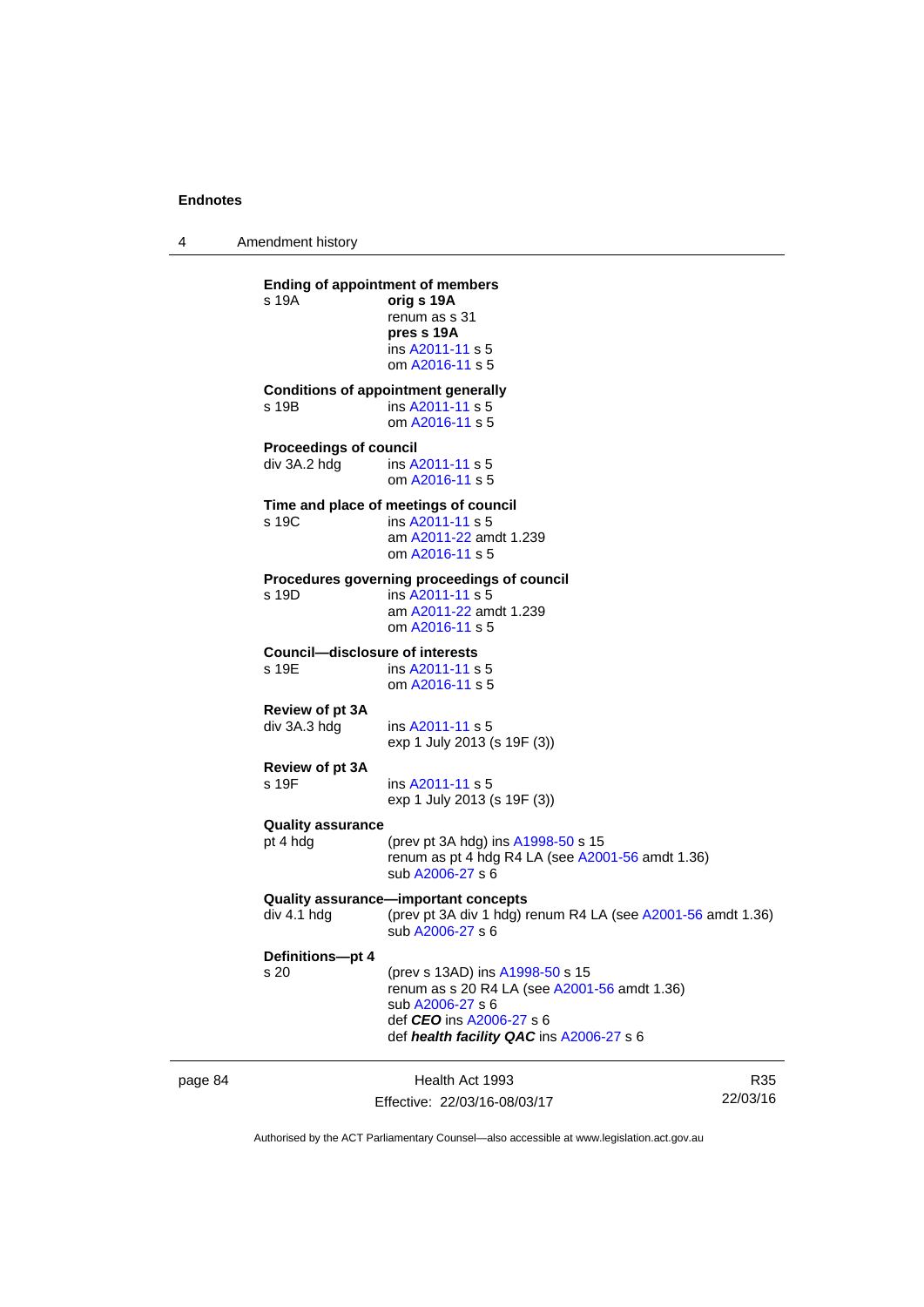**Ending of appointment of members**
s 19A	**orig s 19A**
renum as s 31
**pres s 19A**
ins A2011-11 s 5
om A2016-11 s 5

**Conditions of appointment generally**
s 19B	ins A2011-11 s 5
om A2016-11 s 5

**Proceedings of council**
div 3A.2 hdg	ins A2011-11 s 5
om A2016-11 s 5

**Time and place of meetings of council**
s 19C	ins A2011-11 s 5
am A2011-22 amdt 1.239
om A2016-11 s 5

**Procedures governing proceedings of council**
s 19D	ins A2011-11 s 5
am A2011-22 amdt 1.239
om A2016-11 s 5

**Council—disclosure of interests**
s 19E	ins A2011-11 s 5
om A2016-11 s 5

**Review of pt 3A**
div 3A.3 hdg	ins A2011-11 s 5
exp 1 July 2013 (s 19F (3))

**Review of pt 3A**
s 19F	ins A2011-11 s 5
exp 1 July 2013 (s 19F (3))

**Quality assurance**
pt 4 hdg	(prev pt 3A hdg) ins A1998-50 s 15
renum as pt 4 hdg R4 LA (see A2001-56 amdt 1.36)
sub A2006-27 s 6

**Quality assurance—important concepts**
div 4.1 hdg	(prev pt 3A div 1 hdg) renum R4 LA (see A2001-56 amdt 1.36)
sub A2006-27 s 6

**Definitions—pt 4**
s 20	(prev s 13AD) ins A1998-50 s 15
renum as s 20 R4 LA (see A2001-56 amdt 1.36)
sub A2006-27 s 6
def ***CEO*** ins A2006-27 s 6
def ***health facility QAC*** ins A2006-27 s 6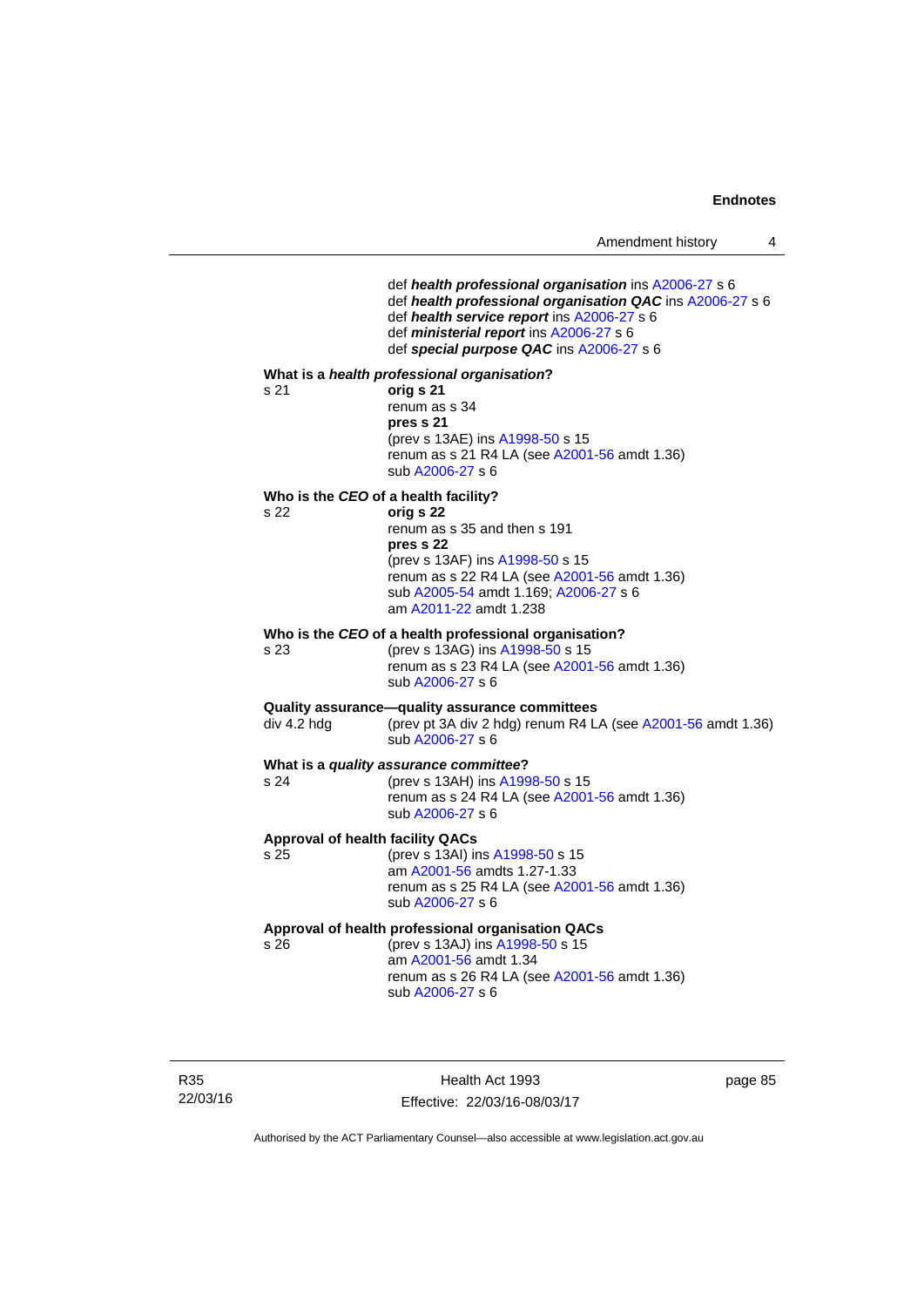def ***health professional organisation*** ins A2006-27 s 6
def ***health professional organisation QAC*** ins A2006-27 s 6
def ***health service report*** ins A2006-27 s 6
def ***ministerial report*** ins A2006-27 s 6
def ***special purpose QAC*** ins A2006-27 s 6

**What is a *health professional organisation*?**

s 21 **orig s 21**
renum as s 34
**pres s 21**
(prev s 13AE) ins A1998-50 s 15
renum as s 21 R4 LA (see A2001-56 amdt 1.36)
sub A2006-27 s 6

**Who is the *CEO* of a health facility?**

s 22 **orig s 22**
renum as s 35 and then s 191
**pres s 22**
(prev s 13AF) ins A1998-50 s 15
renum as s 22 R4 LA (see A2001-56 amdt 1.36)
sub A2005-54 amdt 1.169; A2006-27 s 6
am A2011-22 amdt 1.238

**Who is the *CEO* of a health professional organisation?**

s 23 (prev s 13AG) ins A1998-50 s 15
renum as s 23 R4 LA (see A2001-56 amdt 1.36)
sub A2006-27 s 6

**Quality assurance—quality assurance committees**

div 4.2 hdg (prev pt 3A div 2 hdg) renum R4 LA (see A2001-56 amdt 1.36)
sub A2006-27 s 6

**What is a *quality assurance committee*?**

s 24 (prev s 13AH) ins A1998-50 s 15
renum as s 24 R4 LA (see A2001-56 amdt 1.36)
sub A2006-27 s 6

**Approval of health facility QACs**

s 25 (prev s 13AI) ins A1998-50 s 15
am A2001-56 amdts 1.27-1.33
renum as s 25 R4 LA (see A2001-56 amdt 1.36)
sub A2006-27 s 6

**Approval of health professional organisation QACs**

s 26 (prev s 13AJ) ins A1998-50 s 15
am A2001-56 amdt 1.34
renum as s 26 R4 LA (see A2001-56 amdt 1.36)
sub A2006-27 s 6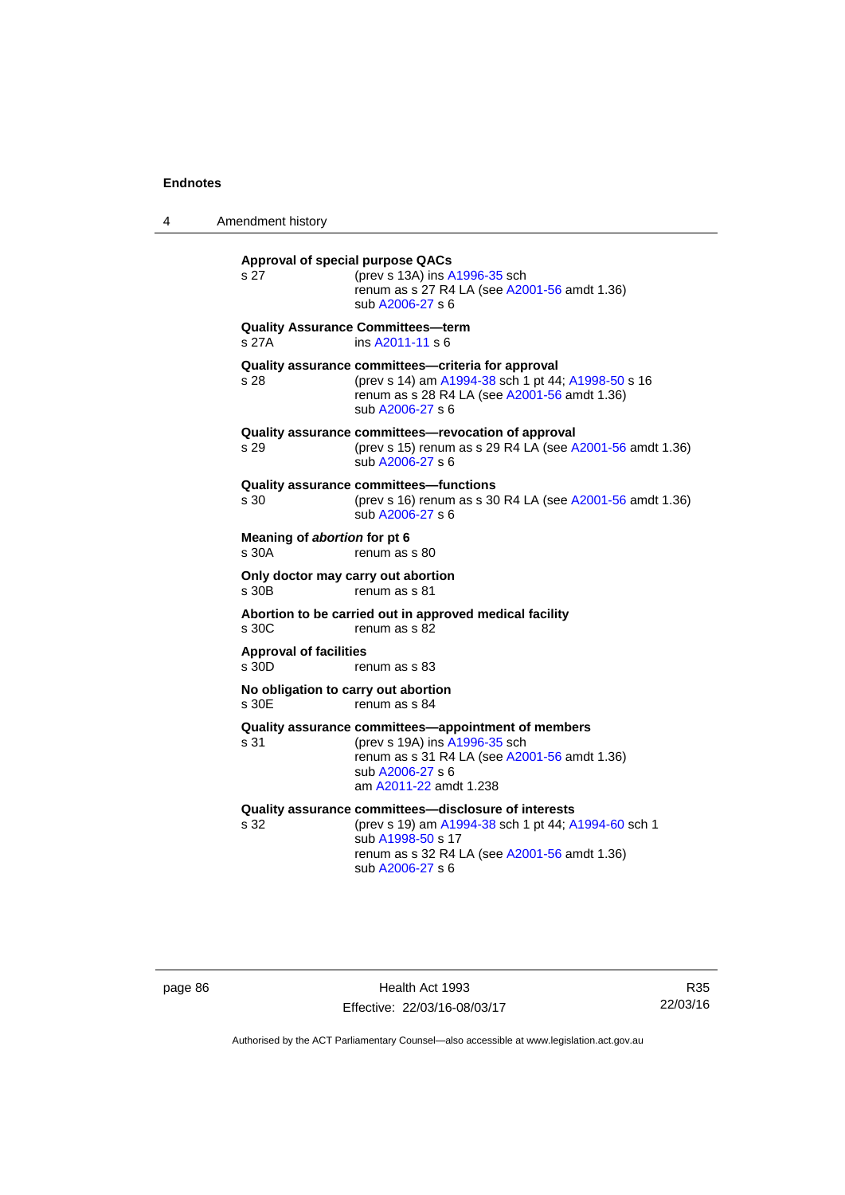**Approval of special purpose QACs**
s 27 (prev s 13A) ins A1996-35 sch
renum as s 27 R4 LA (see A2001-56 amdt 1.36)
sub A2006-27 s 6

**Quality Assurance Committees—term**
s 27A ins A2011-11 s 6

**Quality assurance committees—criteria for approval**
s 28 (prev s 14) am A1994-38 sch 1 pt 44; A1998-50 s 16
renum as s 28 R4 LA (see A2001-56 amdt 1.36)
sub A2006-27 s 6

**Quality assurance committees—revocation of approval**
s 29 (prev s 15) renum as s 29 R4 LA (see A2001-56 amdt 1.36)
sub A2006-27 s 6

**Quality assurance committees—functions**
s 30 (prev s 16) renum as s 30 R4 LA (see A2001-56 amdt 1.36)
sub A2006-27 s 6

**Meaning of *abortion* for pt 6**
s 30A renum as s 80

**Only doctor may carry out abortion**
s 30B renum as s 81

**Abortion to be carried out in approved medical facility**
s 30C renum as s 82

**Approval of facilities**
s 30D renum as s 83

**No obligation to carry out abortion**
s 30E renum as s 84

**Quality assurance committees—appointment of members**
s 31 (prev s 19A) ins A1996-35 sch
renum as s 31 R4 LA (see A2001-56 amdt 1.36)
sub A2006-27 s 6
am A2011-22 amdt 1.238

**Quality assurance committees—disclosure of interests**
s 32 (prev s 19) am A1994-38 sch 1 pt 44; A1994-60 sch 1
sub A1998-50 s 17
renum as s 32 R4 LA (see A2001-56 amdt 1.36)
sub A2006-27 s 6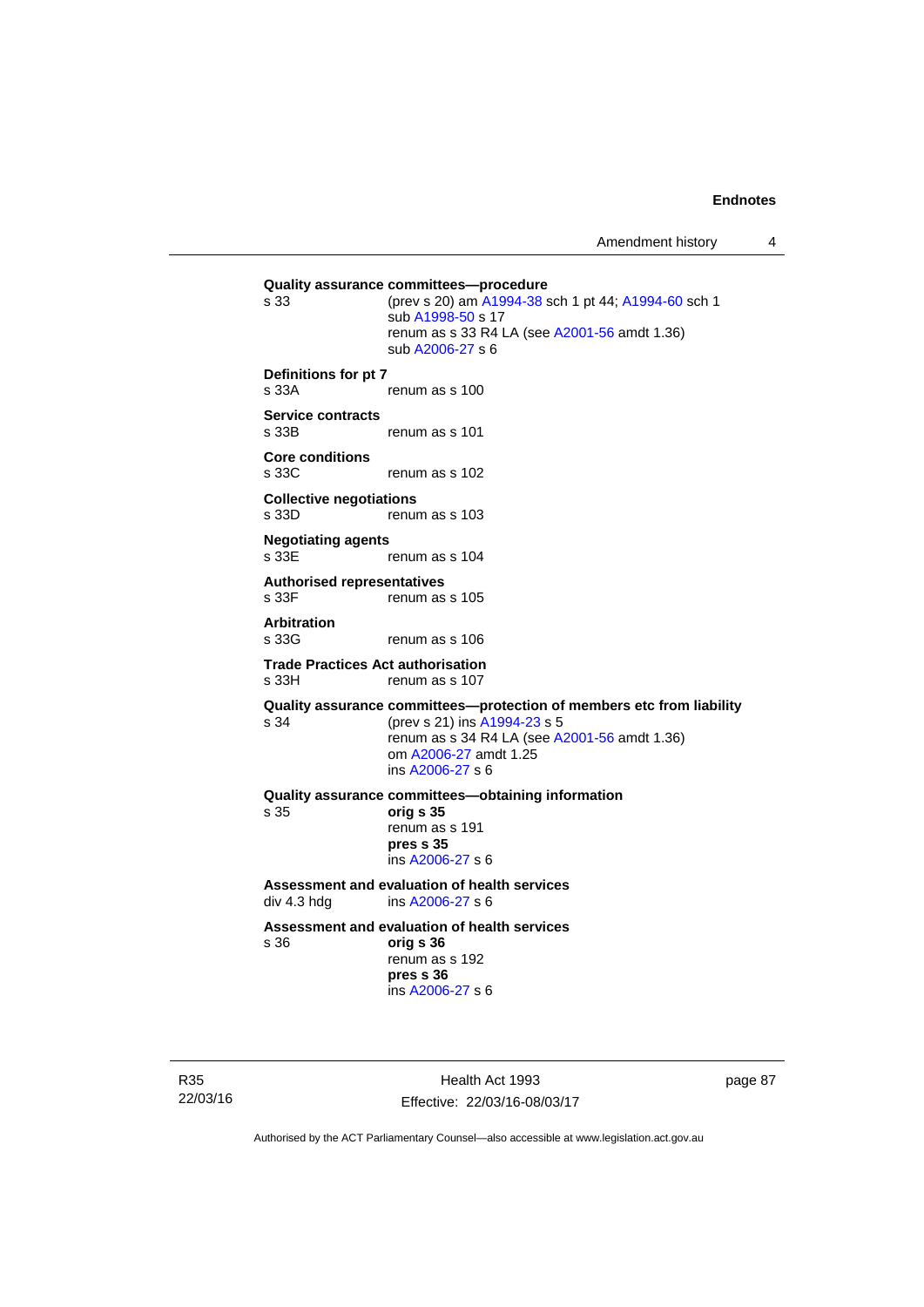**Quality assurance committees—procedure**

s 33 (prev s 20) am A1994-38 sch 1 pt 44; A1994-60 sch 1
sub A1998-50 s 17
renum as s 33 R4 LA (see A2001-56 amdt 1.36)
sub A2006-27 s 6

**Definitions for pt 7**

s 33A renum as s 100

**Service contracts**

s 33B renum as s 101

**Core conditions**

s 33C renum as s 102

**Collective negotiations**

s 33D renum as s 103

**Negotiating agents**

s 33E renum as s 104

**Authorised representatives**

s 33F renum as s 105

**Arbitration**

s 33G renum as s 106

**Trade Practices Act authorisation**

s 33H renum as s 107

**Quality assurance committees—protection of members etc from liability**

s 34 (prev s 21) ins A1994-23 s 5
renum as s 34 R4 LA (see A2001-56 amdt 1.36)
om A2006-27 amdt 1.25
ins A2006-27 s 6

**Quality assurance committees—obtaining information**

s 35 **orig s 35**
renum as s 191
**pres s 35**
ins A2006-27 s 6

**Assessment and evaluation of health services**

div 4.3 hdg ins A2006-27 s 6

**Assessment and evaluation of health services**

s 36 **orig s 36**
renum as s 192
**pres s 36**
ins A2006-27 s 6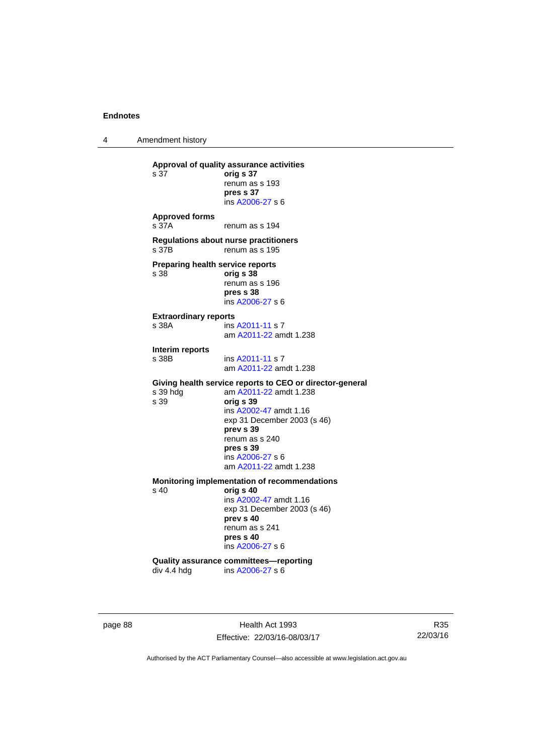**Approval of quality assurance activities**
s 37 **orig s 37**
renum as s 193
**pres s 37**
ins A2006-27 s 6

**Approved forms**
s 37A renum as s 194

**Regulations about nurse practitioners**
s 37B renum as s 195

**Preparing health service reports**
s 38 **orig s 38**
renum as s 196
**pres s 38**
ins A2006-27 s 6

**Extraordinary reports**
s 38A ins A2011-11 s 7
am A2011-22 amdt 1.238

**Interim reports**
s 38B ins A2011-11 s 7
am A2011-22 amdt 1.238

**Giving health service reports to CEO or director-general**
s 39 hdg am A2011-22 amdt 1.238
s 39 **orig s 39**
ins A2002-47 amdt 1.16
exp 31 December 2003 (s 46)
**prev s 39**
renum as s 240
**pres s 39**
ins A2006-27 s 6
am A2011-22 amdt 1.238

**Monitoring implementation of recommendations**
s 40 **orig s 40**
ins A2002-47 amdt 1.16
exp 31 December 2003 (s 46)
**prev s 40**
renum as s 241
**pres s 40**
ins A2006-27 s 6

**Quality assurance committees—reporting**
div 4.4 hdg ins A2006-27 s 6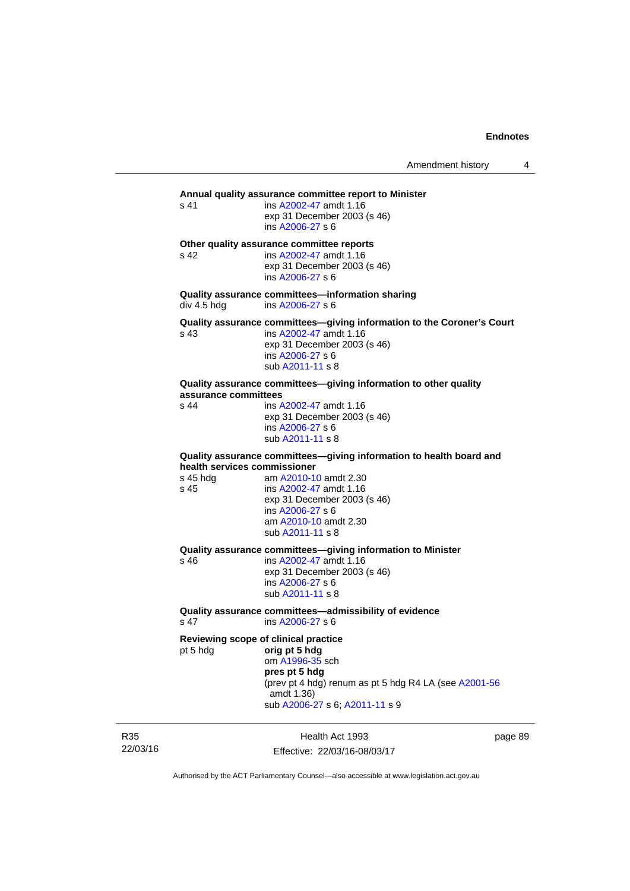**Annual quality assurance committee report to Minister**

s 41 ins A2002-47 amdt 1.16
exp 31 December 2003 (s 46)
ins A2006-27 s 6

**Other quality assurance committee reports**

s 42 ins A2002-47 amdt 1.16
exp 31 December 2003 (s 46)
ins A2006-27 s 6

**Quality assurance committees—information sharing**

div 4.5 hdg ins A2006-27 s 6

**Quality assurance committees—giving information to the Coroner's Court**

s 43 ins A2002-47 amdt 1.16
exp 31 December 2003 (s 46)
ins A2006-27 s 6
sub A2011-11 s 8

**Quality assurance committees—giving information to other quality assurance committees**

s 44 ins A2002-47 amdt 1.16
exp 31 December 2003 (s 46)
ins A2006-27 s 6
sub A2011-11 s 8

**Quality assurance committees—giving information to health board and health services commissioner**

s 45 hdg am A2010-10 amdt 2.30
s 45 ins A2002-47 amdt 1.16
exp 31 December 2003 (s 46)
ins A2006-27 s 6
am A2010-10 amdt 2.30
sub A2011-11 s 8

**Quality assurance committees—giving information to Minister**

s 46 ins A2002-47 amdt 1.16
exp 31 December 2003 (s 46)
ins A2006-27 s 6
sub A2011-11 s 8

**Quality assurance committees—admissibility of evidence**

s 47 ins A2006-27 s 6

**Reviewing scope of clinical practice**

pt 5 hdg **orig pt 5 hdg**
om A1996-35 sch
**pres pt 5 hdg**
(prev pt 4 hdg) renum as pt 5 hdg R4 LA (see A2001-56 amdt 1.36)
sub A2006-27 s 6; A2011-11 s 9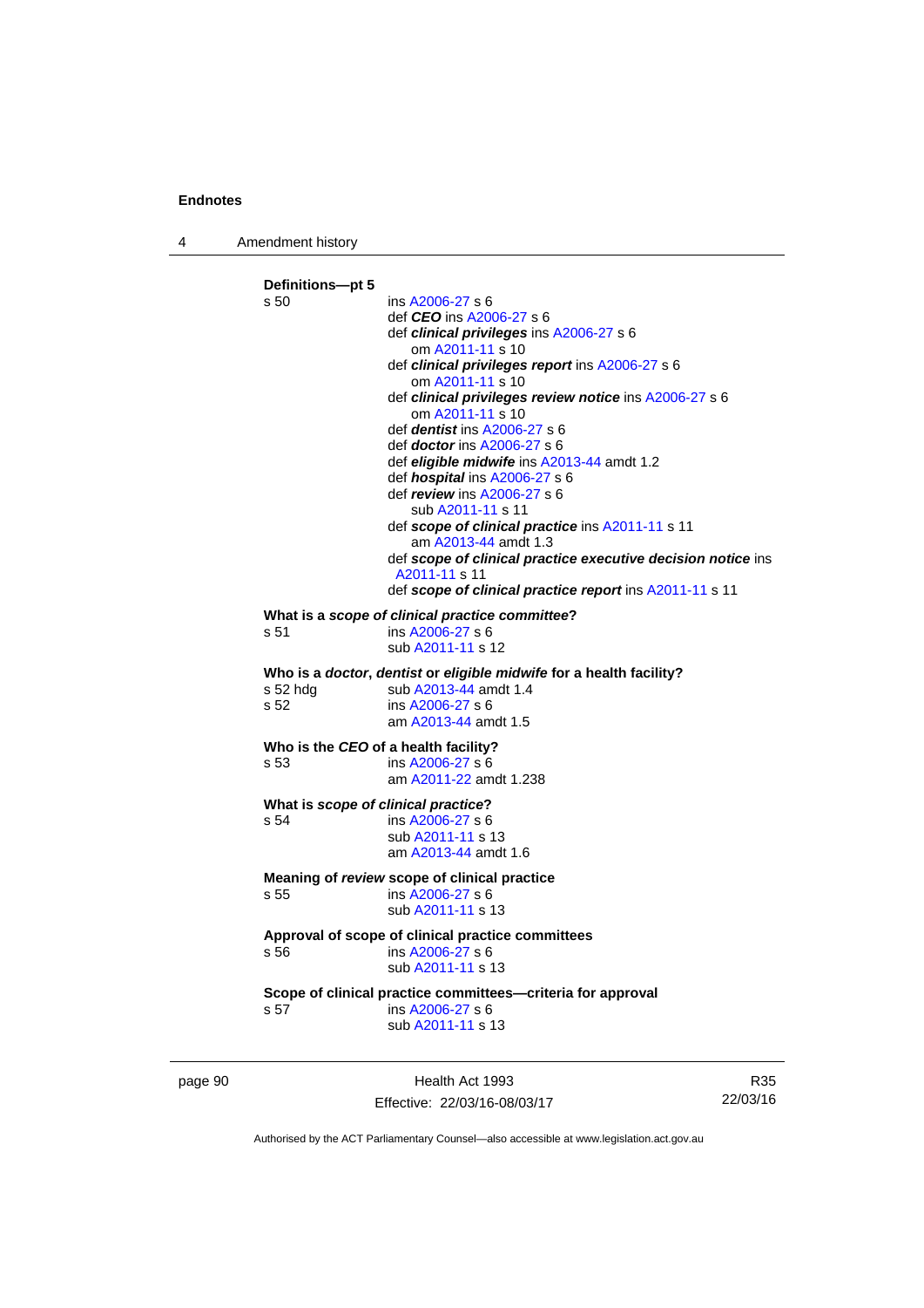**Definitions—pt 5**

s 50 ins A2006-27 s 6
def ***CEO*** ins A2006-27 s 6
def ***clinical privileges*** ins A2006-27 s 6
om A2011-11 s 10
def ***clinical privileges report*** ins A2006-27 s 6
om A2011-11 s 10
def ***clinical privileges review notice*** ins A2006-27 s 6
om A2011-11 s 10
def ***dentist*** ins A2006-27 s 6
def ***doctor*** ins A2006-27 s 6
def ***eligible midwife*** ins A2013-44 amdt 1.2
def ***hospital*** ins A2006-27 s 6
def ***review*** ins A2006-27 s 6
sub A2011-11 s 11
def ***scope of clinical practice*** ins A2011-11 s 11
am A2013-44 amdt 1.3
def ***scope of clinical practice executive decision notice*** ins A2011-11 s 11
def ***scope of clinical practice report*** ins A2011-11 s 11

**What is a *scope of clinical practice committee*?**

s 51 ins A2006-27 s 6
sub A2011-11 s 12

**Who is a *doctor*, *dentist* or *eligible midwife* for a health facility?**

s 52 hdg sub A2013-44 amdt 1.4
s 52 ins A2006-27 s 6
am A2013-44 amdt 1.5

**Who is the *CEO* of a health facility?**

s 53 ins A2006-27 s 6
am A2011-22 amdt 1.238

**What is *scope of clinical practice*?**

s 54 ins A2006-27 s 6
sub A2011-11 s 13
am A2013-44 amdt 1.6

**Meaning of *review* scope of clinical practice**

s 55 ins A2006-27 s 6
sub A2011-11 s 13

**Approval of scope of clinical practice committees**

s 56 ins A2006-27 s 6
sub A2011-11 s 13

**Scope of clinical practice committees—criteria for approval**

s 57 ins A2006-27 s 6
sub A2011-11 s 13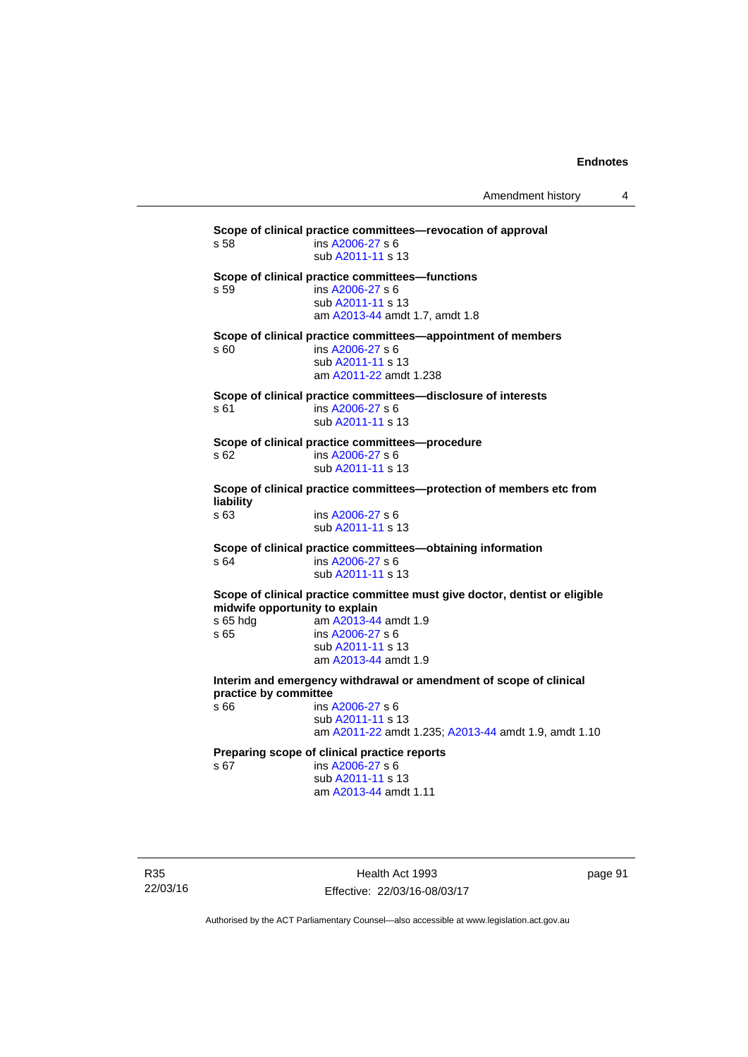**Scope of clinical practice committees—revocation of approval**

s 58 ins A2006-27 s 6
sub A2011-11 s 13

**Scope of clinical practice committees—functions**

s 59 ins A2006-27 s 6
sub A2011-11 s 13
am A2013-44 amdt 1.7, amdt 1.8

**Scope of clinical practice committees—appointment of members**

s 60 ins A2006-27 s 6
sub A2011-11 s 13
am A2011-22 amdt 1.238

**Scope of clinical practice committees—disclosure of interests**

s 61 ins A2006-27 s 6
sub A2011-11 s 13

**Scope of clinical practice committees—procedure**

s 62 ins A2006-27 s 6
sub A2011-11 s 13

**Scope of clinical practice committees—protection of members etc from liability**

s 63 ins A2006-27 s 6
sub A2011-11 s 13

**Scope of clinical practice committees—obtaining information**

s 64 ins A2006-27 s 6
sub A2011-11 s 13

**Scope of clinical practice committee must give doctor, dentist or eligible midwife opportunity to explain**

s 65 hdg am A2013-44 amdt 1.9
s 65 ins A2006-27 s 6
sub A2011-11 s 13
am A2013-44 amdt 1.9

**Interim and emergency withdrawal or amendment of scope of clinical practice by committee**

s 66 ins A2006-27 s 6
sub A2011-11 s 13
am A2011-22 amdt 1.235; A2013-44 amdt 1.9, amdt 1.10

**Preparing scope of clinical practice reports**

s 67 ins A2006-27 s 6
sub A2011-11 s 13
am A2013-44 amdt 1.11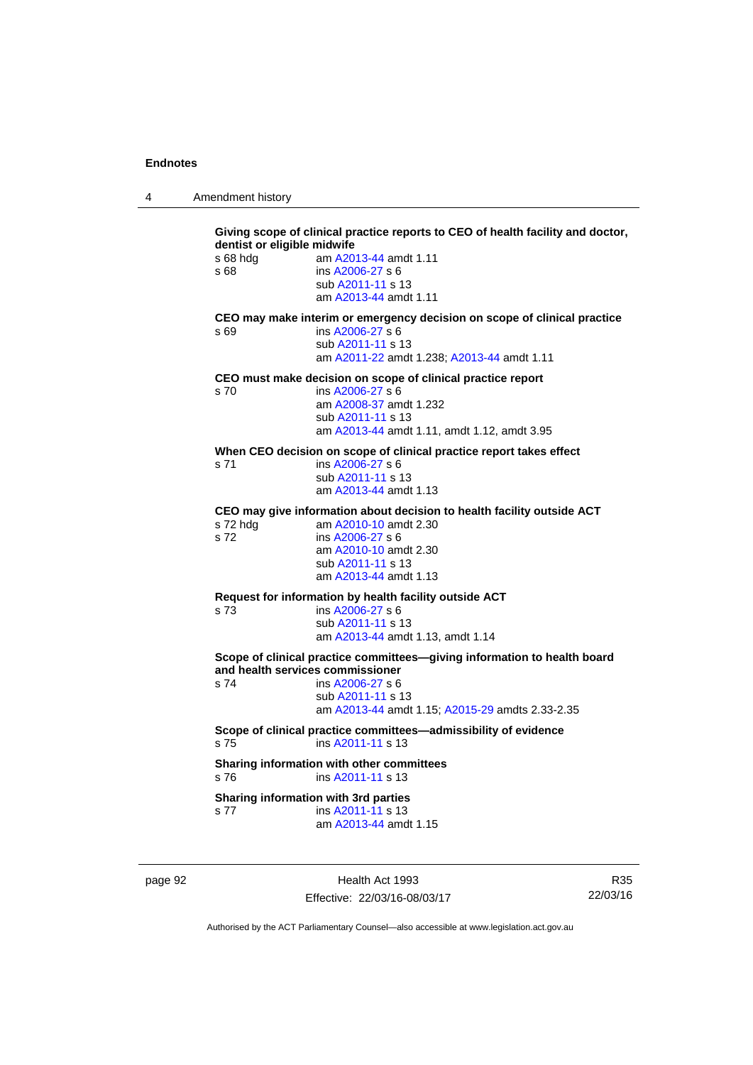**Giving scope of clinical practice reports to CEO of health facility and doctor, dentist or eligible midwife**

s 68 hdg am A2013-44 amdt 1.11

s 68 ins A2006-27 s 6
sub A2011-11 s 13
am A2013-44 amdt 1.11

**CEO may make interim or emergency decision on scope of clinical practice**

s 69 ins A2006-27 s 6
sub A2011-11 s 13
am A2011-22 amdt 1.238; A2013-44 amdt 1.11

**CEO must make decision on scope of clinical practice report**

s 70 ins A2006-27 s 6
am A2008-37 amdt 1.232
sub A2011-11 s 13
am A2013-44 amdt 1.11, amdt 1.12, amdt 3.95

**When CEO decision on scope of clinical practice report takes effect**

s 71 ins A2006-27 s 6
sub A2011-11 s 13
am A2013-44 amdt 1.13

**CEO may give information about decision to health facility outside ACT**

s 72 hdg am A2010-10 amdt 2.30

s 72 ins A2006-27 s 6
am A2010-10 amdt 2.30
sub A2011-11 s 13
am A2013-44 amdt 1.13

**Request for information by health facility outside ACT**

s 73 ins A2006-27 s 6
sub A2011-11 s 13
am A2013-44 amdt 1.13, amdt 1.14

**Scope of clinical practice committees—giving information to health board and health services commissioner**

s 74 ins A2006-27 s 6
sub A2011-11 s 13
am A2013-44 amdt 1.15; A2015-29 amdts 2.33-2.35

**Scope of clinical practice committees—admissibility of evidence**

s 75 ins A2011-11 s 13

**Sharing information with other committees**

s 76 ins A2011-11 s 13

**Sharing information with 3rd parties**

s 77 ins A2011-11 s 13
am A2013-44 amdt 1.15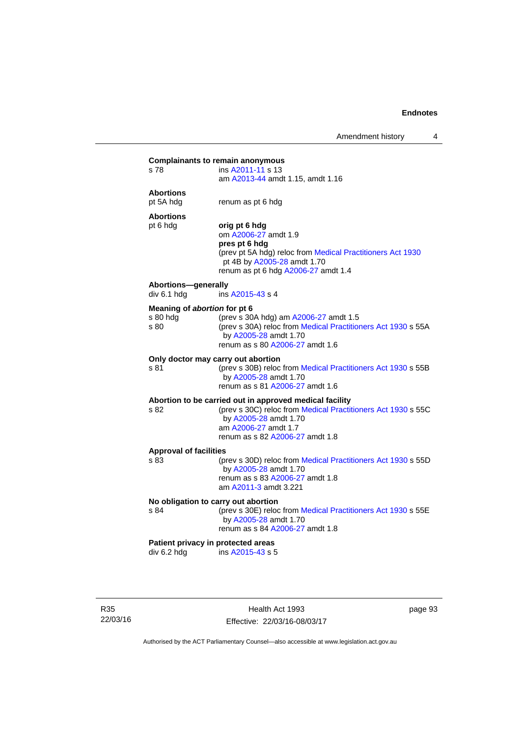**Complainants to remain anonymous**

s 78 ins A2011-11 s 13
am A2013-44 amdt 1.15, amdt 1.16

**Abortions**

pt 5A hdg renum as pt 6 hdg

**Abortions**

pt 6 hdg **orig pt 6 hdg**
om A2006-27 amdt 1.9
**pres pt 6 hdg**
(prev pt 5A hdg) reloc from Medical Practitioners Act 1930 pt 4B by A2005-28 amdt 1.70
renum as pt 6 hdg A2006-27 amdt 1.4

**Abortions—generally**

div 6.1 hdg ins A2015-43 s 4

**Meaning of *abortion* for pt 6**

s 80 hdg (prev s 30A hdg) am A2006-27 amdt 1.5
s 80 (prev s 30A) reloc from Medical Practitioners Act 1930 s 55A by A2005-28 amdt 1.70
renum as s 80 A2006-27 amdt 1.6

**Only doctor may carry out abortion**

s 81 (prev s 30B) reloc from Medical Practitioners Act 1930 s 55B by A2005-28 amdt 1.70
renum as s 81 A2006-27 amdt 1.6

**Abortion to be carried out in approved medical facility**

s 82 (prev s 30C) reloc from Medical Practitioners Act 1930 s 55C by A2005-28 amdt 1.70
am A2006-27 amdt 1.7
renum as s 82 A2006-27 amdt 1.8

**Approval of facilities**

s 83 (prev s 30D) reloc from Medical Practitioners Act 1930 s 55D by A2005-28 amdt 1.70
renum as s 83 A2006-27 amdt 1.8
am A2011-3 amdt 3.221

**No obligation to carry out abortion**

s 84 (prev s 30E) reloc from Medical Practitioners Act 1930 s 55E by A2005-28 amdt 1.70
renum as s 84 A2006-27 amdt 1.8

**Patient privacy in protected areas**

div 6.2 hdg ins A2015-43 s 5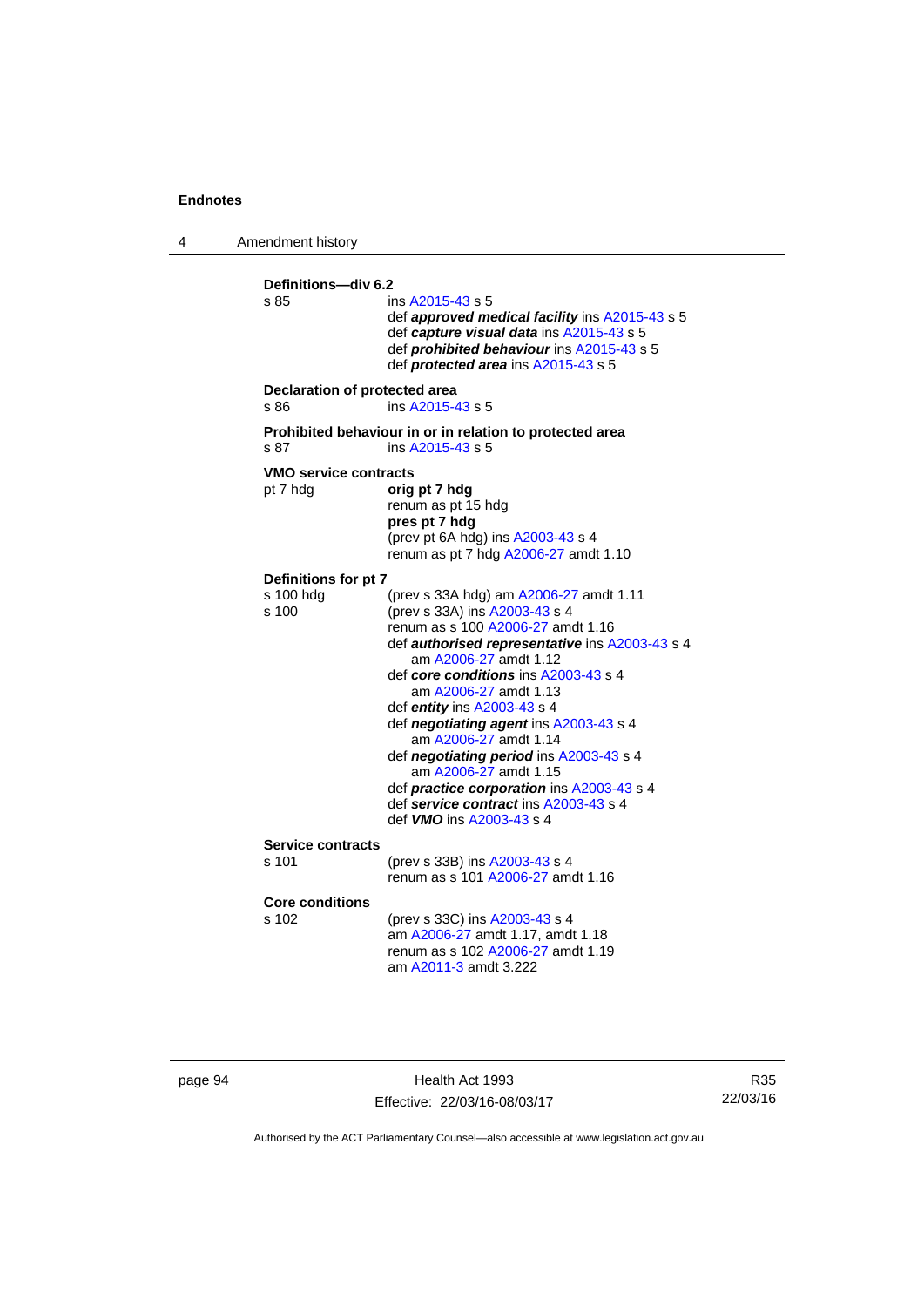**Definitions—div 6.2**

s 85
ins A2015-43 s 5
def ***approved medical facility*** ins A2015-43 s 5
def ***capture visual data*** ins A2015-43 s 5
def ***prohibited behaviour*** ins A2015-43 s 5
def ***protected area*** ins A2015-43 s 5

**Declaration of protected area**

s 86
ins A2015-43 s 5

**Prohibited behaviour in or in relation to protected area**

s 87
ins A2015-43 s 5

**VMO service contracts**

pt 7 hdg
**orig pt 7 hdg**
renum as pt 15 hdg
**pres pt 7 hdg**
(prev pt 6A hdg) ins A2003-43 s 4
renum as pt 7 hdg A2006-27 amdt 1.10

**Definitions for pt 7**

s 100 hdg
(prev s 33A hdg) am A2006-27 amdt 1.11

s 100
(prev s 33A) ins A2003-43 s 4
renum as s 100 A2006-27 amdt 1.16
def ***authorised representative*** ins A2003-43 s 4
am A2006-27 amdt 1.12
def ***core conditions*** ins A2003-43 s 4
am A2006-27 amdt 1.13
def ***entity*** ins A2003-43 s 4
def ***negotiating agent*** ins A2003-43 s 4
am A2006-27 amdt 1.14
def ***negotiating period*** ins A2003-43 s 4
am A2006-27 amdt 1.15
def ***practice corporation*** ins A2003-43 s 4
def ***service contract*** ins A2003-43 s 4
def ***VMO*** ins A2003-43 s 4

**Service contracts**

s 101
(prev s 33B) ins A2003-43 s 4
renum as s 101 A2006-27 amdt 1.16

**Core conditions**

s 102
(prev s 33C) ins A2003-43 s 4
am A2006-27 amdt 1.17, amdt 1.18
renum as s 102 A2006-27 amdt 1.19
am A2011-3 amdt 3.222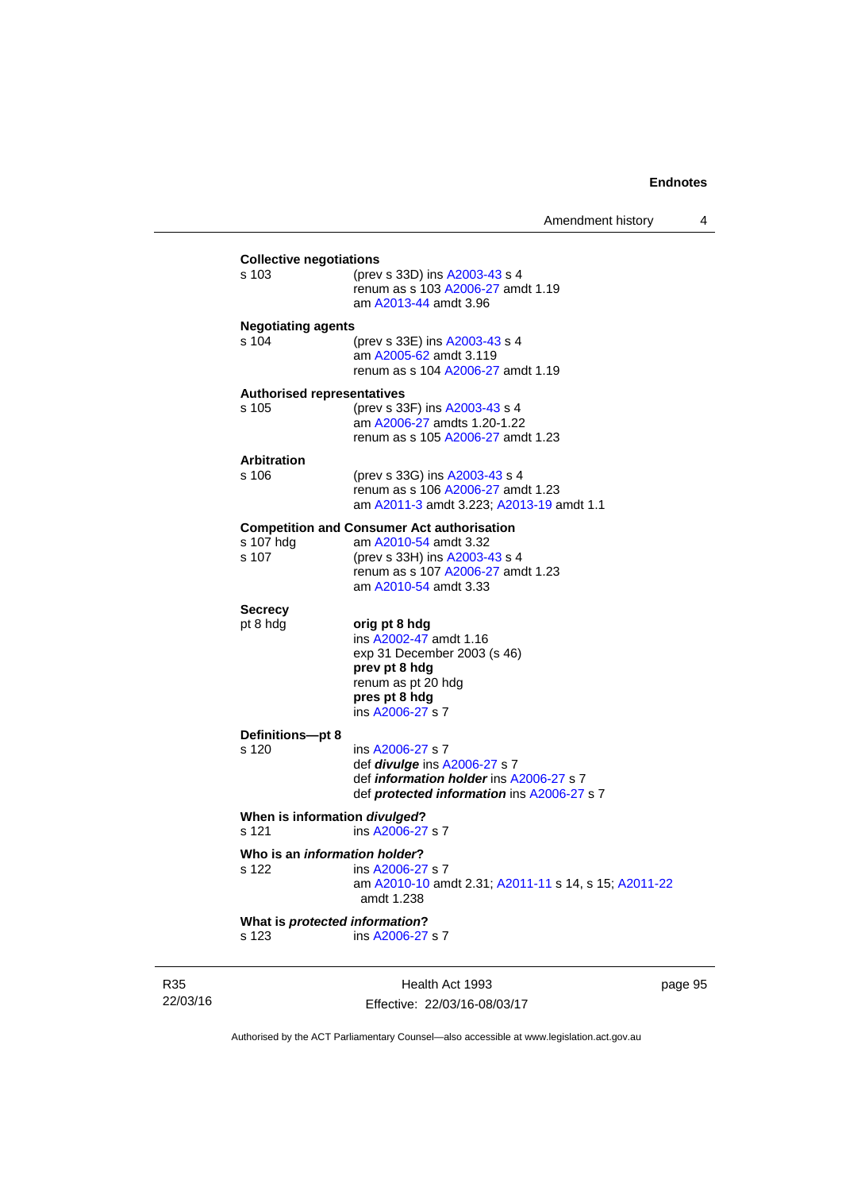**Collective negotiations**

s 103 (prev s 33D) ins A2003-43 s 4
renum as s 103 A2006-27 amdt 1.19
am A2013-44 amdt 3.96

**Negotiating agents**

s 104 (prev s 33E) ins A2003-43 s 4
am A2005-62 amdt 3.119
renum as s 104 A2006-27 amdt 1.19

**Authorised representatives**

s 105 (prev s 33F) ins A2003-43 s 4
am A2006-27 amdts 1.20-1.22
renum as s 105 A2006-27 amdt 1.23

**Arbitration**

s 106 (prev s 33G) ins A2003-43 s 4
renum as s 106 A2006-27 amdt 1.23
am A2011-3 amdt 3.223; A2013-19 amdt 1.1

**Competition and Consumer Act authorisation**

s 107 hdg am A2010-54 amdt 3.32
s 107 (prev s 33H) ins A2003-43 s 4
renum as s 107 A2006-27 amdt 1.23
am A2010-54 amdt 3.33

**Secrecy**

pt 8 hdg **orig pt 8 hdg**
ins A2002-47 amdt 1.16
exp 31 December 2003 (s 46)
**prev pt 8 hdg**
renum as pt 20 hdg
**pres pt 8 hdg**
ins A2006-27 s 7

**Definitions—pt 8**

s 120 ins A2006-27 s 7
def ***divulge*** ins A2006-27 s 7
def ***information holder*** ins A2006-27 s 7
def ***protected information*** ins A2006-27 s 7

**When is information *divulged*?**

s 121 ins A2006-27 s 7

**Who is an *information holder*?**

s 122 ins A2006-27 s 7
am A2010-10 amdt 2.31; A2011-11 s 14, s 15; A2011-22 amdt 1.238

**What is *protected information*?**

s 123 ins A2006-27 s 7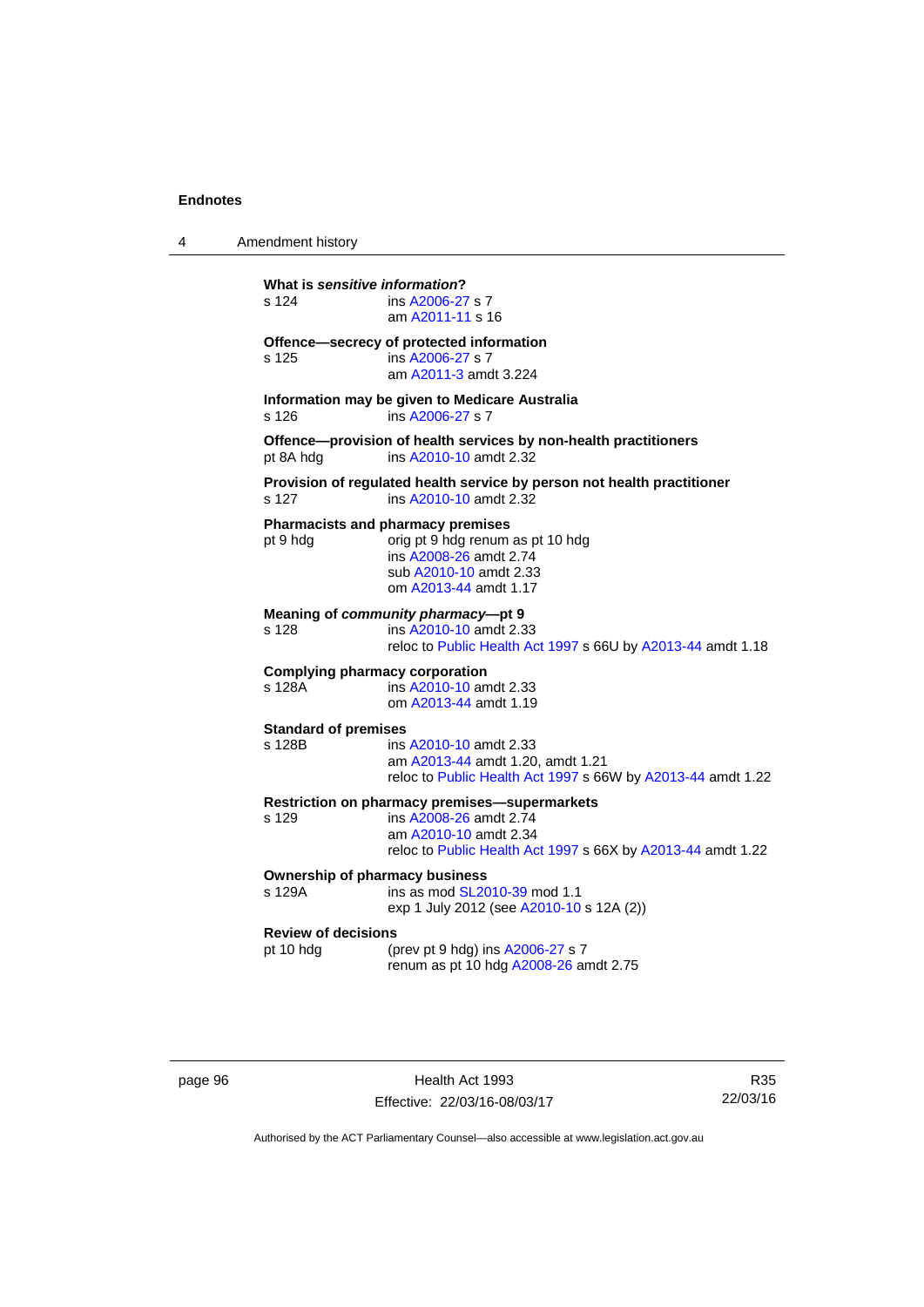**What is *sensitive information*?**

s 124 — ins A2006-27 s 7
am A2011-11 s 16

**Offence—secrecy of protected information**

s 125 — ins A2006-27 s 7
am A2011-3 amdt 3.224

**Information may be given to Medicare Australia**

s 126 — ins A2006-27 s 7

**Offence—provision of health services by non-health practitioners**

pt 8A hdg — ins A2010-10 amdt 2.32

**Provision of regulated health service by person not health practitioner**

s 127 — ins A2010-10 amdt 2.32

**Pharmacists and pharmacy premises**

pt 9 hdg — orig pt 9 hdg renum as pt 10 hdg
ins A2008-26 amdt 2.74
sub A2010-10 amdt 2.33
om A2013-44 amdt 1.17

**Meaning of *community pharmacy*—pt 9**

s 128 — ins A2010-10 amdt 2.33
reloc to Public Health Act 1997 s 66U by A2013-44 amdt 1.18

**Complying pharmacy corporation**

s 128A — ins A2010-10 amdt 2.33
om A2013-44 amdt 1.19

**Standard of premises**

s 128B — ins A2010-10 amdt 2.33
am A2013-44 amdt 1.20, amdt 1.21
reloc to Public Health Act 1997 s 66W by A2013-44 amdt 1.22

**Restriction on pharmacy premises—supermarkets**

s 129 — ins A2008-26 amdt 2.74
am A2010-10 amdt 2.34
reloc to Public Health Act 1997 s 66X by A2013-44 amdt 1.22

**Ownership of pharmacy business**

s 129A — ins as mod SL2010-39 mod 1.1
exp 1 July 2012 (see A2010-10 s 12A (2))

**Review of decisions**

pt 10 hdg — (prev pt 9 hdg) ins A2006-27 s 7
renum as pt 10 hdg A2008-26 amdt 2.75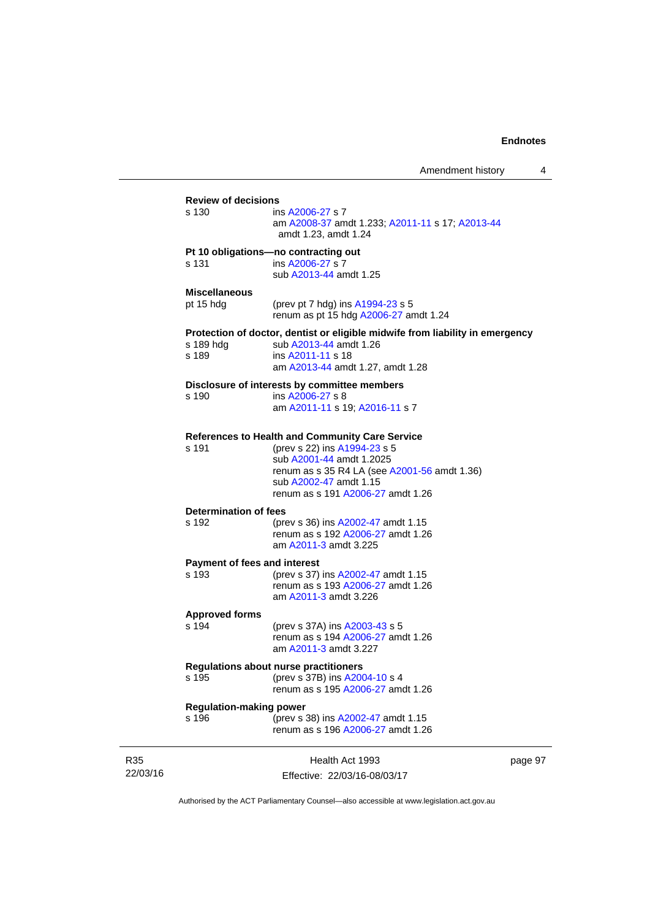**Review of decisions**

s 130 ins A2006-27 s 7
am A2008-37 amdt 1.233; A2011-11 s 17; A2013-44 amdt 1.23, amdt 1.24

**Pt 10 obligations—no contracting out**

s 131 ins A2006-27 s 7
sub A2013-44 amdt 1.25

**Miscellaneous**

pt 15 hdg (prev pt 7 hdg) ins A1994-23 s 5
renum as pt 15 hdg A2006-27 amdt 1.24

**Protection of doctor, dentist or eligible midwife from liability in emergency**

s 189 hdg sub A2013-44 amdt 1.26

s 189 ins A2011-11 s 18
am A2013-44 amdt 1.27, amdt 1.28

**Disclosure of interests by committee members**

s 190 ins A2006-27 s 8
am A2011-11 s 19; A2016-11 s 7

**References to Health and Community Care Service**

s 191 (prev s 22) ins A1994-23 s 5
sub A2001-44 amdt 1.2025
renum as s 35 R4 LA (see A2001-56 amdt 1.36)
sub A2002-47 amdt 1.15
renum as s 191 A2006-27 amdt 1.26

**Determination of fees**

s 192 (prev s 36) ins A2002-47 amdt 1.15
renum as s 192 A2006-27 amdt 1.26
am A2011-3 amdt 3.225

**Payment of fees and interest**

s 193 (prev s 37) ins A2002-47 amdt 1.15
renum as s 193 A2006-27 amdt 1.26
am A2011-3 amdt 3.226

**Approved forms**

s 194 (prev s 37A) ins A2003-43 s 5
renum as s 194 A2006-27 amdt 1.26
am A2011-3 amdt 3.227

**Regulations about nurse practitioners**

s 195 (prev s 37B) ins A2004-10 s 4
renum as s 195 A2006-27 amdt 1.26

**Regulation-making power**

s 196 (prev s 38) ins A2002-47 amdt 1.15
renum as s 196 A2006-27 amdt 1.26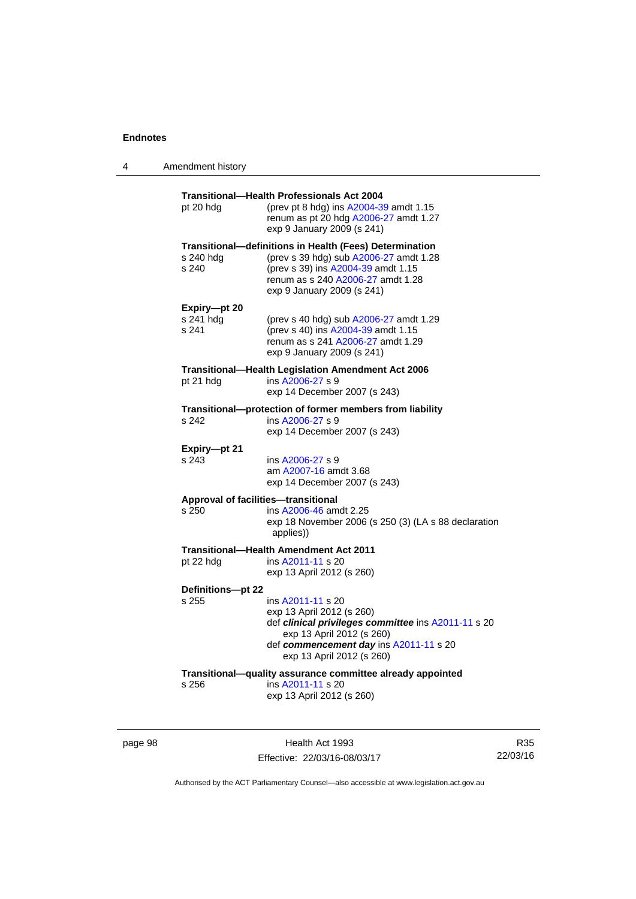**Transitional—Health Professionals Act 2004**

pt 20 hdg (prev pt 8 hdg) ins A2004-39 amdt 1.15
renum as pt 20 hdg A2006-27 amdt 1.27
exp 9 January 2009 (s 241)

**Transitional—definitions in Health (Fees) Determination**

s 240 hdg (prev s 39 hdg) sub A2006-27 amdt 1.28

s 240 (prev s 39) ins A2004-39 amdt 1.15
renum as s 240 A2006-27 amdt 1.28
exp 9 January 2009 (s 241)

**Expiry—pt 20**

s 241 hdg (prev s 40 hdg) sub A2006-27 amdt 1.29

s 241 (prev s 40) ins A2004-39 amdt 1.15
renum as s 241 A2006-27 amdt 1.29
exp 9 January 2009 (s 241)

**Transitional—Health Legislation Amendment Act 2006**

pt 21 hdg ins A2006-27 s 9
exp 14 December 2007 (s 243)

**Transitional—protection of former members from liability**

s 242 ins A2006-27 s 9
exp 14 December 2007 (s 243)

**Expiry—pt 21**

s 243 ins A2006-27 s 9
am A2007-16 amdt 3.68
exp 14 December 2007 (s 243)

**Approval of facilities—transitional**

s 250 ins A2006-46 amdt 2.25
exp 18 November 2006 (s 250 (3) (LA s 88 declaration applies))

**Transitional—Health Amendment Act 2011**

pt 22 hdg ins A2011-11 s 20
exp 13 April 2012 (s 260)

**Definitions—pt 22**

s 255 ins A2011-11 s 20
exp 13 April 2012 (s 260)
def ***clinical privileges committee*** ins A2011-11 s 20
exp 13 April 2012 (s 260)
def ***commencement day*** ins A2011-11 s 20
exp 13 April 2012 (s 260)

**Transitional—quality assurance committee already appointed**

s 256 ins A2011-11 s 20
exp 13 April 2012 (s 260)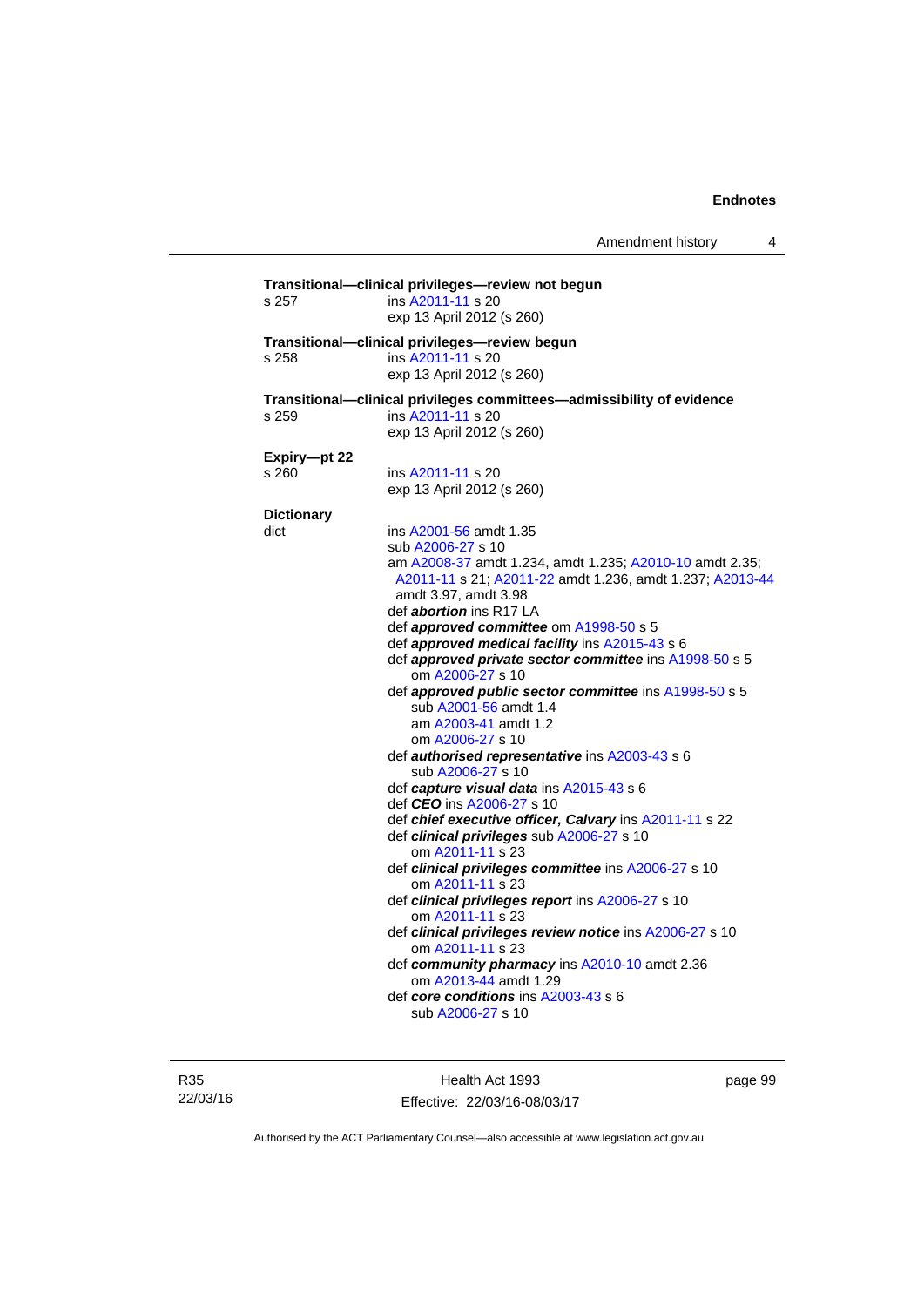**Transitional—clinical privileges—review not begun**

s 257 ins A2011-11 s 20
exp 13 April 2012 (s 260)

**Transitional—clinical privileges—review begun**

s 258 ins A2011-11 s 20
exp 13 April 2012 (s 260)

**Transitional—clinical privileges committees—admissibility of evidence**

s 259 ins A2011-11 s 20
exp 13 April 2012 (s 260)

**Expiry—pt 22**

s 260 ins A2011-11 s 20
exp 13 April 2012 (s 260)

**Dictionary**

dict ins A2001-56 amdt 1.35
sub A2006-27 s 10
am A2008-37 amdt 1.234, amdt 1.235; A2010-10 amdt 2.35; A2011-11 s 21; A2011-22 amdt 1.236, amdt 1.237; A2013-44 amdt 3.97, amdt 3.98

def ***abortion*** ins R17 LA
def ***approved committee*** om A1998-50 s 5
def ***approved medical facility*** ins A2015-43 s 6
def ***approved private sector committee*** ins A1998-50 s 5
om A2006-27 s 10
def ***approved public sector committee*** ins A1998-50 s 5
sub A2001-56 amdt 1.4
am A2003-41 amdt 1.2
om A2006-27 s 10
def ***authorised representative*** ins A2003-43 s 6
sub A2006-27 s 10
def ***capture visual data*** ins A2015-43 s 6
def ***CEO*** ins A2006-27 s 10
def ***chief executive officer, Calvary*** ins A2011-11 s 22
def ***clinical privileges*** sub A2006-27 s 10
om A2011-11 s 23
def ***clinical privileges committee*** ins A2006-27 s 10
om A2011-11 s 23
def ***clinical privileges report*** ins A2006-27 s 10
om A2011-11 s 23
def ***clinical privileges review notice*** ins A2006-27 s 10
om A2011-11 s 23
def ***community pharmacy*** ins A2010-10 amdt 2.36
om A2013-44 amdt 1.29
def ***core conditions*** ins A2003-43 s 6
sub A2006-27 s 10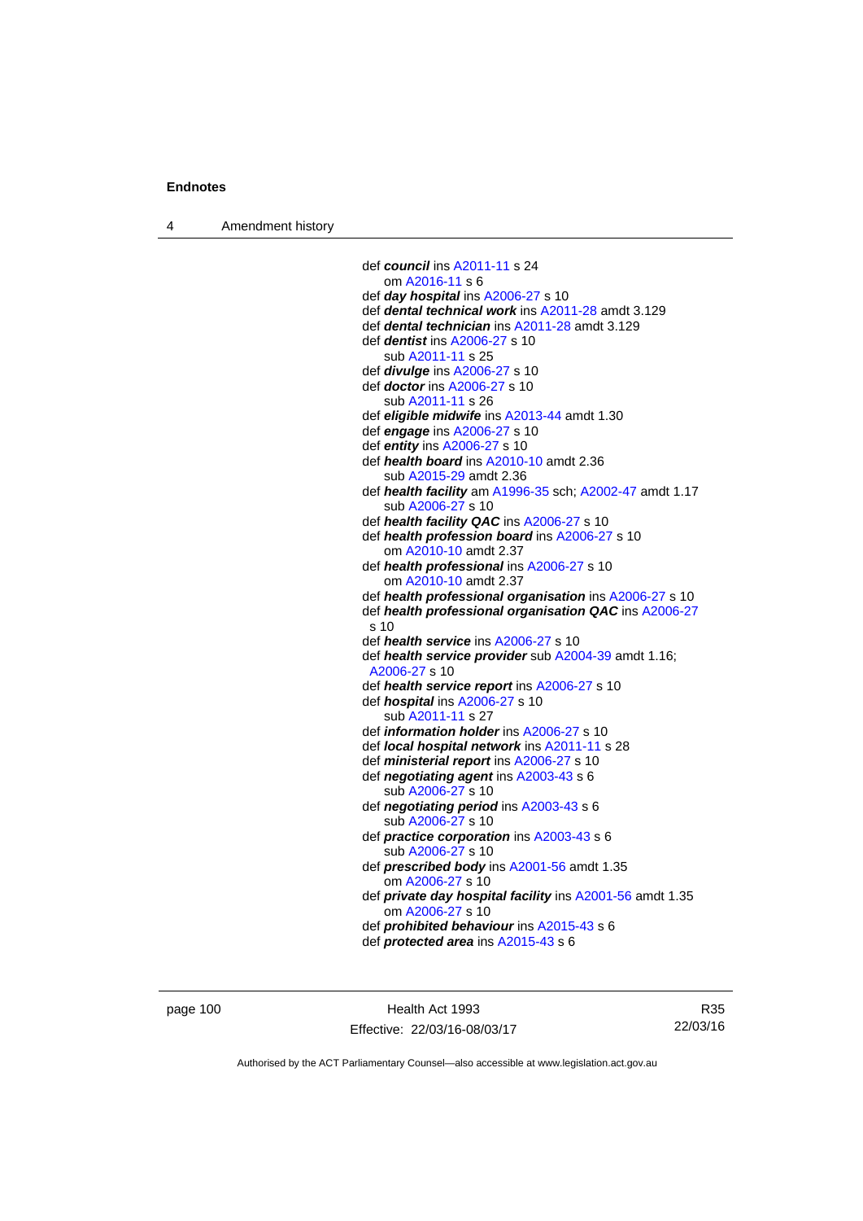def ***council*** ins A2011-11 s 24
om A2016-11 s 6

def ***day hospital*** ins A2006-27 s 10

def ***dental technical work*** ins A2011-28 amdt 3.129

def ***dental technician*** ins A2011-28 amdt 3.129

def ***dentist*** ins A2006-27 s 10
sub A2011-11 s 25

def ***divulge*** ins A2006-27 s 10

def ***doctor*** ins A2006-27 s 10
sub A2011-11 s 26

def ***eligible midwife*** ins A2013-44 amdt 1.30

def ***engage*** ins A2006-27 s 10

def ***entity*** ins A2006-27 s 10

def ***health board*** ins A2010-10 amdt 2.36
sub A2015-29 amdt 2.36

def ***health facility*** am A1996-35 sch; A2002-47 amdt 1.17
sub A2006-27 s 10

def ***health facility QAC*** ins A2006-27 s 10

def ***health profession board*** ins A2006-27 s 10
om A2010-10 amdt 2.37

def ***health professional*** ins A2006-27 s 10
om A2010-10 amdt 2.37

def ***health professional organisation*** ins A2006-27 s 10

def ***health professional organisation QAC*** ins A2006-27 s 10

def ***health service*** ins A2006-27 s 10

def ***health service provider*** sub A2004-39 amdt 1.16; A2006-27 s 10

def ***health service report*** ins A2006-27 s 10

def ***hospital*** ins A2006-27 s 10
sub A2011-11 s 27

def ***information holder*** ins A2006-27 s 10

def ***local hospital network*** ins A2011-11 s 28

def ***ministerial report*** ins A2006-27 s 10

def ***negotiating agent*** ins A2003-43 s 6
sub A2006-27 s 10

def ***negotiating period*** ins A2003-43 s 6
sub A2006-27 s 10

def ***practice corporation*** ins A2003-43 s 6
sub A2006-27 s 10

def ***prescribed body*** ins A2001-56 amdt 1.35
om A2006-27 s 10

def ***private day hospital facility*** ins A2001-56 amdt 1.35
om A2006-27 s 10

def ***prohibited behaviour*** ins A2015-43 s 6

def ***protected area*** ins A2015-43 s 6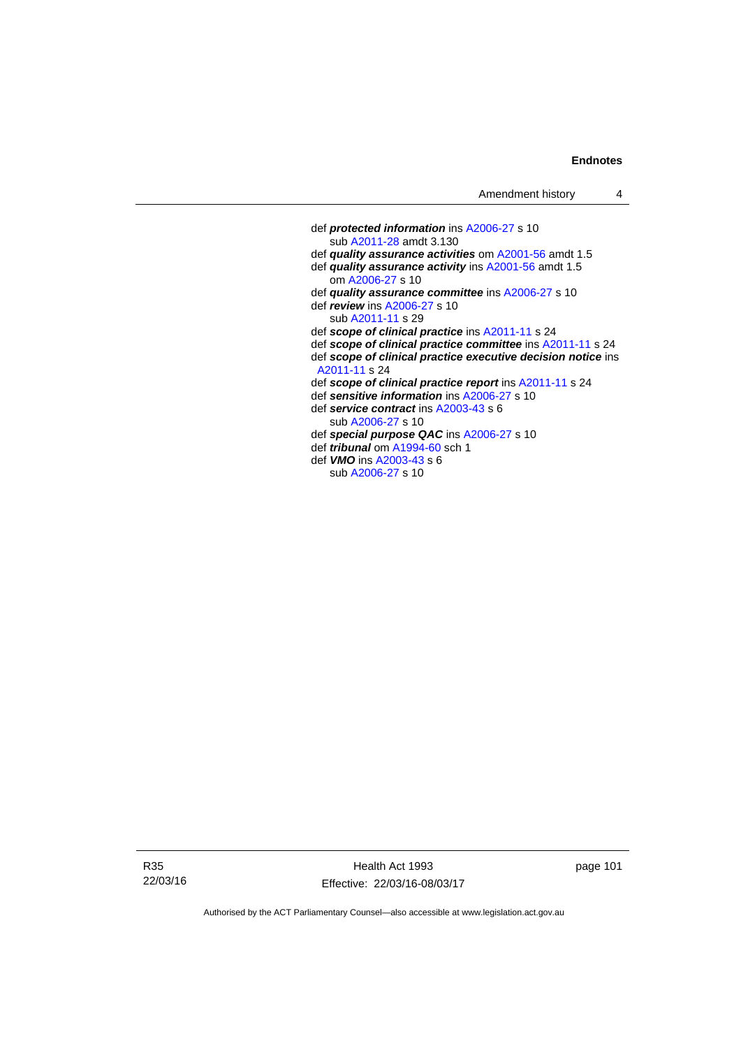def ***protected information*** ins A2006-27 s 10
  sub A2011-28 amdt 3.130
def ***quality assurance activities*** om A2001-56 amdt 1.5
def ***quality assurance activity*** ins A2001-56 amdt 1.5
  om A2006-27 s 10
def ***quality assurance committee*** ins A2006-27 s 10
def ***review*** ins A2006-27 s 10
  sub A2011-11 s 29
def ***scope of clinical practice*** ins A2011-11 s 24
def ***scope of clinical practice committee*** ins A2011-11 s 24
def ***scope of clinical practice executive decision notice*** ins A2011-11 s 24
def ***scope of clinical practice report*** ins A2011-11 s 24
def ***sensitive information*** ins A2006-27 s 10
def ***service contract*** ins A2003-43 s 6
  sub A2006-27 s 10
def ***special purpose QAC*** ins A2006-27 s 10
def ***tribunal*** om A1994-60 sch 1
def ***VMO*** ins A2003-43 s 6
  sub A2006-27 s 10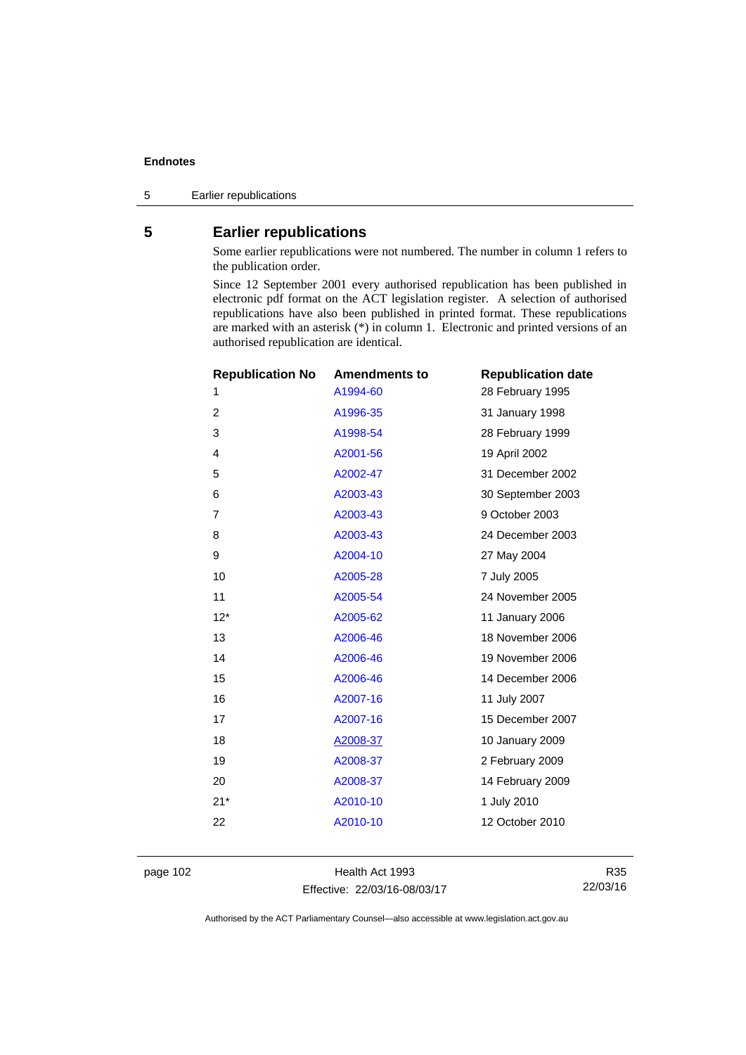## 5 Earlier republications

Some earlier republications were not numbered. The number in column 1 refers to the publication order.

Since 12 September 2001 every authorised republication has been published in electronic pdf format on the ACT legislation register. A selection of authorised republications have also been published in printed format. These republications are marked with an asterisk (*) in column 1. Electronic and printed versions of an authorised republication are identical.

| Republication No | Amendments to | Republication date |
|---|---|---|
| 1 | A1994-60 | 28 February 1995 |
| 2 | A1996-35 | 31 January 1998 |
| 3 | A1998-54 | 28 February 1999 |
| 4 | A2001-56 | 19 April 2002 |
| 5 | A2002-47 | 31 December 2002 |
| 6 | A2003-43 | 30 September 2003 |
| 7 | A2003-43 | 9 October 2003 |
| 8 | A2003-43 | 24 December 2003 |
| 9 | A2004-10 | 27 May 2004 |
| 10 | A2005-28 | 7 July 2005 |
| 11 | A2005-54 | 24 November 2005 |
| 12* | A2005-62 | 11 January 2006 |
| 13 | A2006-46 | 18 November 2006 |
| 14 | A2006-46 | 19 November 2006 |
| 15 | A2006-46 | 14 December 2006 |
| 16 | A2007-16 | 11 July 2007 |
| 17 | A2007-16 | 15 December 2007 |
| 18 | A2008-37 | 10 January 2009 |
| 19 | A2008-37 | 2 February 2009 |
| 20 | A2008-37 | 14 February 2009 |
| 21* | A2010-10 | 1 July 2010 |
| 22 | A2010-10 | 12 October 2010 |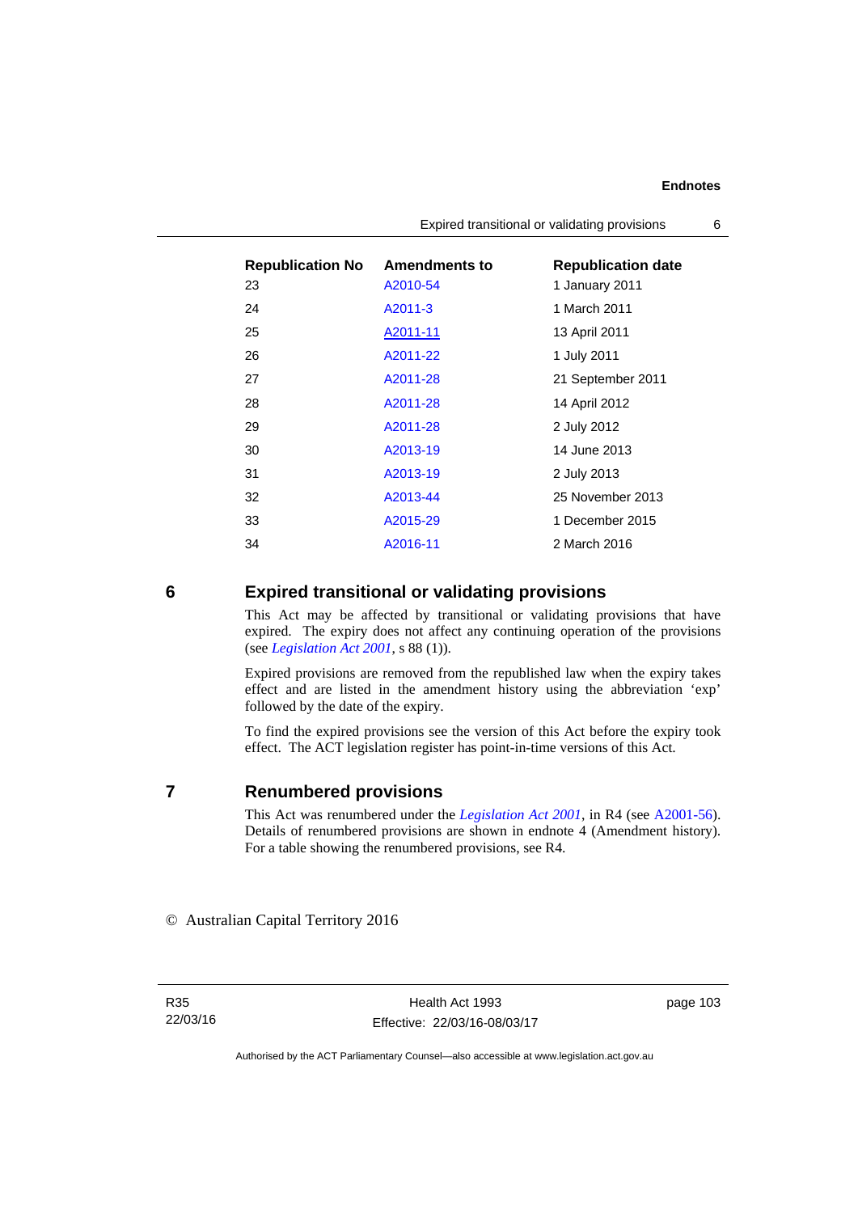| Republication No | Amendments to | Republication date |
| --- | --- | --- |
| 23 | A2010-54 | 1 January 2011 |
| 24 | A2011-3 | 1 March 2011 |
| 25 | A2011-11 | 13 April 2011 |
| 26 | A2011-22 | 1 July 2011 |
| 27 | A2011-28 | 21 September 2011 |
| 28 | A2011-28 | 14 April 2012 |
| 29 | A2011-28 | 2 July 2012 |
| 30 | A2013-19 | 14 June 2013 |
| 31 | A2013-19 | 2 July 2013 |
| 32 | A2013-44 | 25 November 2013 |
| 33 | A2015-29 | 1 December 2015 |
| 34 | A2016-11 | 2 March 2016 |

## 6 Expired transitional or validating provisions

This Act may be affected by transitional or validating provisions that have expired. The expiry does not affect any continuing operation of the provisions (see *Legislation Act 2001*, s 88 (1)).

Expired provisions are removed from the republished law when the expiry takes effect and are listed in the amendment history using the abbreviation 'exp' followed by the date of the expiry.

To find the expired provisions see the version of this Act before the expiry took effect. The ACT legislation register has point-in-time versions of this Act.

## 7 Renumbered provisions

This Act was renumbered under the *Legislation Act 2001*, in R4 (see A2001-56). Details of renumbered provisions are shown in endnote 4 (Amendment history). For a table showing the renumbered provisions, see R4.

© Australian Capital Territory 2016